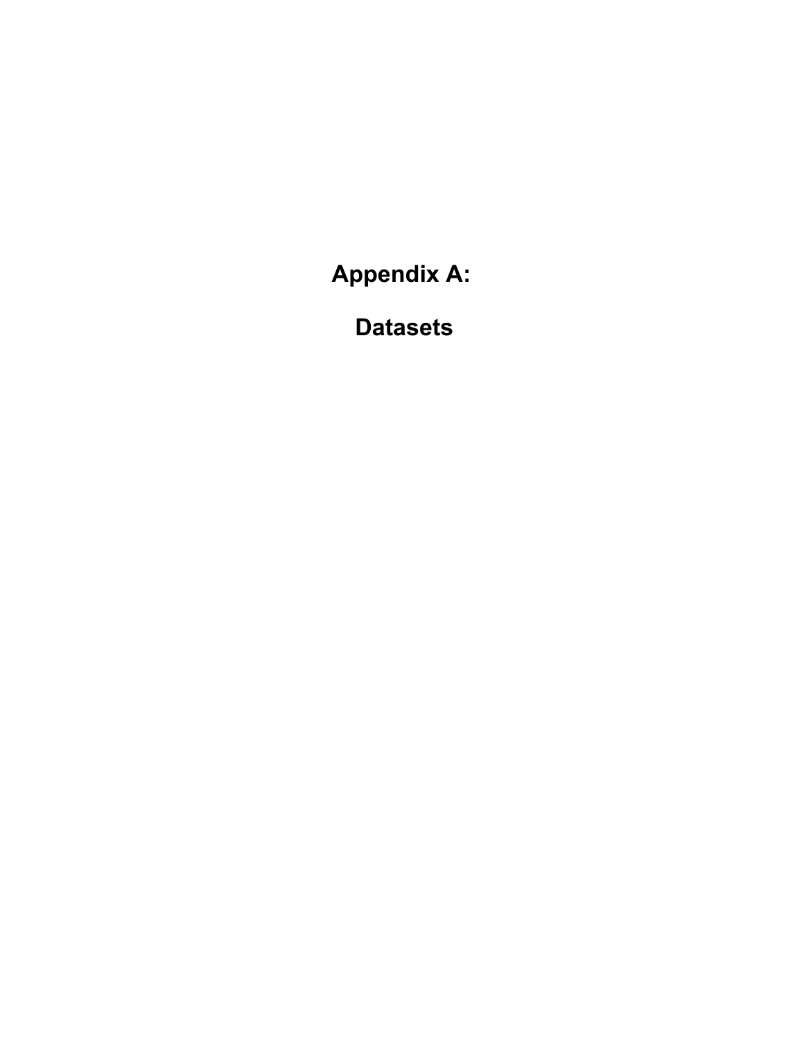# Appendix A:

# Datasets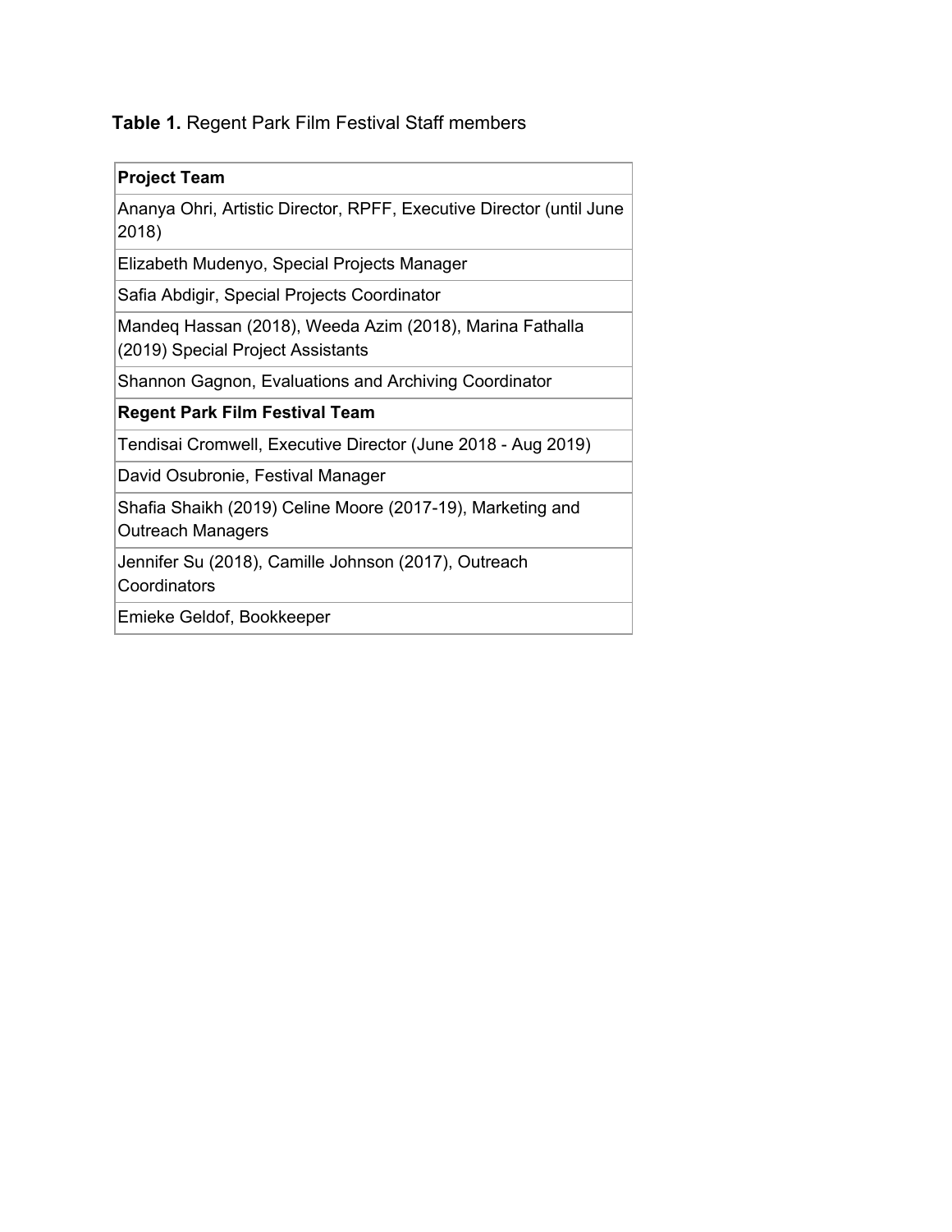**Table 1.** Regent Park Film Festival Staff members

| **Project Team** |
|---|
| Ananya Ohri, Artistic Director, RPFF, Executive Director (until June 2018) |
| Elizabeth Mudenyo, Special Projects Manager |
| Safia Abdigir, Special Projects Coordinator |
| Mandeq Hassan (2018), Weeda Azim (2018), Marina Fathalla (2019) Special Project Assistants |
| Shannon Gagnon, Evaluations and Archiving Coordinator |
| **Regent Park Film Festival Team** |
| Tendisai Cromwell, Executive Director (June 2018 - Aug 2019) |
| David Osubronie, Festival Manager |
| Shafia Shaikh (2019) Celine Moore (2017-19), Marketing and Outreach Managers |
| Jennifer Su (2018), Camille Johnson (2017), Outreach Coordinators |
| Emieke Geldof, Bookkeeper |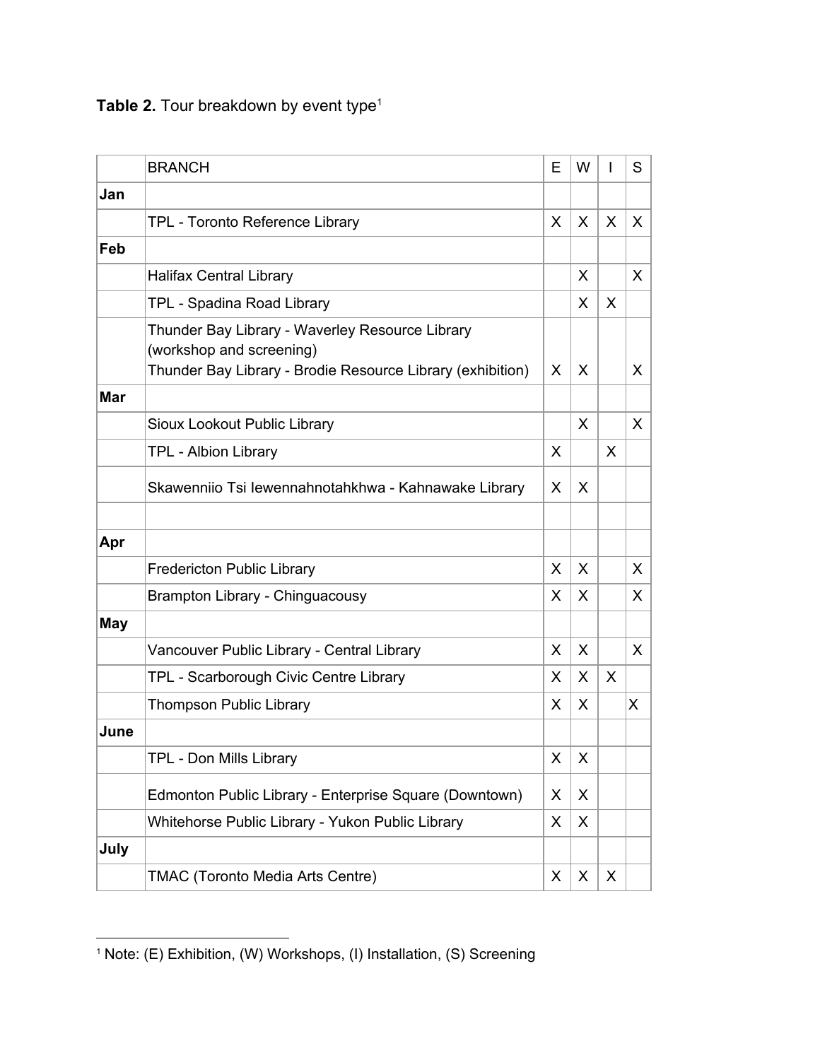**Table 2.** Tour breakdown by event type[1]

| | BRANCH | E | W | I | S |
|---|---|---|---|---|---|
| **Jan** | | | | | |
| | TPL - Toronto Reference Library | X | X | X | X |
| **Feb** | | | | | |
| | Halifax Central Library | | X | | X |
| | TPL - Spadina Road Library | | X | X | |
| | Thunder Bay Library - Waverley Resource Library (workshop and screening)<br>Thunder Bay Library - Brodie Resource Library (exhibition) | X | X | | X |
| **Mar** | | | | | |
| | Sioux Lookout Public Library | | X | | X |
| | TPL - Albion Library | X | | X | |
| | Skawenniio Tsi Iewennahnotahkhwa - Kahnawake Library | X | X | | |
| | | | | | |
| **Apr** | | | | | |
| | Fredericton Public Library | X | X | | X |
| | Brampton Library - Chinguacousy | X | X | | X |
| **May** | | | | | |
| | Vancouver Public Library - Central Library | X | X | | X |
| | TPL - Scarborough Civic Centre Library | X | X | X | |
| | Thompson Public Library | X | X | | X |
| **June** | | | | | |
| | TPL - Don Mills Library | X | X | | |
| | Edmonton Public Library - Enterprise Square (Downtown) | X | X | | |
| | Whitehorse Public Library - Yukon Public Library | X | X | | |
| **July** | | | | | |
| | TMAC (Toronto Media Arts Centre) | X | X | X | |

[1] Note: (E) Exhibition, (W) Workshops, (I) Installation, (S) Screening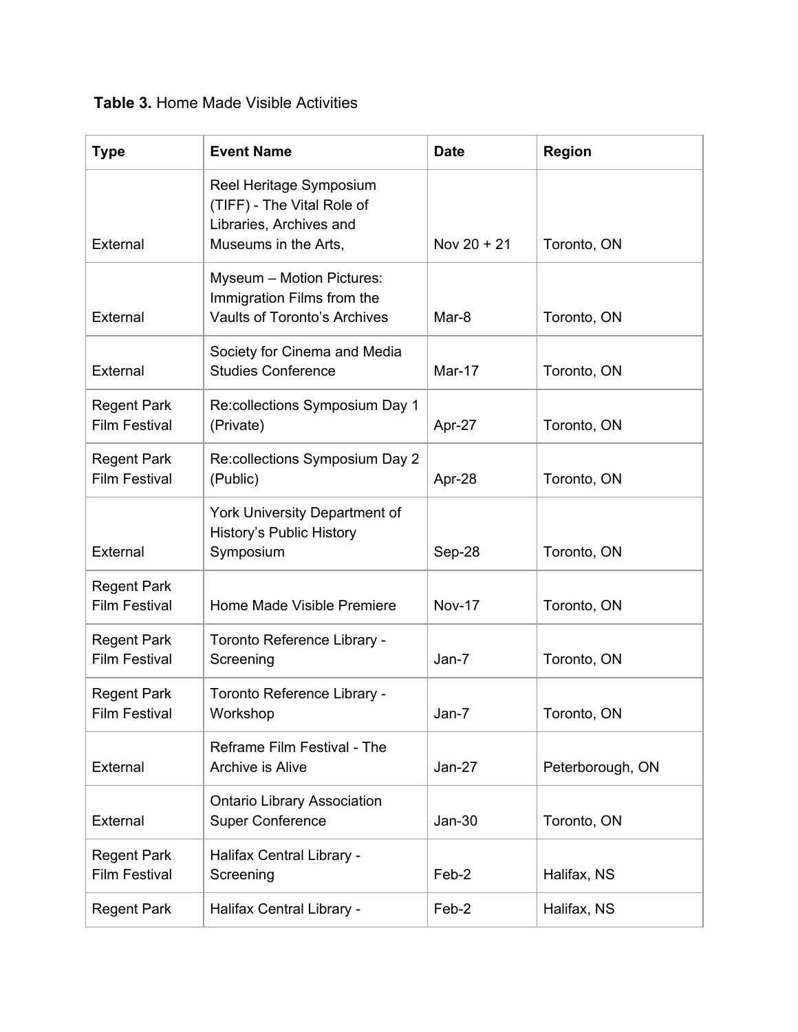**Table 3.** Home Made Visible Activities

| Type | Event Name | Date | Region |
|---|---|---|---|
| External | Reel Heritage Symposium (TIFF) - The Vital Role of Libraries, Archives and Museums in the Arts, | Nov 20 + 21 | Toronto, ON |
| External | Myseum – Motion Pictures: Immigration Films from the Vaults of Toronto's Archives | Mar-8 | Toronto, ON |
| External | Society for Cinema and Media Studies Conference | Mar-17 | Toronto, ON |
| Regent Park Film Festival | Re:collections Symposium Day 1 (Private) | Apr-27 | Toronto, ON |
| Regent Park Film Festival | Re:collections Symposium Day 2 (Public) | Apr-28 | Toronto, ON |
| External | York University Department of History's Public History Symposium | Sep-28 | Toronto, ON |
| Regent Park Film Festival | Home Made Visible Premiere | Nov-17 | Toronto, ON |
| Regent Park Film Festival | Toronto Reference Library - Screening | Jan-7 | Toronto, ON |
| Regent Park Film Festival | Toronto Reference Library - Workshop | Jan-7 | Toronto, ON |
| External | Reframe Film Festival - The Archive is Alive | Jan-27 | Peterborough, ON |
| External | Ontario Library Association Super Conference | Jan-30 | Toronto, ON |
| Regent Park Film Festival | Halifax Central Library - Screening | Feb-2 | Halifax, NS |
| Regent Park | Halifax Central Library - | Feb-2 | Halifax, NS |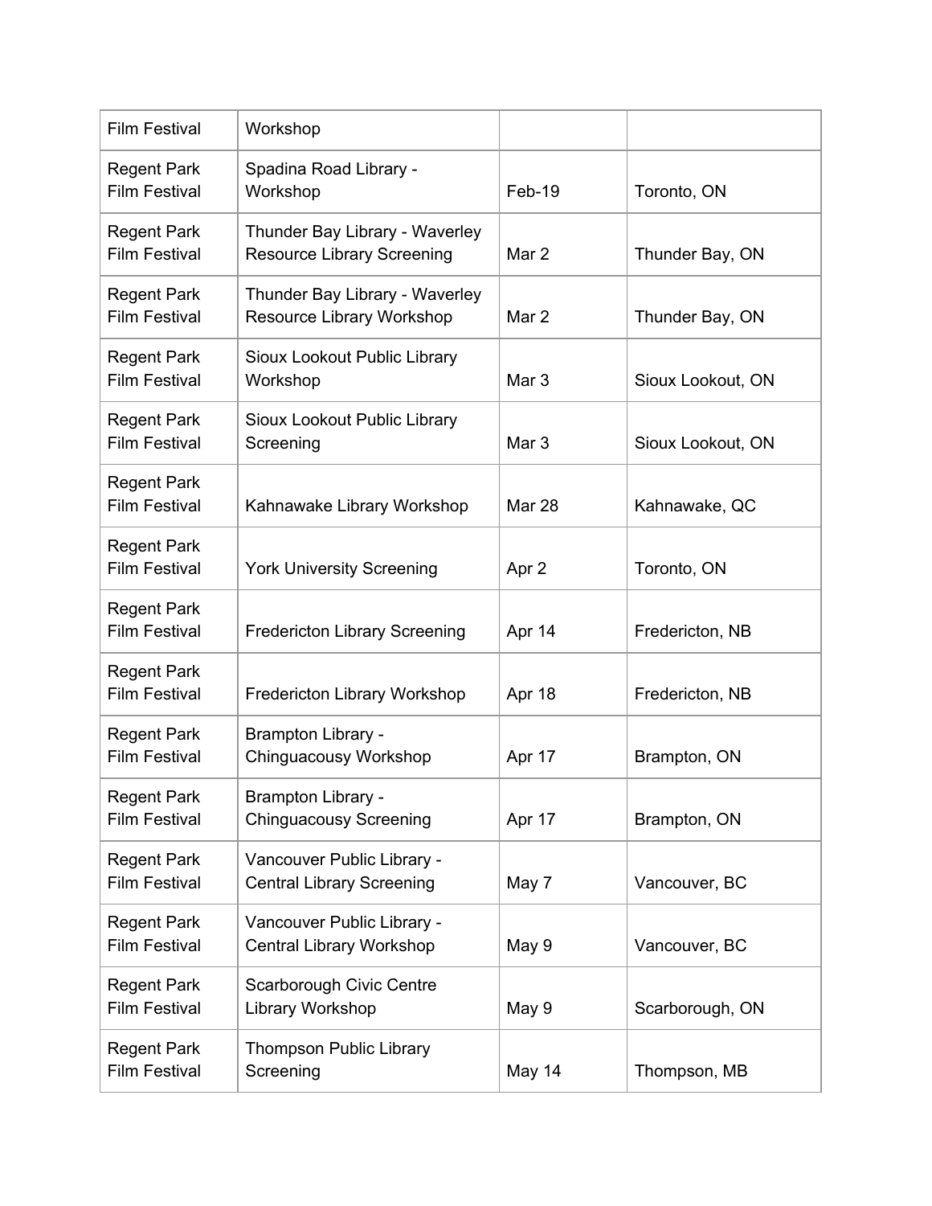| | | | |
|---|---|---|---|
| Film Festival | Workshop | | |
| Regent Park Film Festival | Spadina Road Library - Workshop | Feb-19 | Toronto, ON |
| Regent Park Film Festival | Thunder Bay Library - Waverley Resource Library Screening | Mar 2 | Thunder Bay, ON |
| Regent Park Film Festival | Thunder Bay Library - Waverley Resource Library Workshop | Mar 2 | Thunder Bay, ON |
| Regent Park Film Festival | Sioux Lookout Public Library Workshop | Mar 3 | Sioux Lookout, ON |
| Regent Park Film Festival | Sioux Lookout Public Library Screening | Mar 3 | Sioux Lookout, ON |
| Regent Park Film Festival | Kahnawake Library Workshop | Mar 28 | Kahnawake, QC |
| Regent Park Film Festival | York University Screening | Apr 2 | Toronto, ON |
| Regent Park Film Festival | Fredericton Library Screening | Apr 14 | Fredericton, NB |
| Regent Park Film Festival | Fredericton Library Workshop | Apr 18 | Fredericton, NB |
| Regent Park Film Festival | Brampton Library - Chinguacousy Workshop | Apr 17 | Brampton, ON |
| Regent Park Film Festival | Brampton Library - Chinguacousy Screening | Apr 17 | Brampton, ON |
| Regent Park Film Festival | Vancouver Public Library - Central Library Screening | May 7 | Vancouver, BC |
| Regent Park Film Festival | Vancouver Public Library - Central Library Workshop | May 9 | Vancouver, BC |
| Regent Park Film Festival | Scarborough Civic Centre Library Workshop | May 9 | Scarborough, ON |
| Regent Park Film Festival | Thompson Public Library Screening | May 14 | Thompson, MB |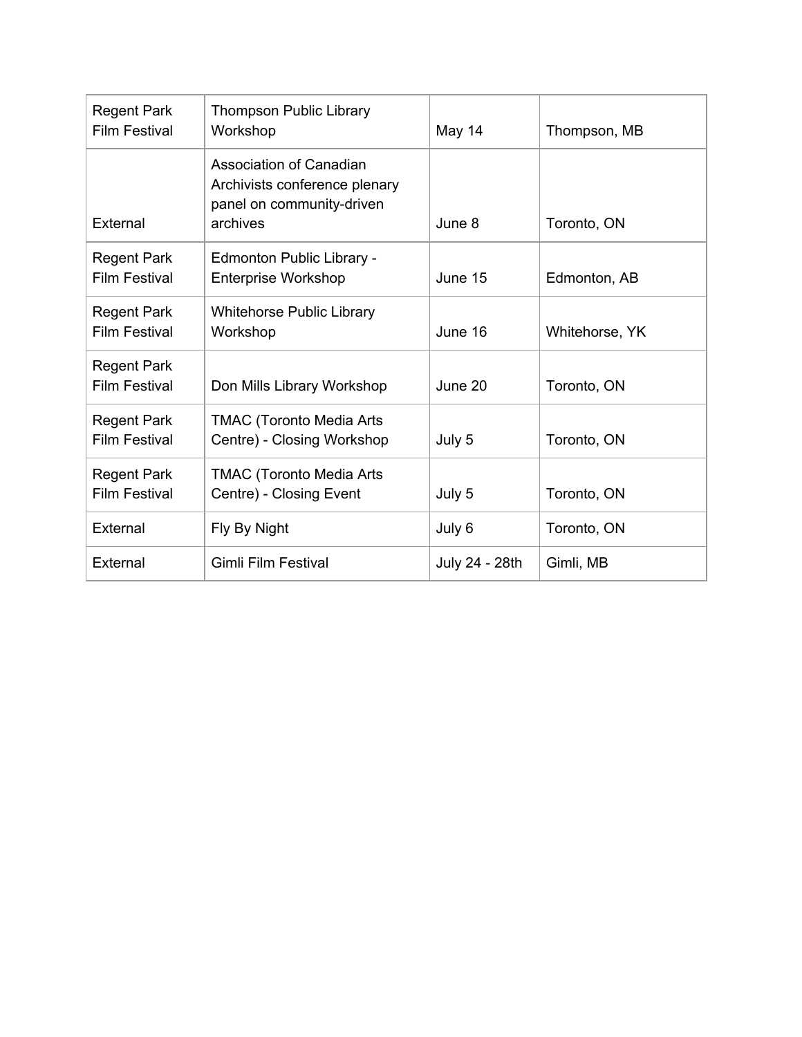| Regent Park Film Festival | Thompson Public Library Workshop | May 14 | Thompson, MB |
|---|---|---|---|
| External | Association of Canadian Archivists conference plenary panel on community-driven archives | June 8 | Toronto, ON |
| Regent Park Film Festival | Edmonton Public Library - Enterprise Workshop | June 15 | Edmonton, AB |
| Regent Park Film Festival | Whitehorse Public Library Workshop | June 16 | Whitehorse, YK |
| Regent Park Film Festival | Don Mills Library Workshop | June 20 | Toronto, ON |
| Regent Park Film Festival | TMAC (Toronto Media Arts Centre) - Closing Workshop | July 5 | Toronto, ON |
| Regent Park Film Festival | TMAC (Toronto Media Arts Centre) - Closing Event | July 5 | Toronto, ON |
| External | Fly By Night | July 6 | Toronto, ON |
| External | Gimli Film Festival | July 24 - 28th | Gimli, MB |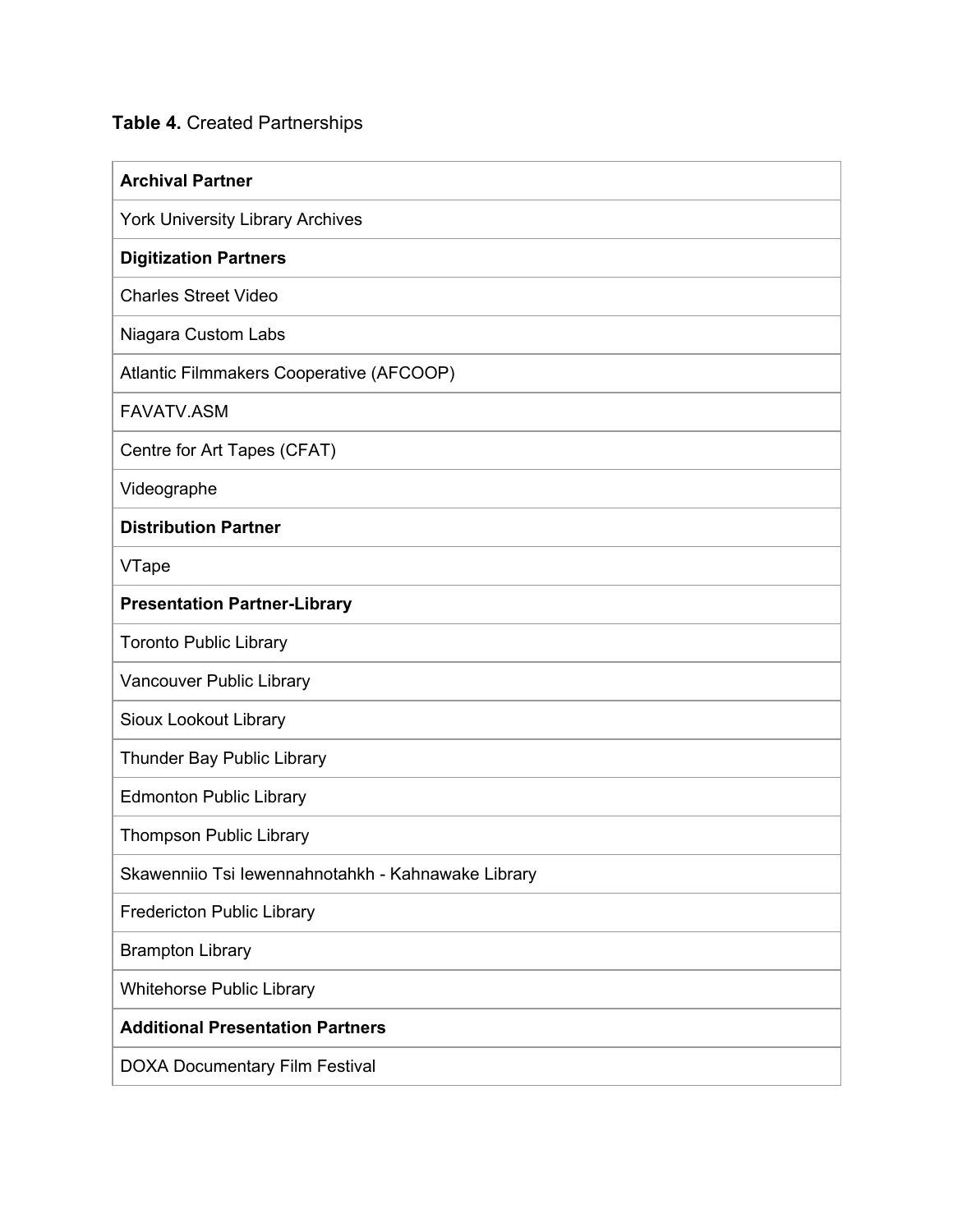**Table 4.** Created Partnerships

| **Archival Partner** |
| --- |
| York University Library Archives |
| **Digitization Partners** |
| Charles Street Video |
| Niagara Custom Labs |
| Atlantic Filmmakers Cooperative (AFCOOP) |
| FAVATV.ASM |
| Centre for Art Tapes (CFAT) |
| Videographe |
| **Distribution Partner** |
| VTape |
| **Presentation Partner-Library** |
| Toronto Public Library |
| Vancouver Public Library |
| Sioux Lookout Library |
| Thunder Bay Public Library |
| Edmonton Public Library |
| Thompson Public Library |
| Skawenniio Tsi Iewennahnotahkh - Kahnawake Library |
| Fredericton Public Library |
| Brampton Library |
| Whitehorse Public Library |
| **Additional Presentation Partners** |
| DOXA Documentary Film Festival |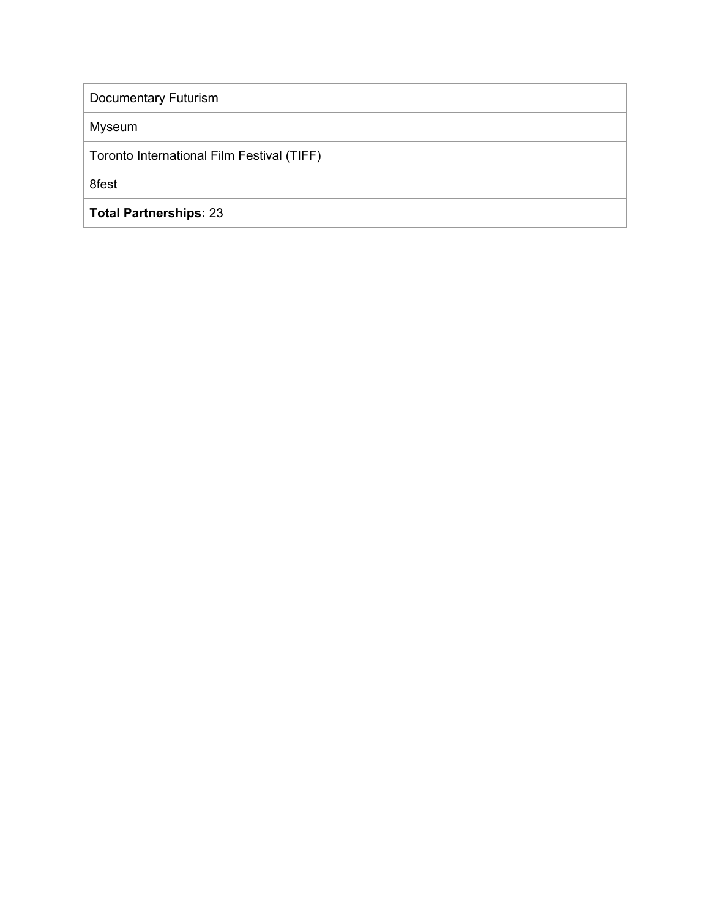| Documentary Futurism |
| --- |
| Myseum |
| Toronto International Film Festival (TIFF) |
| 8fest |
| **Total Partnerships:** 23 |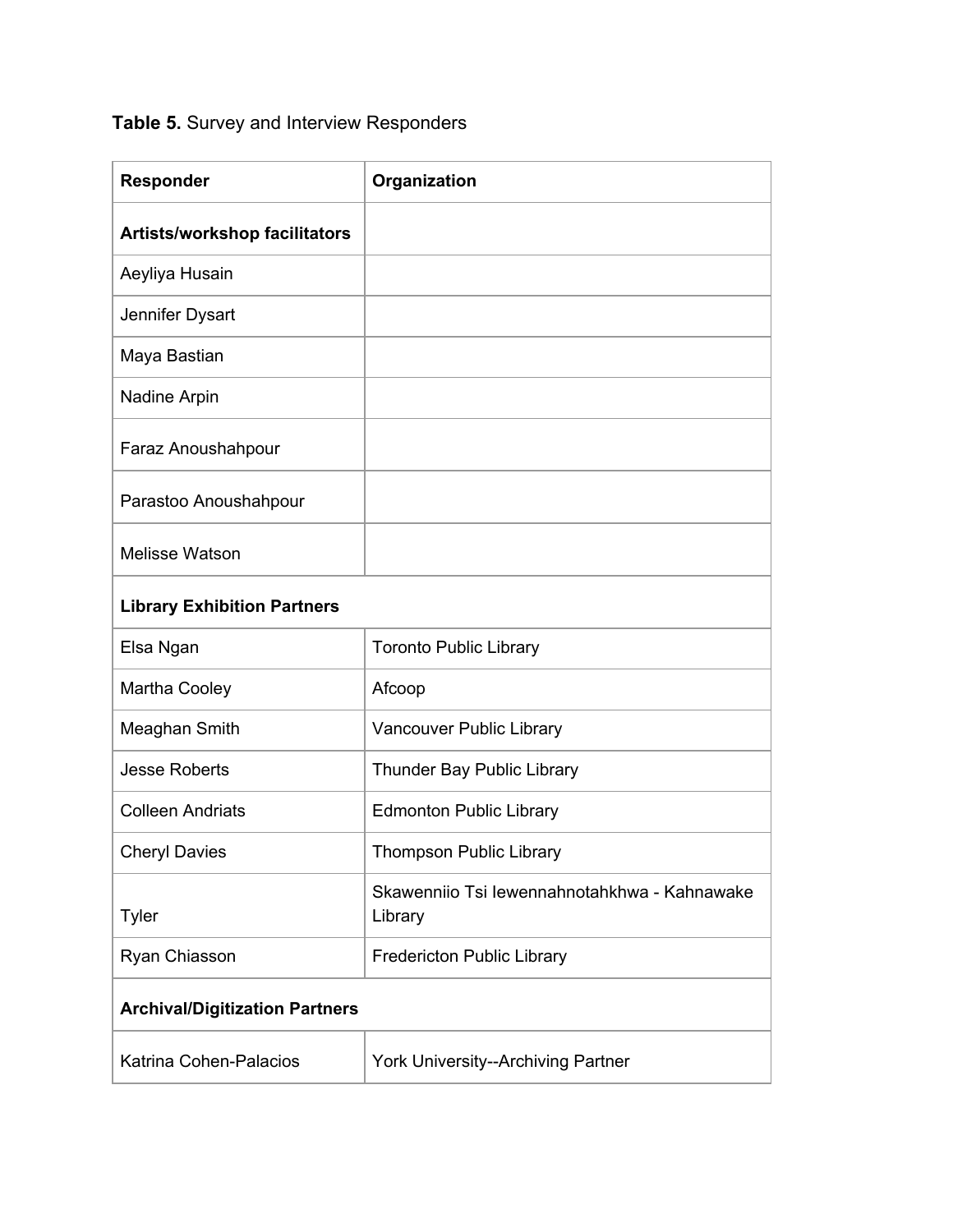**Table 5.** Survey and Interview Responders

| Responder | Organization |
|---|---|
| **Artists/workshop facilitators** | |
| Aeyliya Husain | |
| Jennifer Dysart | |
| Maya Bastian | |
| Nadine Arpin | |
| Faraz Anoushahpour | |
| Parastoo Anoushahpour | |
| Melisse Watson | |
| **Library Exhibition Partners** | |
| Elsa Ngan | Toronto Public Library |
| Martha Cooley | Afcoop |
| Meaghan Smith | Vancouver Public Library |
| Jesse Roberts | Thunder Bay Public Library |
| Colleen Andriats | Edmonton Public Library |
| Cheryl Davies | Thompson Public Library |
| Tyler | Skawenniio Tsi Iewennahnotahkhwa - Kahnawake Library |
| Ryan Chiasson | Fredericton Public Library |
| **Archival/Digitization Partners** | |
| Katrina Cohen-Palacios | York University--Archiving Partner |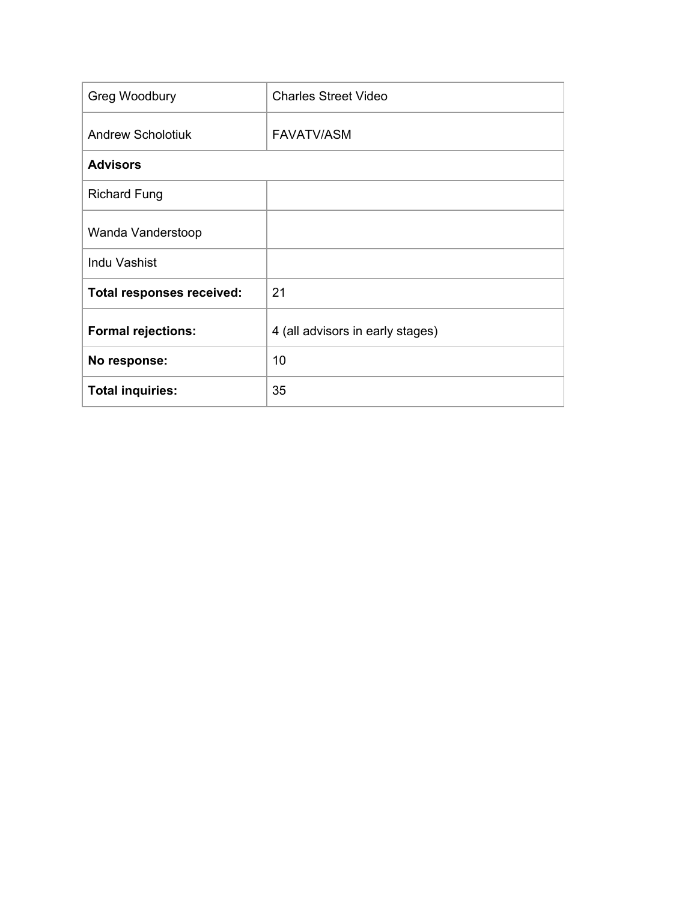| Greg Woodbury | Charles Street Video |
| --- | --- |
| Andrew Scholotiuk | FAVATV/ASM |
| **Advisors** | |
| Richard Fung | |
| Wanda Vanderstoop | |
| Indu Vashist | |
| **Total responses received:** | 21 |
| **Formal rejections:** | 4 (all advisors in early stages) |
| **No response:** | 10 |
| **Total inquiries:** | 35 |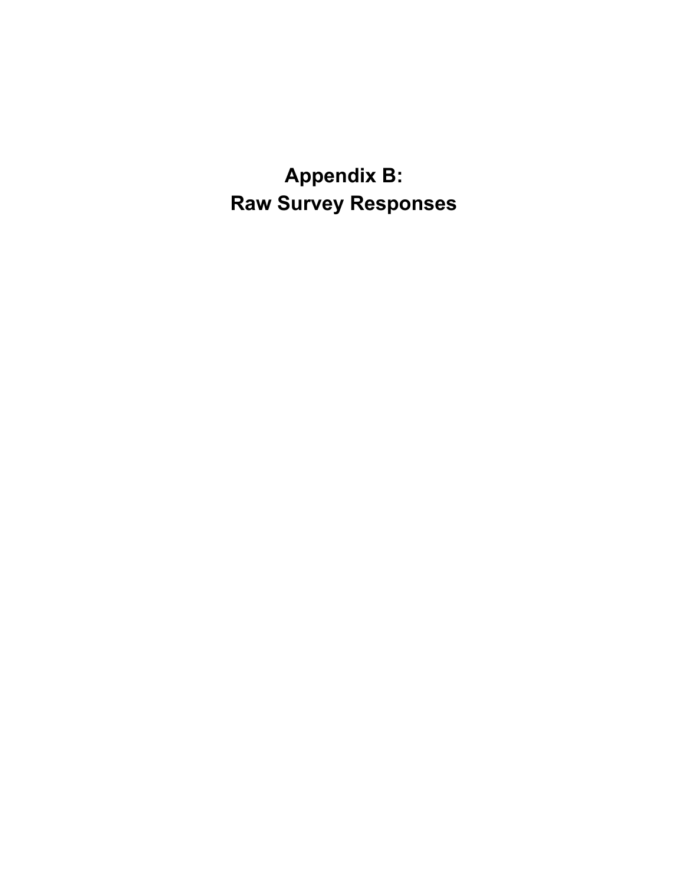# Appendix B:
# Raw Survey Responses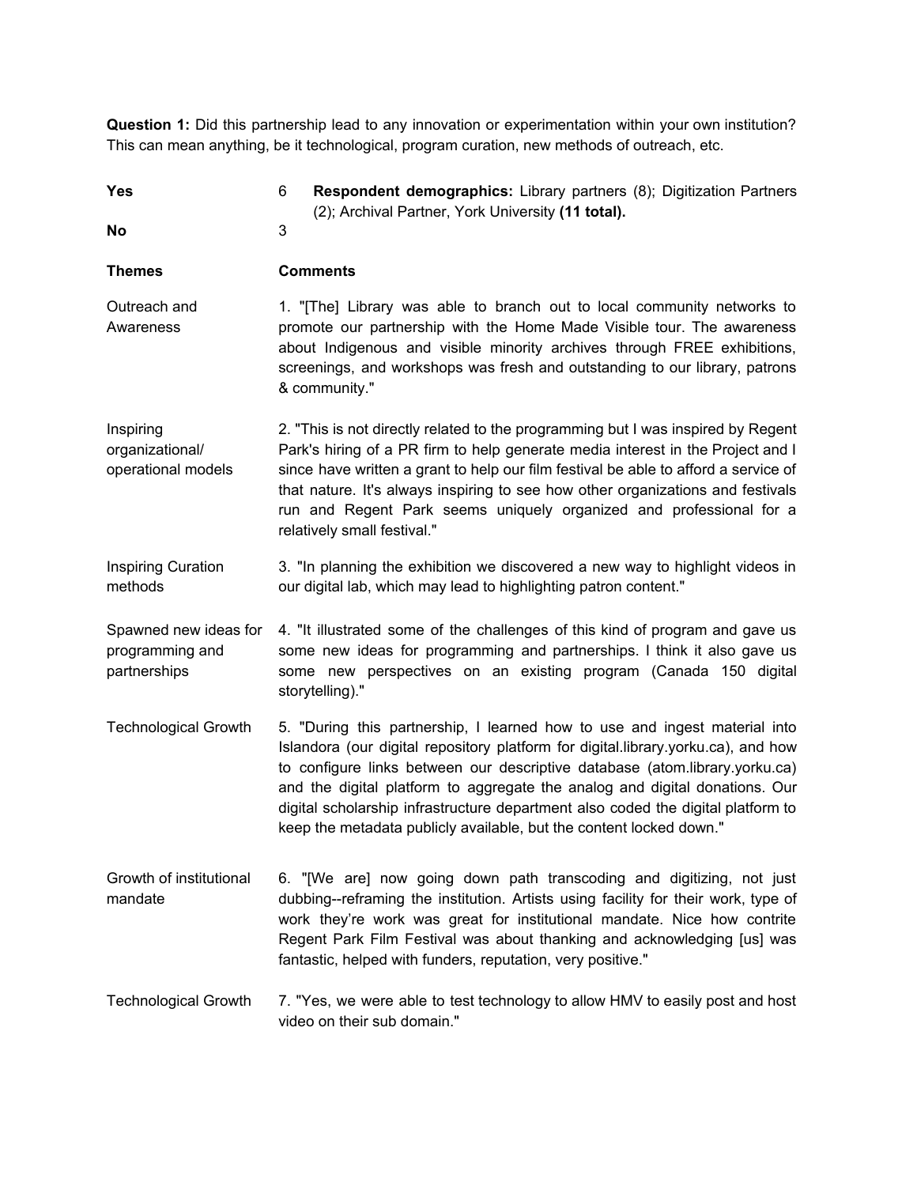**Question 1:** Did this partnership lead to any innovation or experimentation within your own institution? This can mean anything, be it technological, program curation, new methods of outreach, etc.

| | | |
|---|---|---|
| **Yes** | 6 | **Respondent demographics:** Library partners (8); Digitization Partners (2); Archival Partner, York University **(11 total).** |
| **No** | 3 | |

| **Themes** | **Comments** |
|---|---|
| Outreach and Awareness | 1. "[The] Library was able to branch out to local community networks to promote our partnership with the Home Made Visible tour. The awareness about Indigenous and visible minority archives through FREE exhibitions, screenings, and workshops was fresh and outstanding to our library, patrons & community." |
| Inspiring organizational/ operational models | 2. "This is not directly related to the programming but I was inspired by Regent Park's hiring of a PR firm to help generate media interest in the Project and I since have written a grant to help our film festival be able to afford a service of that nature. It's always inspiring to see how other organizations and festivals run and Regent Park seems uniquely organized and professional for a relatively small festival." |
| Inspiring Curation methods | 3. "In planning the exhibition we discovered a new way to highlight videos in our digital lab, which may lead to highlighting patron content." |
| Spawned new ideas for programming and partnerships | 4. "It illustrated some of the challenges of this kind of program and gave us some new ideas for programming and partnerships. I think it also gave us some new perspectives on an existing program (Canada 150 digital storytelling)." |
| Technological Growth | 5. "During this partnership, I learned how to use and ingest material into Islandora (our digital repository platform for digital.library.yorku.ca), and how to configure links between our descriptive database (atom.library.yorku.ca) and the digital platform to aggregate the analog and digital donations. Our digital scholarship infrastructure department also coded the digital platform to keep the metadata publicly available, but the content locked down." |
| Growth of institutional mandate | 6. "[We are] now going down path transcoding and digitizing, not just dubbing--reframing the institution. Artists using facility for their work, type of work they're work was great for institutional mandate. Nice how contrite Regent Park Film Festival was about thanking and acknowledging [us] was fantastic, helped with funders, reputation, very positive." |
| Technological Growth | 7. "Yes, we were able to test technology to allow HMV to easily post and host video on their sub domain." |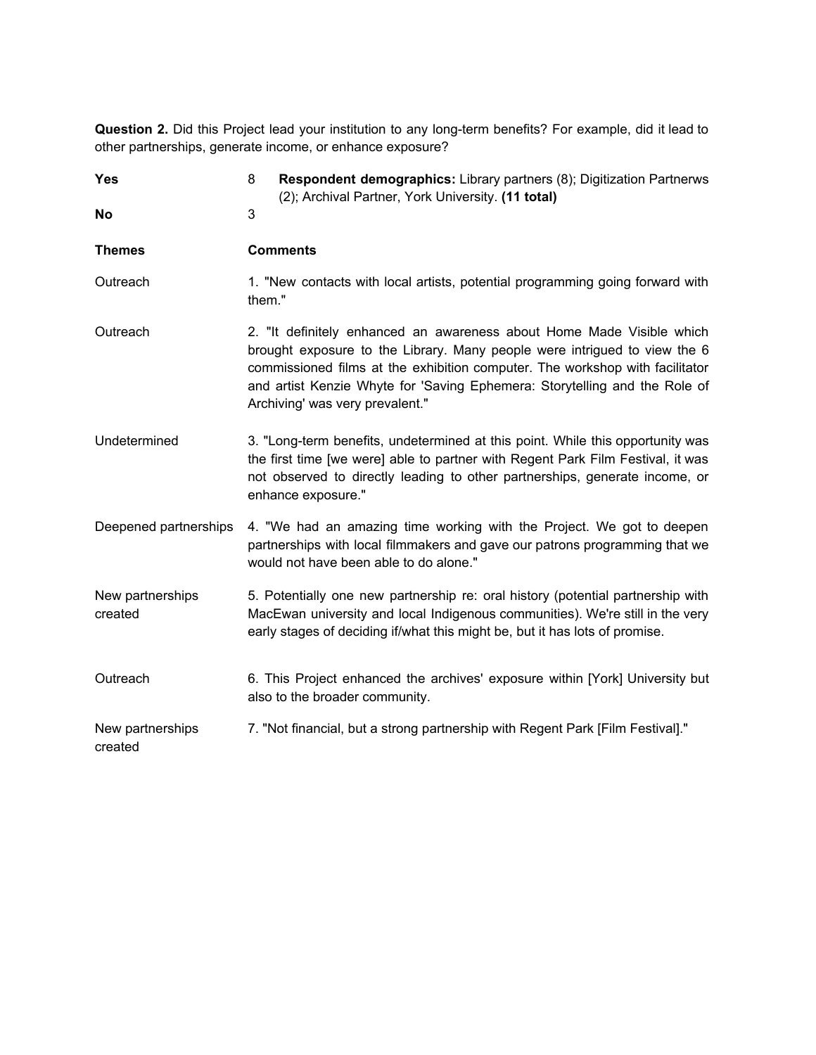**Question 2.** Did this Project lead your institution to any long-term benefits? For example, did it lead to other partnerships, generate income, or enhance exposure?

| | | |
|---|---|---|
| **Yes** | 8 | **Respondent demographics:** Library partners (8); Digitization Partnerws (2); Archival Partner, York University. **(11 total)** |
| **No** | 3 | |

| **Themes** | **Comments** |
|---|---|
| Outreach | 1. "New contacts with local artists, potential programming going forward with them." |
| Outreach | 2. "It definitely enhanced an awareness about Home Made Visible which brought exposure to the Library. Many people were intrigued to view the 6 commissioned films at the exhibition computer. The workshop with facilitator and artist Kenzie Whyte for 'Saving Ephemera: Storytelling and the Role of Archiving' was very prevalent." |
| Undetermined | 3. "Long-term benefits, undetermined at this point. While this opportunity was the first time [we were] able to partner with Regent Park Film Festival, it was not observed to directly leading to other partnerships, generate income, or enhance exposure." |
| Deepened partnerships | 4. "We had an amazing time working with the Project. We got to deepen partnerships with local filmmakers and gave our patrons programming that we would not have been able to do alone." |
| New partnerships created | 5. Potentially one new partnership re: oral history (potential partnership with MacEwan university and local Indigenous communities). We're still in the very early stages of deciding if/what this might be, but it has lots of promise. |
| Outreach | 6. This Project enhanced the archives' exposure within [York] University but also to the broader community. |
| New partnerships created | 7. "Not financial, but a strong partnership with Regent Park [Film Festival]." |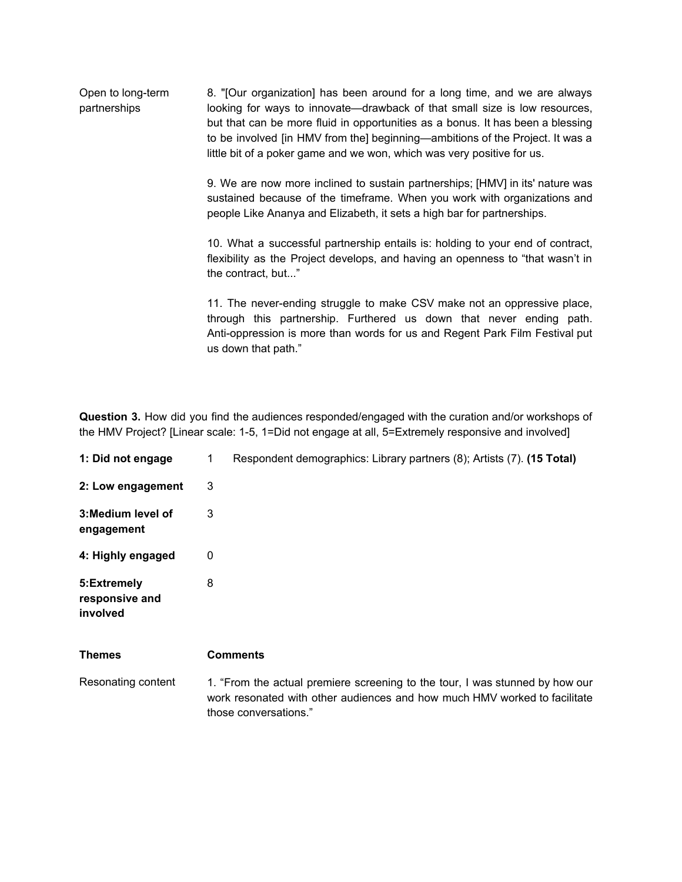| Themes | Comments |
|---|---|
| Open to long-term partnerships | 8. "[Our organization] has been around for a long time, and we are always looking for ways to innovate—drawback of that small size is low resources, but that can be more fluid in opportunities as a bonus. It has been a blessing to be involved [in HMV from the] beginning—ambitions of the Project. It was a little bit of a poker game and we won, which was very positive for us. |
| | 9. We are now more inclined to sustain partnerships; [HMV] in its' nature was sustained because of the timeframe. When you work with organizations and people Like Ananya and Elizabeth, it sets a high bar for partnerships. |
| | 10. What a successful partnership entails is: holding to your end of contract, flexibility as the Project develops, and having an openness to "that wasn't in the contract, but..." |
| | 11. The never-ending struggle to make CSV make not an oppressive place, through this partnership. Furthered us down that never ending path. Anti-oppression is more than words for us and Regent Park Film Festival put us down that path." |

**Question 3.** How did you find the audiences responded/engaged with the curation and/or workshops of the HMV Project? [Linear scale: 1-5, 1=Did not engage at all, 5=Extremely responsive and involved]

| | | |
|---|---|---|
| **1: Did not engage** | 1 | Respondent demographics: Library partners (8); Artists (7). **(15 Total)** |
| **2: Low engagement** | 3 | |
| **3:Medium level of engagement** | 3 | |
| **4: Highly engaged** | 0 | |
| **5:Extremely responsive and involved** | 8 | |

| **Themes** | **Comments** |
|---|---|
| Resonating content | 1. "From the actual premiere screening to the tour, I was stunned by how our work resonated with other audiences and how much HMV worked to facilitate those conversations." |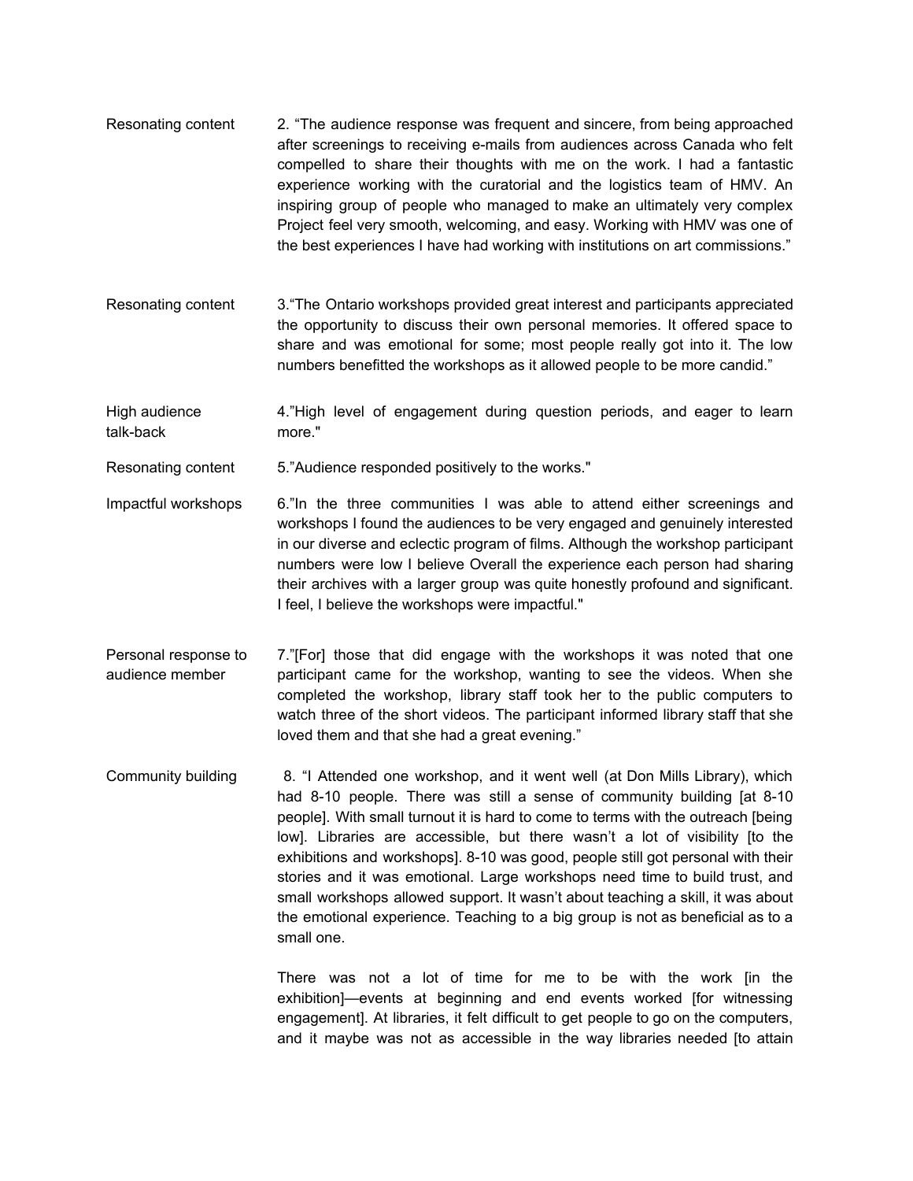| | |
|---|---|
| Resonating content | 2. "The audience response was frequent and sincere, from being approached after screenings to receiving e-mails from audiences across Canada who felt compelled to share their thoughts with me on the work. I had a fantastic experience working with the curatorial and the logistics team of HMV. An inspiring group of people who managed to make an ultimately very complex Project feel very smooth, welcoming, and easy. Working with HMV was one of the best experiences I have had working with institutions on art commissions." |
| Resonating content | 3."The Ontario workshops provided great interest and participants appreciated the opportunity to discuss their own personal memories. It offered space to share and was emotional for some; most people really got into it. The low numbers benefitted the workshops as it allowed people to be more candid." |
| High audience talk-back | 4."High level of engagement during question periods, and eager to learn more." |
| Resonating content | 5."Audience responded positively to the works." |
| Impactful workshops | 6."In the three communities I was able to attend either screenings and workshops I found the audiences to be very engaged and genuinely interested in our diverse and eclectic program of films. Although the workshop participant numbers were low I believe Overall the experience each person had sharing their archives with a larger group was quite honestly profound and significant. I feel, I believe the workshops were impactful." |
| Personal response to audience member | 7."[For] those that did engage with the workshops it was noted that one participant came for the workshop, wanting to see the videos. When she completed the workshop, library staff took her to the public computers to watch three of the short videos. The participant informed library staff that she loved them and that she had a great evening." |
| Community building | 8. "I Attended one workshop, and it went well (at Don Mills Library), which had 8-10 people. There was still a sense of community building [at 8-10 people]. With small turnout it is hard to come to terms with the outreach [being low]. Libraries are accessible, but there wasn't a lot of visibility [to the exhibitions and workshops]. 8-10 was good, people still got personal with their stories and it was emotional. Large workshops need time to build trust, and small workshops allowed support. It wasn't about teaching a skill, it was about the emotional experience. Teaching to a big group is not as beneficial as to a small one.<br><br>There was not a lot of time for me to be with the work [in the exhibition]—events at beginning and end events worked [for witnessing engagement]. At libraries, it felt difficult to get people to go on the computers, and it maybe was not as accessible in the way libraries needed [to attain |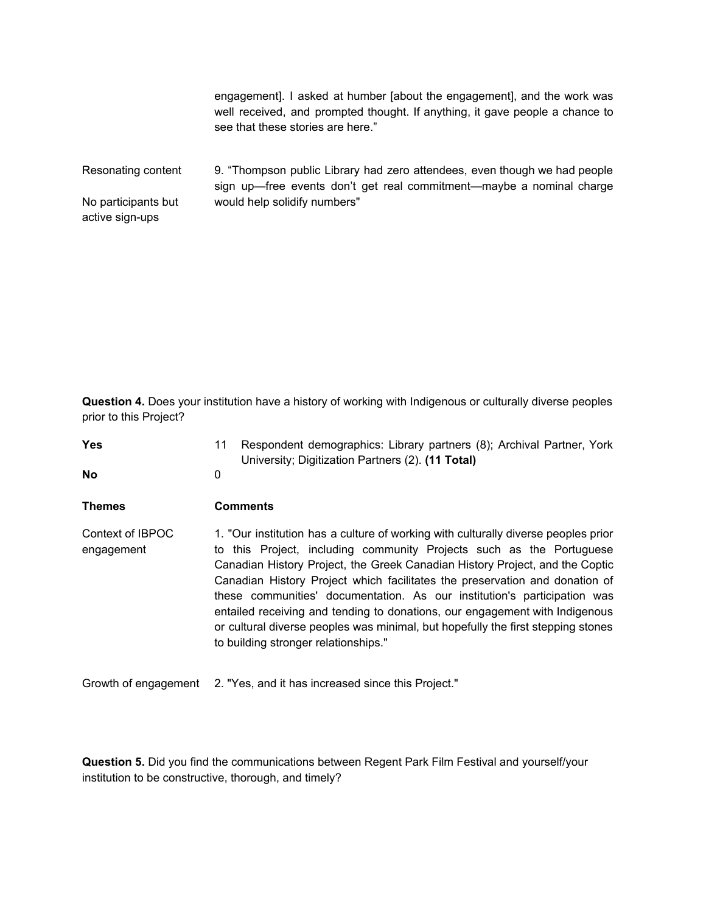| | |
|---|---|
| | engagement]. I asked at humber [about the engagement], and the work was well received, and prompted thought. If anything, it gave people a chance to see that these stories are here." |
| Resonating content<br><br>No participants but active sign-ups | 9. "Thompson public Library had zero attendees, even though we had people sign up—free events don't get real commitment—maybe a nominal charge would help solidify numbers" |

**Question 4.** Does your institution have a history of working with Indigenous or culturally diverse peoples prior to this Project?

| | | |
|---|---|---|
| **Yes** | 11 | Respondent demographics: Library partners (8); Archival Partner, York University; Digitization Partners (2). **(11 Total)** |
| **No** | 0 | |

| **Themes** | **Comments** |
|---|---|
| Context of IBPOC engagement | 1. "Our institution has a culture of working with culturally diverse peoples prior to this Project, including community Projects such as the Portuguese Canadian History Project, the Greek Canadian History Project, and the Coptic Canadian History Project which facilitates the preservation and donation of these communities' documentation. As our institution's participation was entailed receiving and tending to donations, our engagement with Indigenous or cultural diverse peoples was minimal, but hopefully the first stepping stones to building stronger relationships." |
| Growth of engagement | 2. "Yes, and it has increased since this Project." |

**Question 5.** Did you find the communications between Regent Park Film Festival and yourself/your institution to be constructive, thorough, and timely?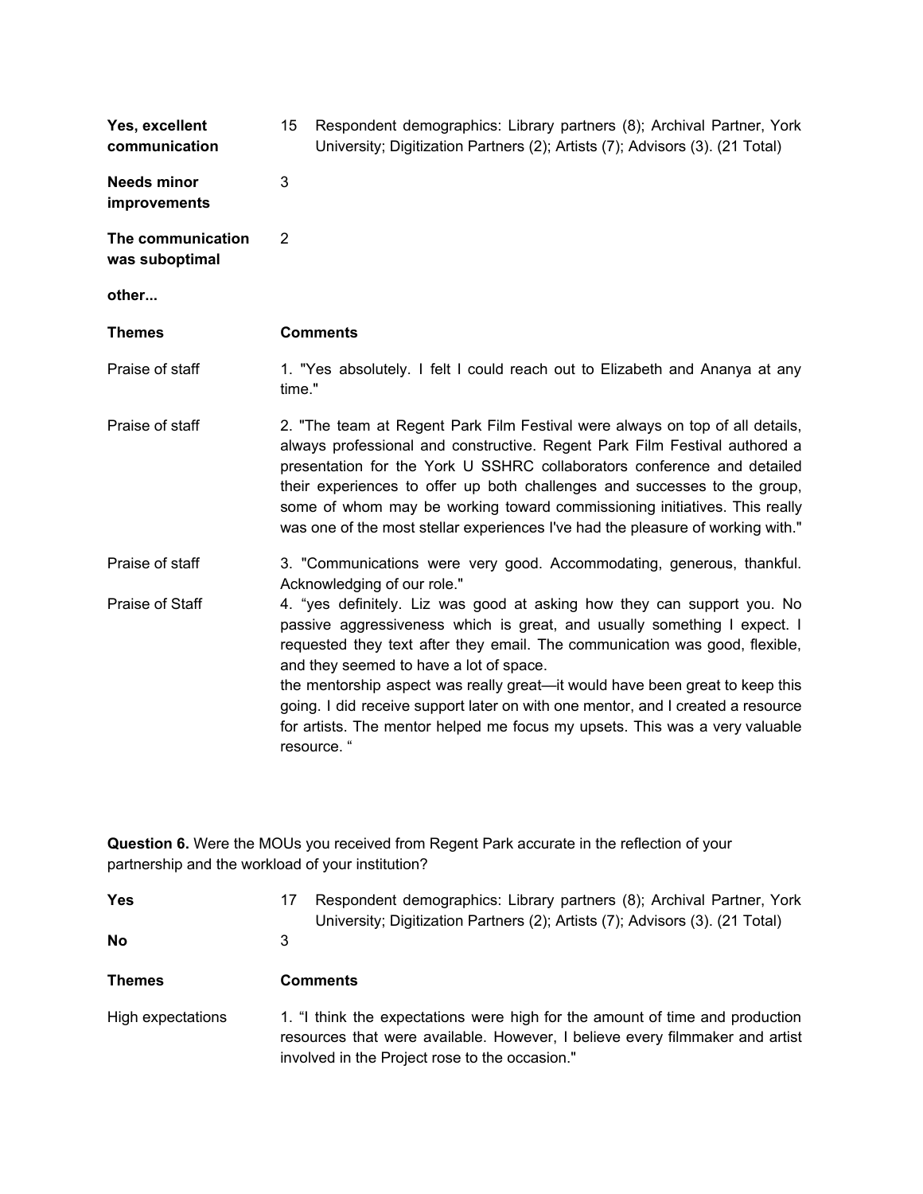| | | |
|---|---|---|
| **Yes, excellent communication** | 15 | Respondent demographics: Library partners (8); Archival Partner, York University; Digitization Partners (2); Artists (7); Advisors (3). (21 Total) |
| **Needs minor improvements** | 3 | |
| **The communication was suboptimal** | 2 | |
| **other...** | | |

| **Themes** | **Comments** |
|---|---|
| Praise of staff | 1. "Yes absolutely. I felt I could reach out to Elizabeth and Ananya at any time." |
| Praise of staff | 2. "The team at Regent Park Film Festival were always on top of all details, always professional and constructive. Regent Park Film Festival authored a presentation for the York U SSHRC collaborators conference and detailed their experiences to offer up both challenges and successes to the group, some of whom may be working toward commissioning initiatives. This really was one of the most stellar experiences I've had the pleasure of working with." |
| Praise of staff | 3. "Communications were very good. Accommodating, generous, thankful. Acknowledging of our role." |
| Praise of Staff | 4. "yes definitely. Liz was good at asking how they can support you. No passive aggressiveness which is great, and usually something I expect. I requested they text after they email. The communication was good, flexible, and they seemed to have a lot of space.<br>the mentorship aspect was really great—it would have been great to keep this going. I did receive support later on with one mentor, and I created a resource for artists. The mentor helped me focus my upsets. This was a very valuable resource. " |

**Question 6.** Were the MOUs you received from Regent Park accurate in the reflection of your partnership and the workload of your institution?

| | | |
|---|---|---|
| **Yes** | 17 | Respondent demographics: Library partners (8); Archival Partner, York University; Digitization Partners (2); Artists (7); Advisors (3). (21 Total) |
| **No** | 3 | |

| **Themes** | **Comments** |
|---|---|
| High expectations | 1. "I think the expectations were high for the amount of time and production resources that were available. However, I believe every filmmaker and artist involved in the Project rose to the occasion." |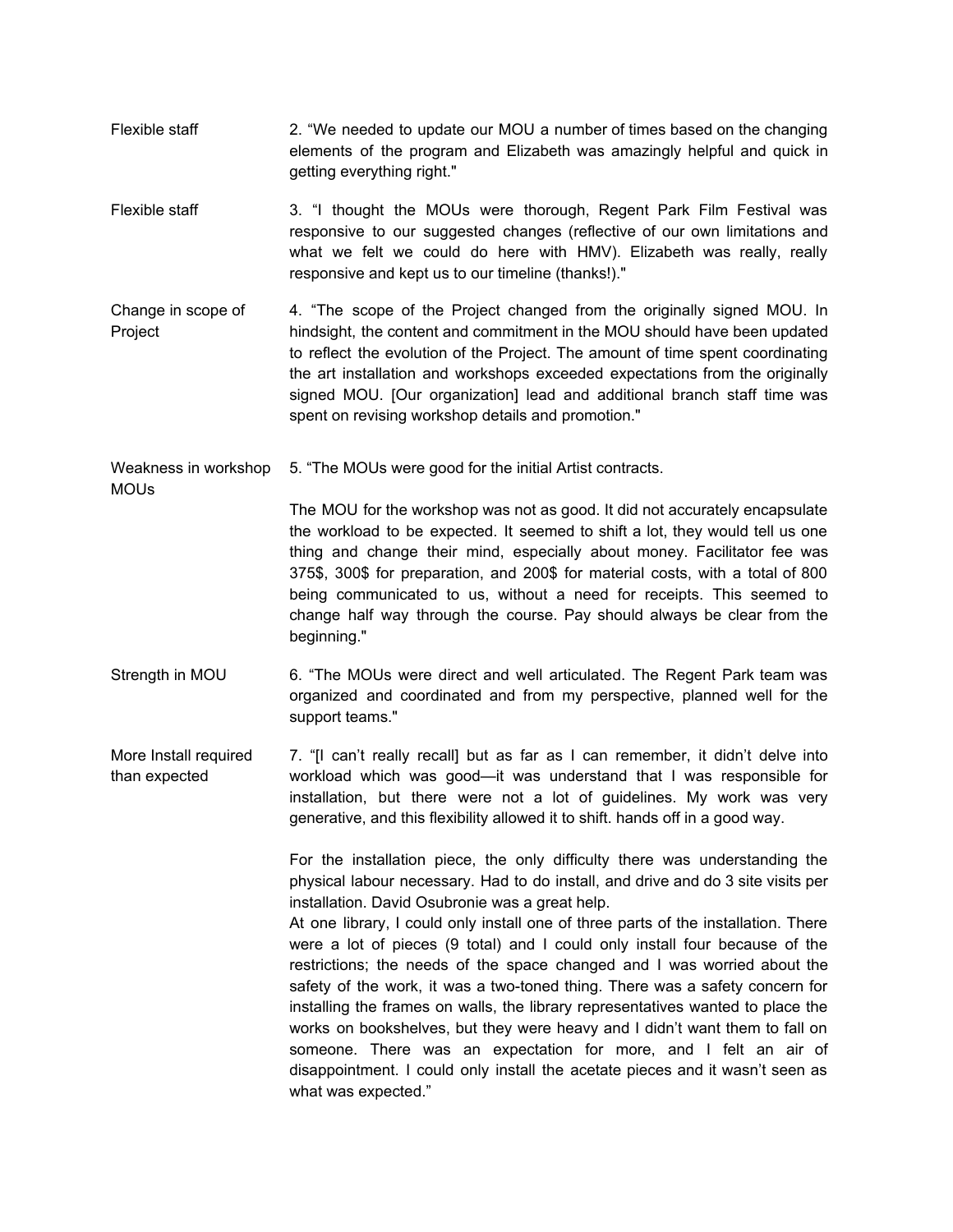| | |
|---|---|
| Flexible staff | 2. "We needed to update our MOU a number of times based on the changing elements of the program and Elizabeth was amazingly helpful and quick in getting everything right." |
| Flexible staff | 3. "I thought the MOUs were thorough, Regent Park Film Festival was responsive to our suggested changes (reflective of our own limitations and what we felt we could do here with HMV). Elizabeth was really, really responsive and kept us to our timeline (thanks!)." |
| Change in scope of Project | 4. "The scope of the Project changed from the originally signed MOU. In hindsight, the content and commitment in the MOU should have been updated to reflect the evolution of the Project. The amount of time spent coordinating the art installation and workshops exceeded expectations from the originally signed MOU. [Our organization] lead and additional branch staff time was spent on revising workshop details and promotion." |
| Weakness in workshop MOUs | 5. "The MOUs were good for the initial Artist contracts. <br><br> The MOU for the workshop was not as good. It did not accurately encapsulate the workload to be expected. It seemed to shift a lot, they would tell us one thing and change their mind, especially about money. Facilitator fee was 375$, 300$ for preparation, and 200$ for material costs, with a total of 800 being communicated to us, without a need for receipts. This seemed to change half way through the course. Pay should always be clear from the beginning." |
| Strength in MOU | 6. "The MOUs were direct and well articulated. The Regent Park team was organized and coordinated and from my perspective, planned well for the support teams." |
| More Install required than expected | 7. "[I can't really recall] but as far as I can remember, it didn't delve into workload which was good—it was understand that I was responsible for installation, but there were not a lot of guidelines. My work was very generative, and this flexibility allowed it to shift. hands off in a good way. <br><br> For the installation piece, the only difficulty there was understanding the physical labour necessary. Had to do install, and drive and do 3 site visits per installation. David Osubronie was a great help. <br> At one library, I could only install one of three parts of the installation. There were a lot of pieces (9 total) and I could only install four because of the restrictions; the needs of the space changed and I was worried about the safety of the work, it was a two-toned thing. There was a safety concern for installing the frames on walls, the library representatives wanted to place the works on bookshelves, but they were heavy and I didn't want them to fall on someone. There was an expectation for more, and I felt an air of disappointment. I could only install the acetate pieces and it wasn't seen as what was expected." |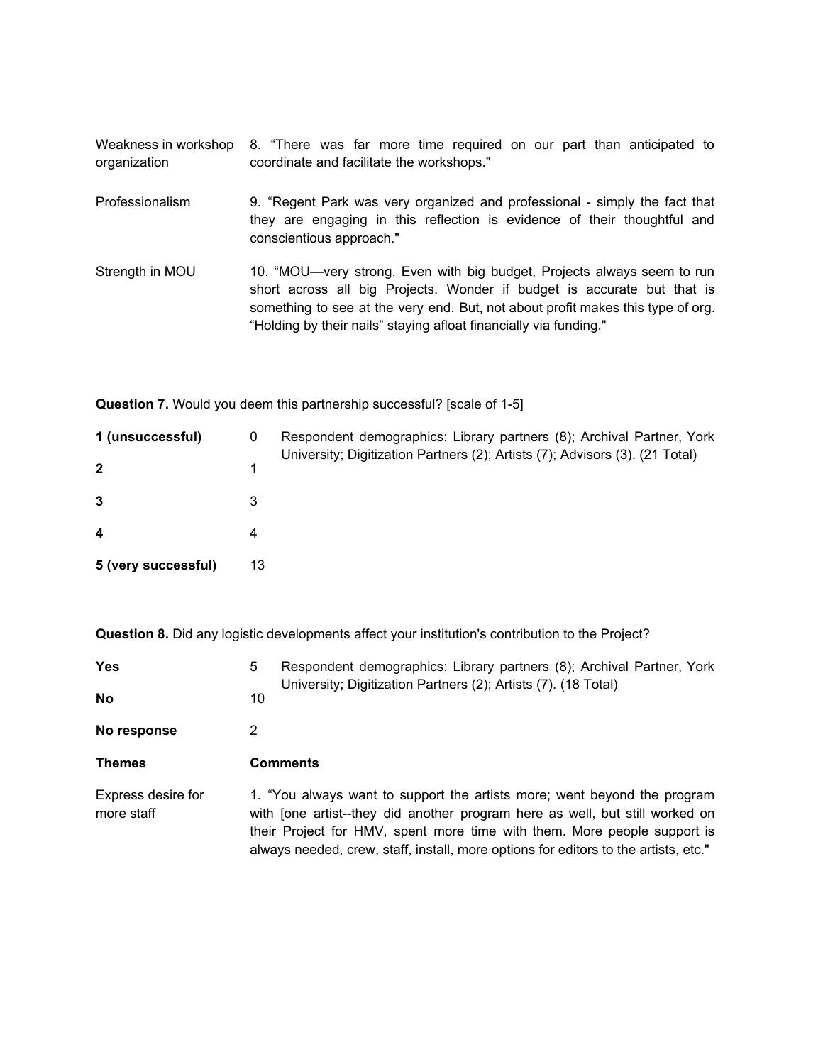| | |
|---|---|
| Weakness in workshop organization | 8. “There was far more time required on our part than anticipated to coordinate and facilitate the workshops." |
| Professionalism | 9. “Regent Park was very organized and professional - simply the fact that they are engaging in this reflection is evidence of their thoughtful and conscientious approach." |
| Strength in MOU | 10. “MOU—very strong. Even with big budget, Projects always seem to run short across all big Projects. Wonder if budget is accurate but that is something to see at the very end. But, not about profit makes this type of org. “Holding by their nails” staying afloat financially via funding." |

**Question 7.** Would you deem this partnership successful? [scale of 1-5]

| | | |
|---|---|---|
| **1 (unsuccessful)** | 0 | Respondent demographics: Library partners (8); Archival Partner, York University; Digitization Partners (2); Artists (7); Advisors (3). (21 Total) |
| **2** | 1 | |
| **3** | 3 | |
| **4** | 4 | |
| **5 (very successful)** | 13 | |

**Question 8.** Did any logistic developments affect your institution's contribution to the Project?

| | | |
|---|---|---|
| **Yes** | 5 | Respondent demographics: Library partners (8); Archival Partner, York University; Digitization Partners (2); Artists (7). (18 Total) |
| **No** | 10 | |
| **No response** | 2 | |

| **Themes** | **Comments** |
|---|---|
| Express desire for more staff | 1. “You always want to support the artists more; went beyond the program with [one artist--they did another program here as well, but still worked on their Project for HMV, spent more time with them. More people support is always needed, crew, staff, install, more options for editors to the artists, etc." |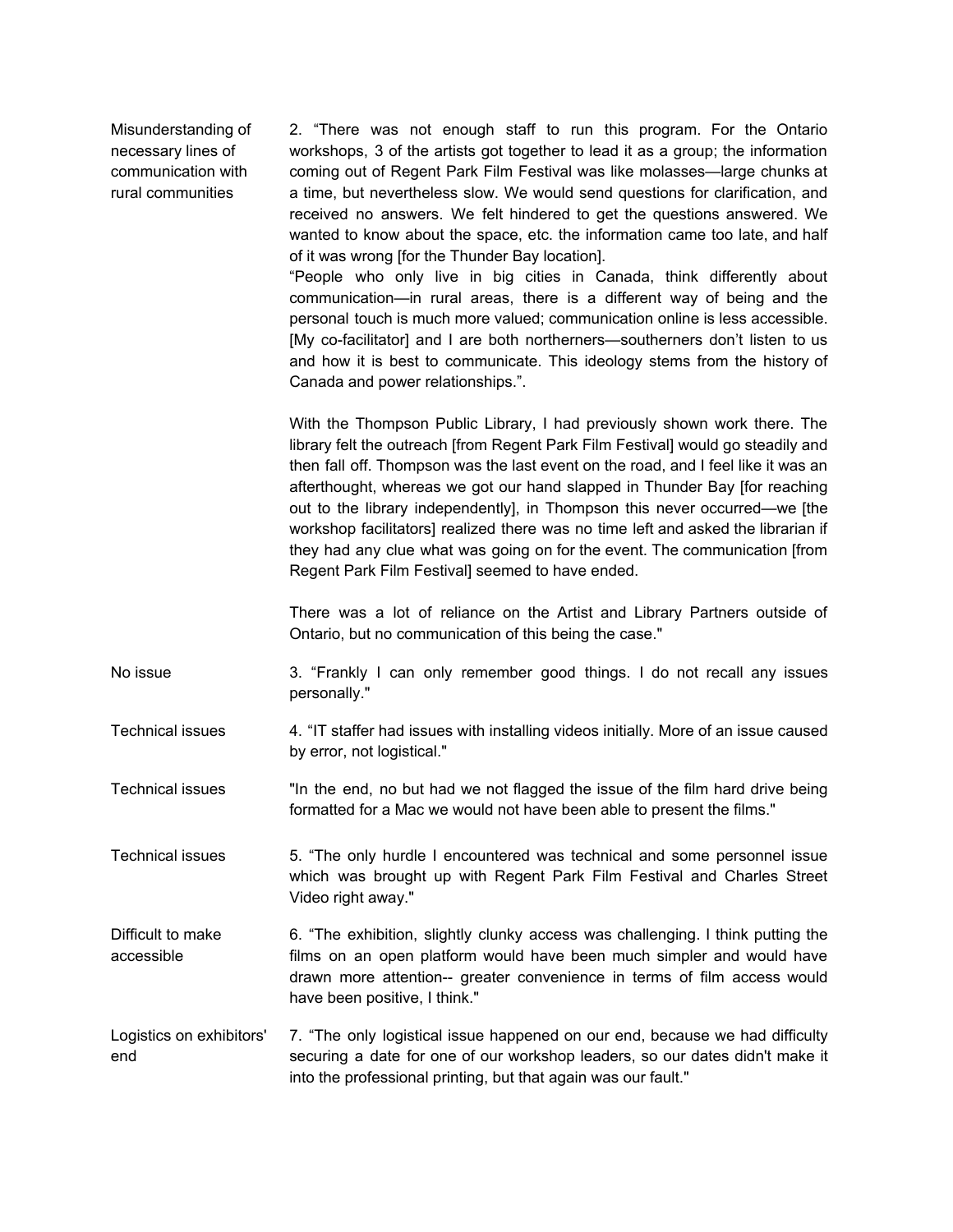| | |
|---|---|
| Misunderstanding of necessary lines of communication with rural communities | 2. "There was not enough staff to run this program. For the Ontario workshops, 3 of the artists got together to lead it as a group; the information coming out of Regent Park Film Festival was like molasses—large chunks at a time, but nevertheless slow. We would send questions for clarification, and received no answers. We felt hindered to get the questions answered. We wanted to know about the space, etc. the information came too late, and half of it was wrong [for the Thunder Bay location].<br>"People who only live in big cities in Canada, think differently about communication—in rural areas, there is a different way of being and the personal touch is much more valued; communication online is less accessible. [My co-facilitator] and I are both northerners—southerners don't listen to us and how it is best to communicate. This ideology stems from the history of Canada and power relationships.".<br><br>With the Thompson Public Library, I had previously shown work there. The library felt the outreach [from Regent Park Film Festival] would go steadily and then fall off. Thompson was the last event on the road, and I feel like it was an afterthought, whereas we got our hand slapped in Thunder Bay [for reaching out to the library independently], in Thompson this never occurred—we [the workshop facilitators] realized there was no time left and asked the librarian if they had any clue what was going on for the event. The communication [from Regent Park Film Festival] seemed to have ended.<br><br>There was a lot of reliance on the Artist and Library Partners outside of Ontario, but no communication of this being the case." |
| No issue | 3. "Frankly I can only remember good things. I do not recall any issues personally." |
| Technical issues | 4. "IT staffer had issues with installing videos initially. More of an issue caused by error, not logistical." |
| Technical issues | "In the end, no but had we not flagged the issue of the film hard drive being formatted for a Mac we would not have been able to present the films." |
| Technical issues | 5. "The only hurdle I encountered was technical and some personnel issue which was brought up with Regent Park Film Festival and Charles Street Video right away." |
| Difficult to make accessible | 6. "The exhibition, slightly clunky access was challenging. I think putting the films on an open platform would have been much simpler and would have drawn more attention-- greater convenience in terms of film access would have been positive, I think." |
| Logistics on exhibitors' end | 7. "The only logistical issue happened on our end, because we had difficulty securing a date for one of our workshop leaders, so our dates didn't make it into the professional printing, but that again was our fault." |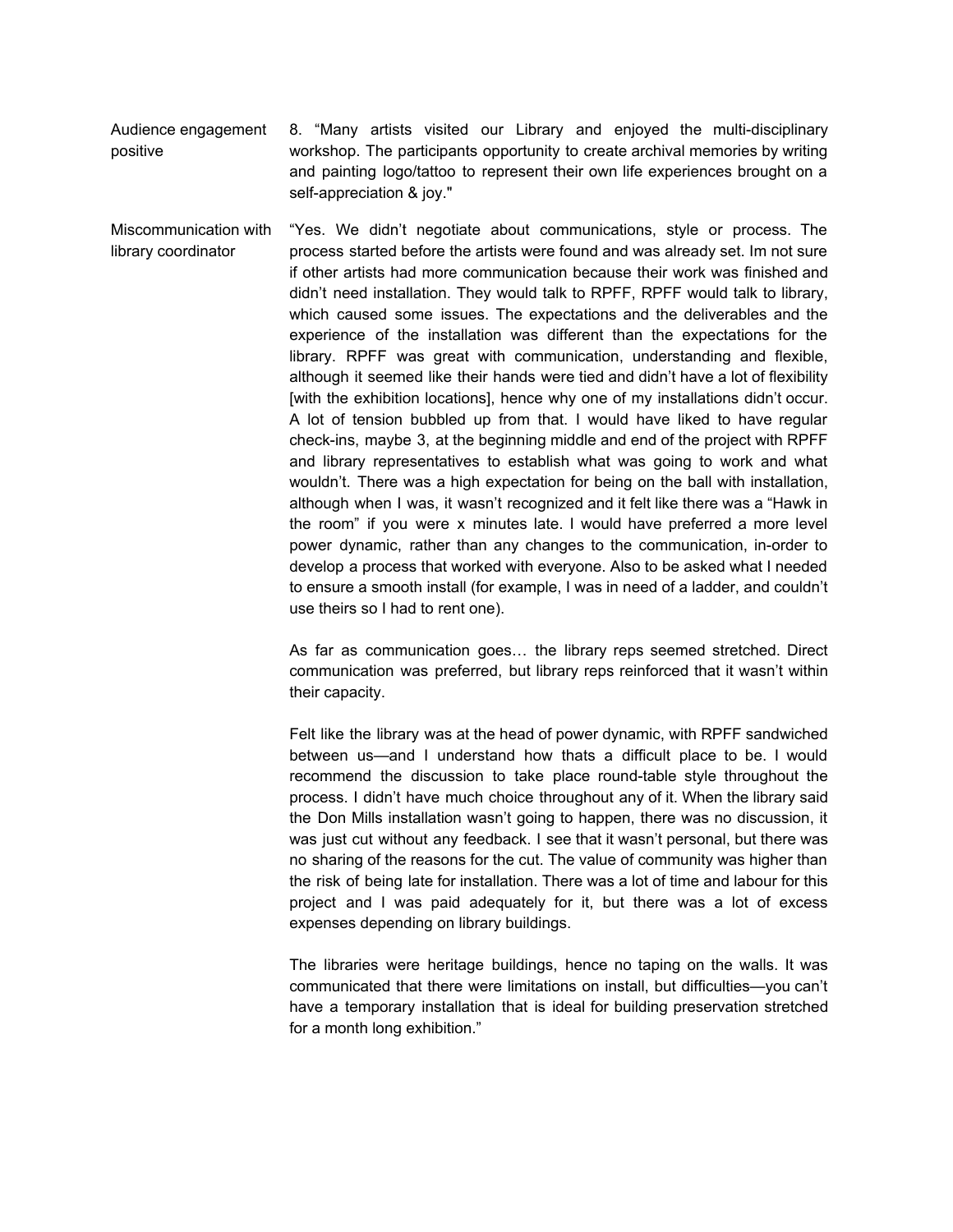| | |
|---|---|
| Audience engagement positive | 8. "Many artists visited our Library and enjoyed the multi-disciplinary workshop. The participants opportunity to create archival memories by writing and painting logo/tattoo to represent their own life experiences brought on a self-appreciation & joy." |
| Miscommunication with library coordinator | "Yes. We didn't negotiate about communications, style or process. The process started before the artists were found and was already set. Im not sure if other artists had more communication because their work was finished and didn't need installation. They would talk to RPFF, RPFF would talk to library, which caused some issues. The expectations and the deliverables and the experience of the installation was different than the expectations for the library. RPFF was great with communication, understanding and flexible, although it seemed like their hands were tied and didn't have a lot of flexibility [with the exhibition locations], hence why one of my installations didn't occur. A lot of tension bubbled up from that. I would have liked to have regular check-ins, maybe 3, at the beginning middle and end of the project with RPFF and library representatives to establish what was going to work and what wouldn't. There was a high expectation for being on the ball with installation, although when I was, it wasn't recognized and it felt like there was a "Hawk in the room" if you were x minutes late. I would have preferred a more level power dynamic, rather than any changes to the communication, in-order to develop a process that worked with everyone. Also to be asked what I needed to ensure a smooth install (for example, I was in need of a ladder, and couldn't use theirs so I had to rent one).<br><br>As far as communication goes… the library reps seemed stretched. Direct communication was preferred, but library reps reinforced that it wasn't within their capacity.<br><br>Felt like the library was at the head of power dynamic, with RPFF sandwiched between us—and I understand how thats a difficult place to be. I would recommend the discussion to take place round-table style throughout the process. I didn't have much choice throughout any of it. When the library said the Don Mills installation wasn't going to happen, there was no discussion, it was just cut without any feedback. I see that it wasn't personal, but there was no sharing of the reasons for the cut. The value of community was higher than the risk of being late for installation. There was a lot of time and labour for this project and I was paid adequately for it, but there was a lot of excess expenses depending on library buildings.<br><br>The libraries were heritage buildings, hence no taping on the walls. It was communicated that there were limitations on install, but difficulties—you can't have a temporary installation that is ideal for building preservation stretched for a month long exhibition." |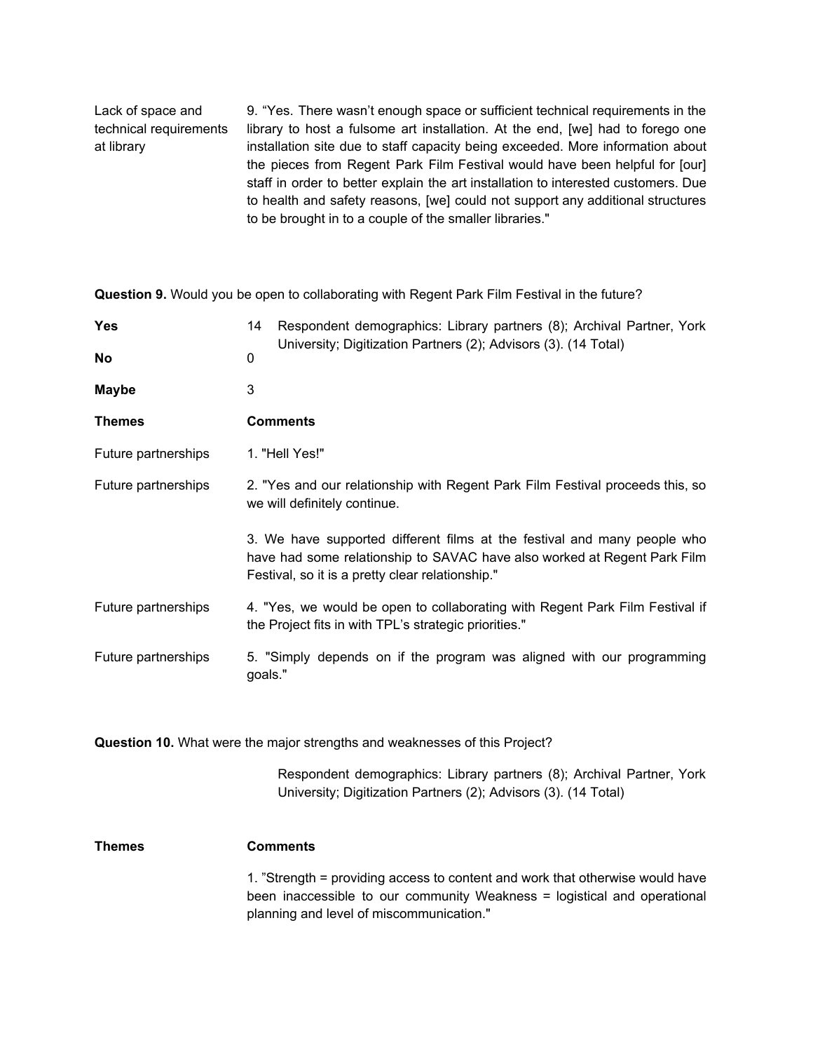| | |
|---|---|
| Lack of space and technical requirements at library | 9. “Yes. There wasn’t enough space or sufficient technical requirements in the library to host a fulsome art installation. At the end, [we] had to forego one installation site due to staff capacity being exceeded. More information about the pieces from Regent Park Film Festival would have been helpful for [our] staff in order to better explain the art installation to interested customers. Due to health and safety reasons, [we] could not support any additional structures to be brought in to a couple of the smaller libraries." |

**Question 9.** Would you be open to collaborating with Regent Park Film Festival in the future?

| | | |
|---|---|---|
| **Yes** | 14 | Respondent demographics: Library partners (8); Archival Partner, York University; Digitization Partners (2); Advisors (3). (14 Total) |
| **No** | 0 | |
| **Maybe** | 3 | |

| **Themes** | **Comments** |
|---|---|
| Future partnerships | 1. "Hell Yes!" |
| Future partnerships | 2. "Yes and our relationship with Regent Park Film Festival proceeds this, so we will definitely continue. <br><br> 3. We have supported different films at the festival and many people who have had some relationship to SAVAC have also worked at Regent Park Film Festival, so it is a pretty clear relationship." |
| Future partnerships | 4. "Yes, we would be open to collaborating with Regent Park Film Festival if the Project fits in with TPL’s strategic priorities." |
| Future partnerships | 5. "Simply depends on if the program was aligned with our programming goals." |

**Question 10.** What were the major strengths and weaknesses of this Project?

Respondent demographics: Library partners (8); Archival Partner, York University; Digitization Partners (2); Advisors (3). (14 Total)

| **Themes** | **Comments** |
|---|---|
| | 1. ”Strength = providing access to content and work that otherwise would have been inaccessible to our community Weakness = logistical and operational planning and level of miscommunication." |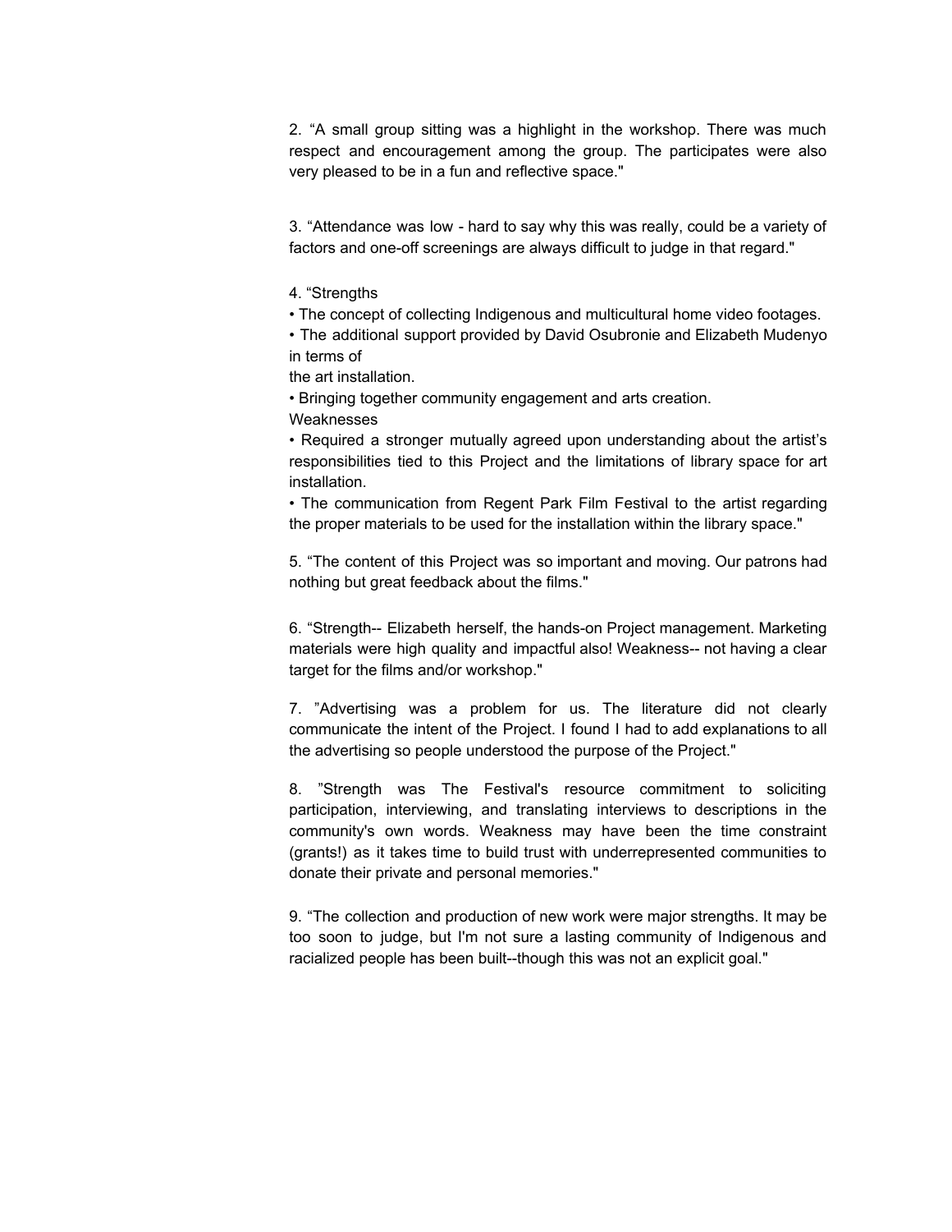2. “A small group sitting was a highlight in the workshop. There was much respect and encouragement among the group. The participates were also very pleased to be in a fun and reflective space."

3. “Attendance was low - hard to say why this was really, could be a variety of factors and one-off screenings are always difficult to judge in that regard."

4. “Strengths

• The concept of collecting Indigenous and multicultural home video footages.

• The additional support provided by David Osubronie and Elizabeth Mudenyo in terms of
the art installation.

• Bringing together community engagement and arts creation.

Weaknesses

• Required a stronger mutually agreed upon understanding about the artist’s responsibilities tied to this Project and the limitations of library space for art installation.

• The communication from Regent Park Film Festival to the artist regarding the proper materials to be used for the installation within the library space."

5. “The content of this Project was so important and moving. Our patrons had nothing but great feedback about the films."

6. “Strength-- Elizabeth herself, the hands-on Project management. Marketing materials were high quality and impactful also! Weakness-- not having a clear target for the films and/or workshop."

7. ”Advertising was a problem for us. The literature did not clearly communicate the intent of the Project. I found I had to add explanations to all the advertising so people understood the purpose of the Project."

8. ”Strength was The Festival's resource commitment to soliciting participation, interviewing, and translating interviews to descriptions in the community's own words. Weakness may have been the time constraint (grants!) as it takes time to build trust with underrepresented communities to donate their private and personal memories."

9. “The collection and production of new work were major strengths. It may be too soon to judge, but I'm not sure a lasting community of Indigenous and racialized people has been built--though this was not an explicit goal."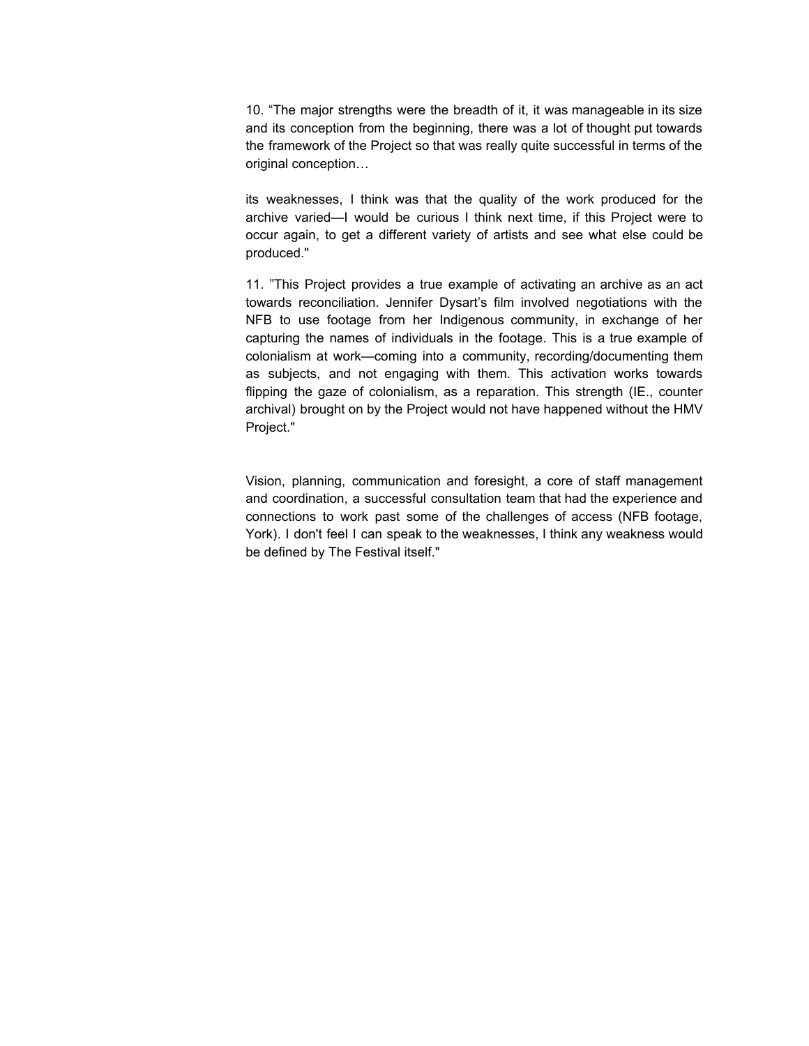10. “The major strengths were the breadth of it, it was manageable in its size and its conception from the beginning, there was a lot of thought put towards the framework of the Project so that was really quite successful in terms of the original conception…

its weaknesses, I think was that the quality of the work produced for the archive varied—I would be curious I think next time, if this Project were to occur again, to get a different variety of artists and see what else could be produced."

11. ”This Project provides a true example of activating an archive as an act towards reconciliation. Jennifer Dysart’s film involved negotiations with the NFB to use footage from her Indigenous community, in exchange of her capturing the names of individuals in the footage. This is a true example of colonialism at work—coming into a community, recording/documenting them as subjects, and not engaging with them. This activation works towards flipping the gaze of colonialism, as a reparation. This strength (IE., counter archival) brought on by the Project would not have happened without the HMV Project."

Vision, planning, communication and foresight, a core of staff management and coordination, a successful consultation team that had the experience and connections to work past some of the challenges of access (NFB footage, York). I don't feel I can speak to the weaknesses, I think any weakness would be defined by The Festival itself."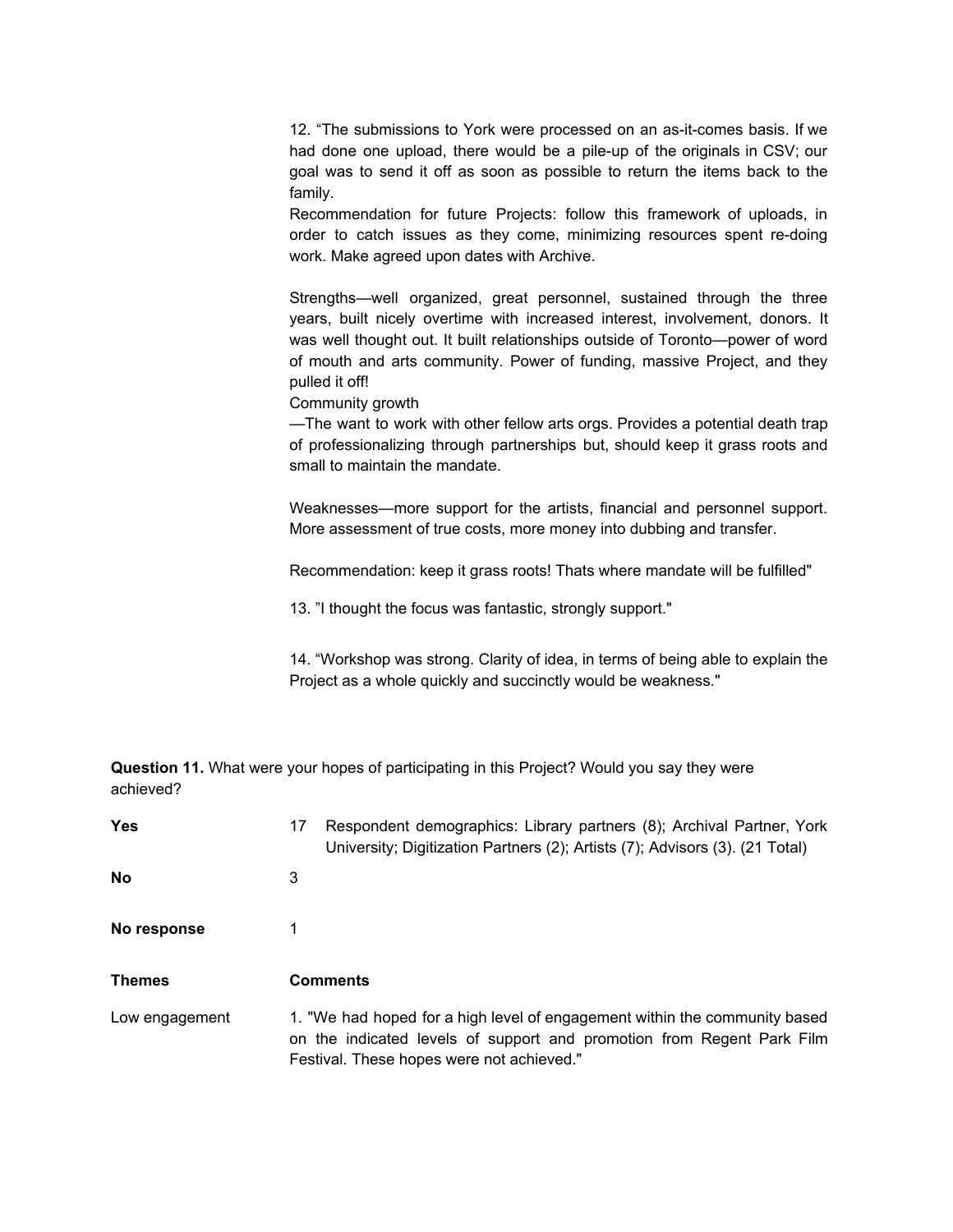12. “The submissions to York were processed on an as-it-comes basis. If we had done one upload, there would be a pile-up of the originals in CSV; our goal was to send it off as soon as possible to return the items back to the family.
Recommendation for future Projects: follow this framework of uploads, in order to catch issues as they come, minimizing resources spent re-doing work. Make agreed upon dates with Archive.

Strengths—well organized, great personnel, sustained through the three years, built nicely overtime with increased interest, involvement, donors. It was well thought out. It built relationships outside of Toronto—power of word of mouth and arts community. Power of funding, massive Project, and they pulled it off!
Community growth
—The want to work with other fellow arts orgs. Provides a potential death trap of professionalizing through partnerships but, should keep it grass roots and small to maintain the mandate.

Weaknesses—more support for the artists, financial and personnel support. More assessment of true costs, more money into dubbing and transfer.

Recommendation: keep it grass roots! Thats where mandate will be fulfilled"

13. ”I thought the focus was fantastic, strongly support."

14. “Workshop was strong. Clarity of idea, in terms of being able to explain the Project as a whole quickly and succinctly would be weakness."

**Question 11.** What were your hopes of participating in this Project? Would you say they were achieved?

| | | |
|---|---|---|
| **Yes** | 17 | Respondent demographics: Library partners (8); Archival Partner, York University; Digitization Partners (2); Artists (7); Advisors (3). (21 Total) |
| **No** | 3 | |
| **No response** | 1 | |

| **Themes** | **Comments** |
|---|---|
| Low engagement | 1. "We had hoped for a high level of engagement within the community based on the indicated levels of support and promotion from Regent Park Film Festival. These hopes were not achieved." |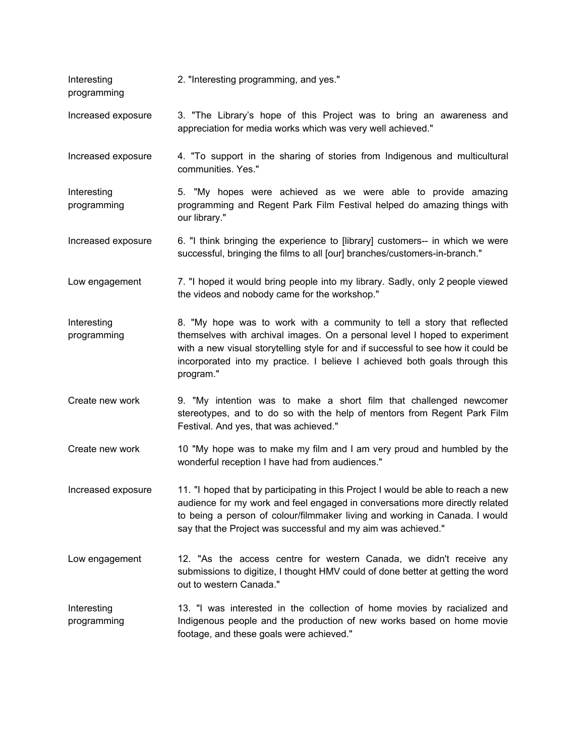| | |
|---|---|
| Interesting programming | 2. "Interesting programming, and yes." |
| Increased exposure | 3. "The Library's hope of this Project was to bring an awareness and appreciation for media works which was very well achieved." |
| Increased exposure | 4. "To support in the sharing of stories from Indigenous and multicultural communities. Yes." |
| Interesting programming | 5. "My hopes were achieved as we were able to provide amazing programming and Regent Park Film Festival helped do amazing things with our library." |
| Increased exposure | 6. "I think bringing the experience to [library] customers-- in which we were successful, bringing the films to all [our] branches/customers-in-branch." |
| Low engagement | 7. "I hoped it would bring people into my library. Sadly, only 2 people viewed the videos and nobody came for the workshop." |
| Interesting programming | 8. "My hope was to work with a community to tell a story that reflected themselves with archival images. On a personal level I hoped to experiment with a new visual storytelling style for and if successful to see how it could be incorporated into my practice. I believe I achieved both goals through this program." |
| Create new work | 9. "My intention was to make a short film that challenged newcomer stereotypes, and to do so with the help of mentors from Regent Park Film Festival. And yes, that was achieved." |
| Create new work | 10 "My hope was to make my film and I am very proud and humbled by the wonderful reception I have had from audiences." |
| Increased exposure | 11. "I hoped that by participating in this Project I would be able to reach a new audience for my work and feel engaged in conversations more directly related to being a person of colour/filmmaker living and working in Canada. I would say that the Project was successful and my aim was achieved." |
| Low engagement | 12. "As the access centre for western Canada, we didn't receive any submissions to digitize, I thought HMV could of done better at getting the word out to western Canada." |
| Interesting programming | 13. "I was interested in the collection of home movies by racialized and Indigenous people and the production of new works based on home movie footage, and these goals were achieved." |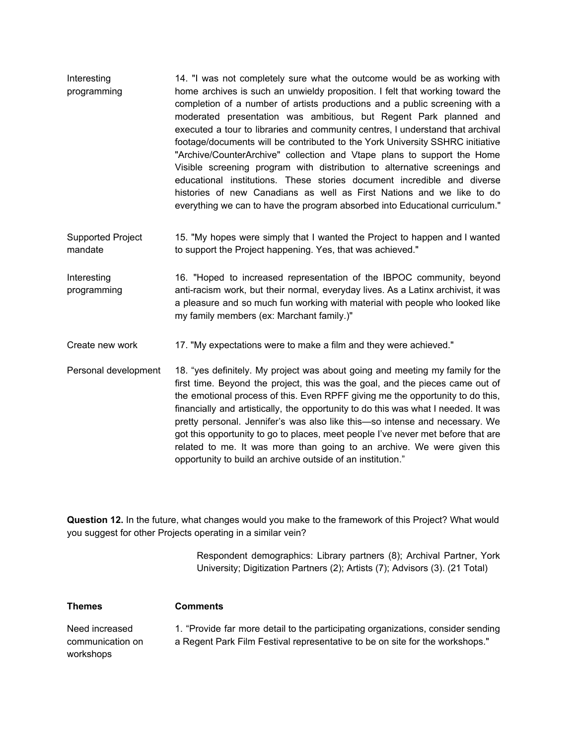| | |
|---|---|
| Interesting programming | 14. "I was not completely sure what the outcome would be as working with home archives is such an unwieldy proposition. I felt that working toward the completion of a number of artists productions and a public screening with a moderated presentation was ambitious, but Regent Park planned and executed a tour to libraries and community centres, I understand that archival footage/documents will be contributed to the York University SSHRC initiative "Archive/CounterArchive" collection and Vtape plans to support the Home Visible screening program with distribution to alternative screenings and educational institutions. These stories document incredible and diverse histories of new Canadians as well as First Nations and we like to do everything we can to have the program absorbed into Educational curriculum." |
| Supported Project mandate | 15. "My hopes were simply that I wanted the Project to happen and I wanted to support the Project happening. Yes, that was achieved." |
| Interesting programming | 16. "Hoped to increased representation of the IBPOC community, beyond anti-racism work, but their normal, everyday lives. As a Latinx archivist, it was a pleasure and so much fun working with material with people who looked like my family members (ex: Marchant family.)" |
| Create new work | 17. "My expectations were to make a film and they were achieved." |
| Personal development | 18. "yes definitely. My project was about going and meeting my family for the first time. Beyond the project, this was the goal, and the pieces came out of the emotional process of this. Even RPFF giving me the opportunity to do this, financially and artistically, the opportunity to do this was what I needed. It was pretty personal. Jennifer's was also like this—so intense and necessary. We got this opportunity to go to places, meet people I've never met before that are related to me. It was more than going to an archive. We were given this opportunity to build an archive outside of an institution." |

**Question 12.** In the future, what changes would you make to the framework of this Project? What would you suggest for other Projects operating in a similar vein?

Respondent demographics: Library partners (8); Archival Partner, York University; Digitization Partners (2); Artists (7); Advisors (3). (21 Total)

| **Themes** | **Comments** |
|---|---|
| Need increased communication on workshops | 1. "Provide far more detail to the participating organizations, consider sending a Regent Park Film Festival representative to be on site for the workshops." |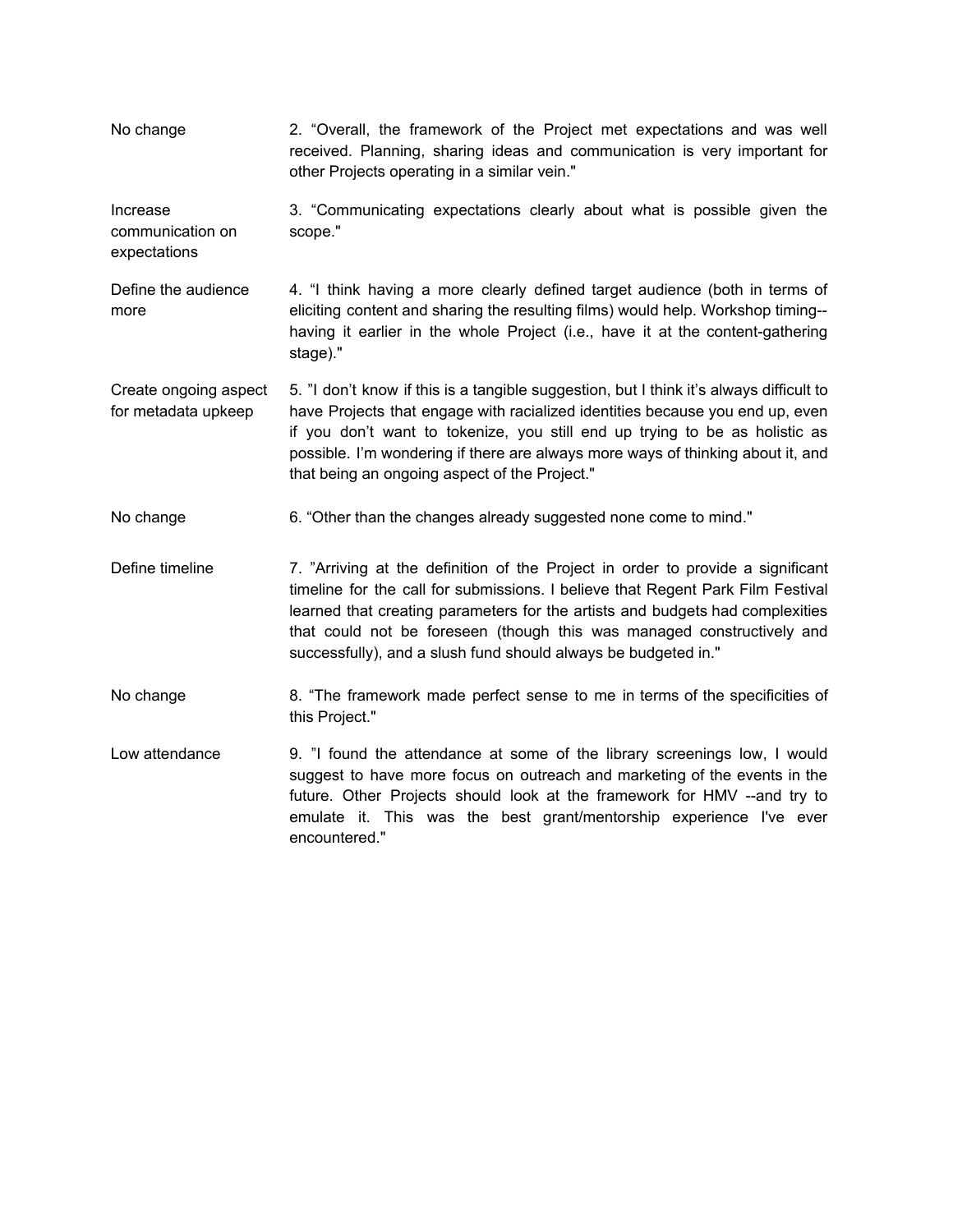| | |
|---|---|
| No change | 2. “Overall, the framework of the Project met expectations and was well received. Planning, sharing ideas and communication is very important for other Projects operating in a similar vein." |
| Increase communication on expectations | 3. “Communicating expectations clearly about what is possible given the scope." |
| Define the audience more | 4. “I think having a more clearly defined target audience (both in terms of eliciting content and sharing the resulting films) would help. Workshop timing--having it earlier in the whole Project (i.e., have it at the content-gathering stage)." |
| Create ongoing aspect for metadata upkeep | 5. ”I don’t know if this is a tangible suggestion, but I think it’s always difficult to have Projects that engage with racialized identities because you end up, even if you don’t want to tokenize, you still end up trying to be as holistic as possible. I’m wondering if there are always more ways of thinking about it, and that being an ongoing aspect of the Project." |
| No change | 6. “Other than the changes already suggested none come to mind." |
| Define timeline | 7. ”Arriving at the definition of the Project in order to provide a significant timeline for the call for submissions. I believe that Regent Park Film Festival learned that creating parameters for the artists and budgets had complexities that could not be foreseen (though this was managed constructively and successfully), and a slush fund should always be budgeted in." |
| No change | 8. “The framework made perfect sense to me in terms of the specificities of this Project." |
| Low attendance | 9. ”I found the attendance at some of the library screenings low, I would suggest to have more focus on outreach and marketing of the events in the future. Other Projects should look at the framework for HMV --and try to emulate it. This was the best grant/mentorship experience I've ever encountered." |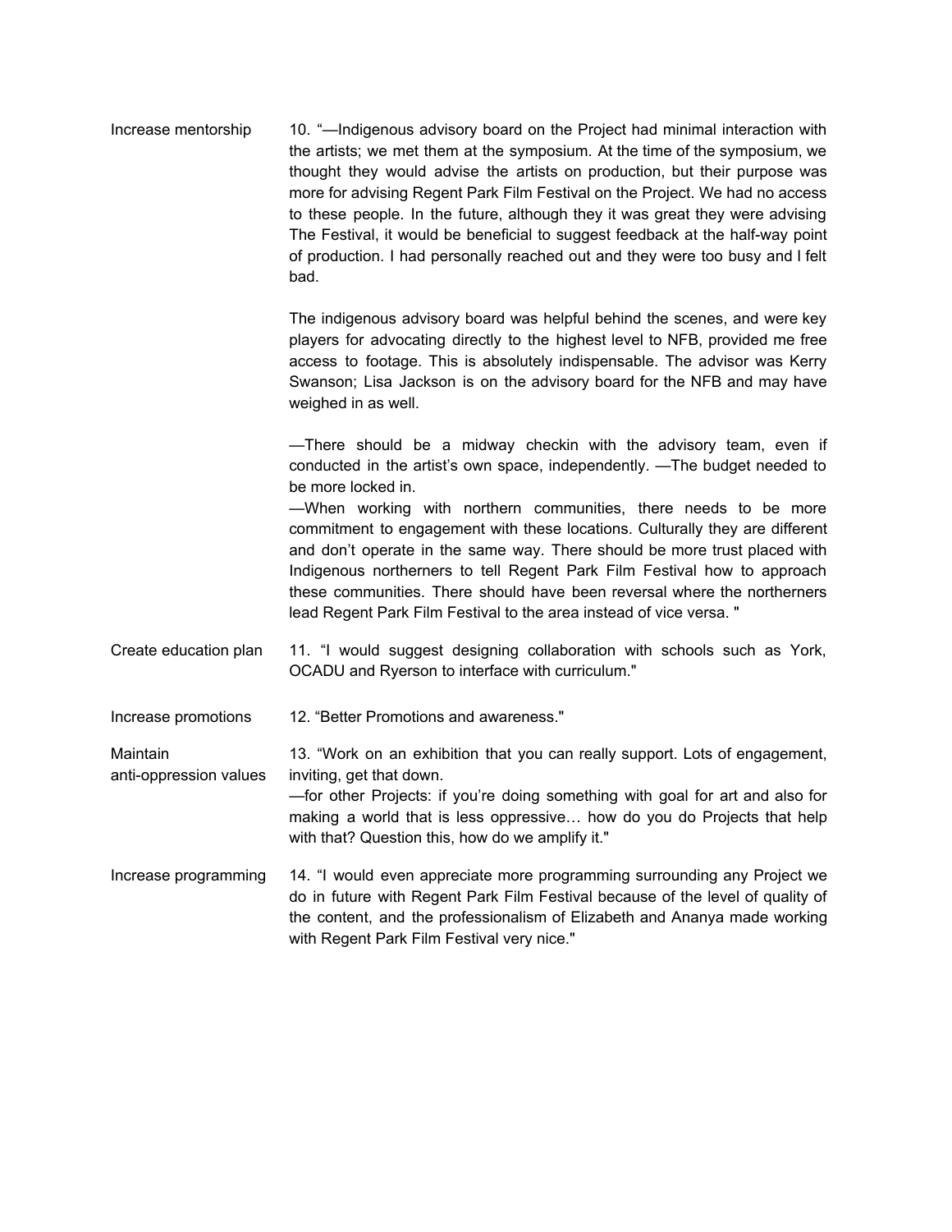| | |
|---|---|
| Increase mentorship | 10. "—Indigenous advisory board on the Project had minimal interaction with the artists; we met them at the symposium. At the time of the symposium, we thought they would advise the artists on production, but their purpose was more for advising Regent Park Film Festival on the Project. We had no access to these people. In the future, although they it was great they were advising The Festival, it would be beneficial to suggest feedback at the half-way point of production. I had personally reached out and they were too busy and I felt bad.<br><br>The indigenous advisory board was helpful behind the scenes, and were key players for advocating directly to the highest level to NFB, provided me free access to footage. This is absolutely indispensable. The advisor was Kerry Swanson; Lisa Jackson is on the advisory board for the NFB and may have weighed in as well.<br><br>—There should be a midway checkin with the advisory team, even if conducted in the artist's own space, independently. —The budget needed to be more locked in.<br>—When working with northern communities, there needs to be more commitment to engagement with these locations. Culturally they are different and don't operate in the same way. There should be more trust placed with Indigenous northerners to tell Regent Park Film Festival how to approach these communities. There should have been reversal where the northerners lead Regent Park Film Festival to the area instead of vice versa. " |
| Create education plan | 11. "I would suggest designing collaboration with schools such as York, OCADU and Ryerson to interface with curriculum." |
| Increase promotions | 12. "Better Promotions and awareness." |
| Maintain anti-oppression values | 13. "Work on an exhibition that you can really support. Lots of engagement, inviting, get that down.<br>—for other Projects: if you're doing something with goal for art and also for making a world that is less oppressive… how do you do Projects that help with that? Question this, how do we amplify it." |
| Increase programming | 14. "I would even appreciate more programming surrounding any Project we do in future with Regent Park Film Festival because of the level of quality of the content, and the professionalism of Elizabeth and Ananya made working with Regent Park Film Festival very nice." |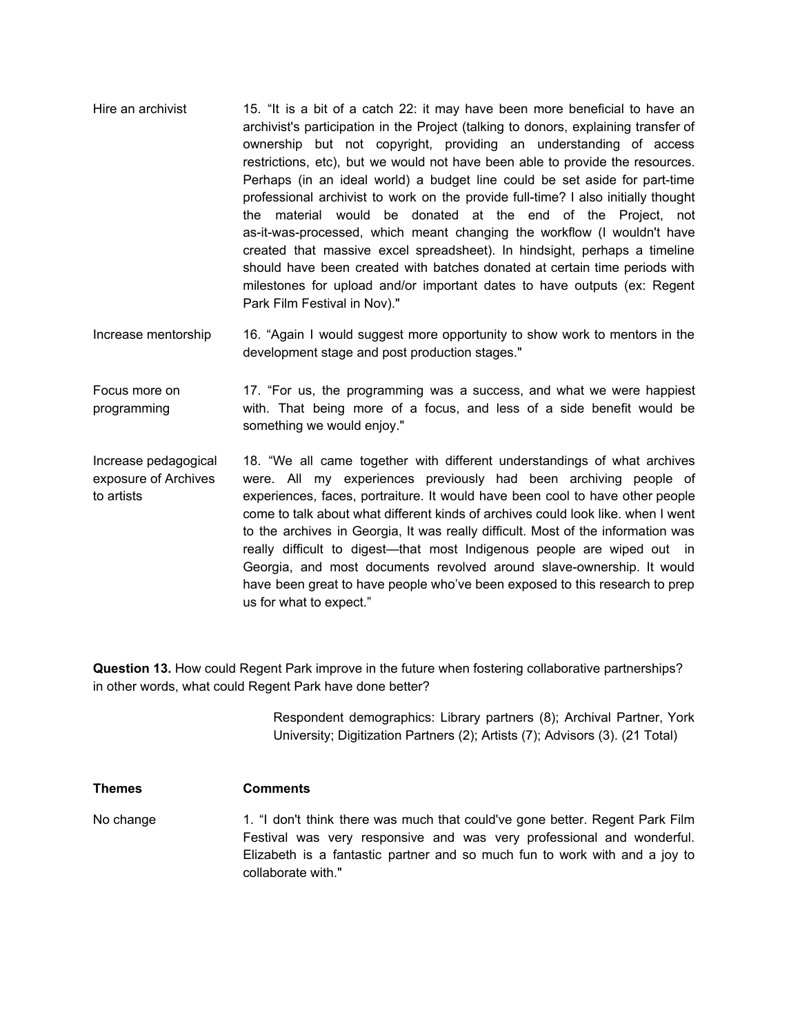| | |
|---|---|
| Hire an archivist | 15. “It is a bit of a catch 22: it may have been more beneficial to have an archivist's participation in the Project (talking to donors, explaining transfer of ownership but not copyright, providing an understanding of access restrictions, etc), but we would not have been able to provide the resources. Perhaps (in an ideal world) a budget line could be set aside for part-time professional archivist to work on the provide full-time? I also initially thought the material would be donated at the end of the Project, not as-it-was-processed, which meant changing the workflow (I wouldn't have created that massive excel spreadsheet). In hindsight, perhaps a timeline should have been created with batches donated at certain time periods with milestones for upload and/or important dates to have outputs (ex: Regent Park Film Festival in Nov)." |
| Increase mentorship | 16. “Again I would suggest more opportunity to show work to mentors in the development stage and post production stages." |
| Focus more on programming | 17. “For us, the programming was a success, and what we were happiest with. That being more of a focus, and less of a side benefit would be something we would enjoy." |
| Increase pedagogical exposure of Archives to artists | 18. “We all came together with different understandings of what archives were. All my experiences previously had been archiving people of experiences, faces, portraiture. It would have been cool to have other people come to talk about what different kinds of archives could look like. when I went to the archives in Georgia, It was really difficult. Most of the information was really difficult to digest—that most Indigenous people are wiped out in Georgia, and most documents revolved around slave-ownership. It would have been great to have people who’ve been exposed to this research to prep us for what to expect.” |

**Question 13.** How could Regent Park improve in the future when fostering collaborative partnerships? in other words, what could Regent Park have done better?

Respondent demographics: Library partners (8); Archival Partner, York University; Digitization Partners (2); Artists (7); Advisors (3). (21 Total)

| **Themes** | **Comments** |
|---|---|
| No change | 1. “I don't think there was much that could've gone better. Regent Park Film Festival was very responsive and was very professional and wonderful. Elizabeth is a fantastic partner and so much fun to work with and a joy to collaborate with." |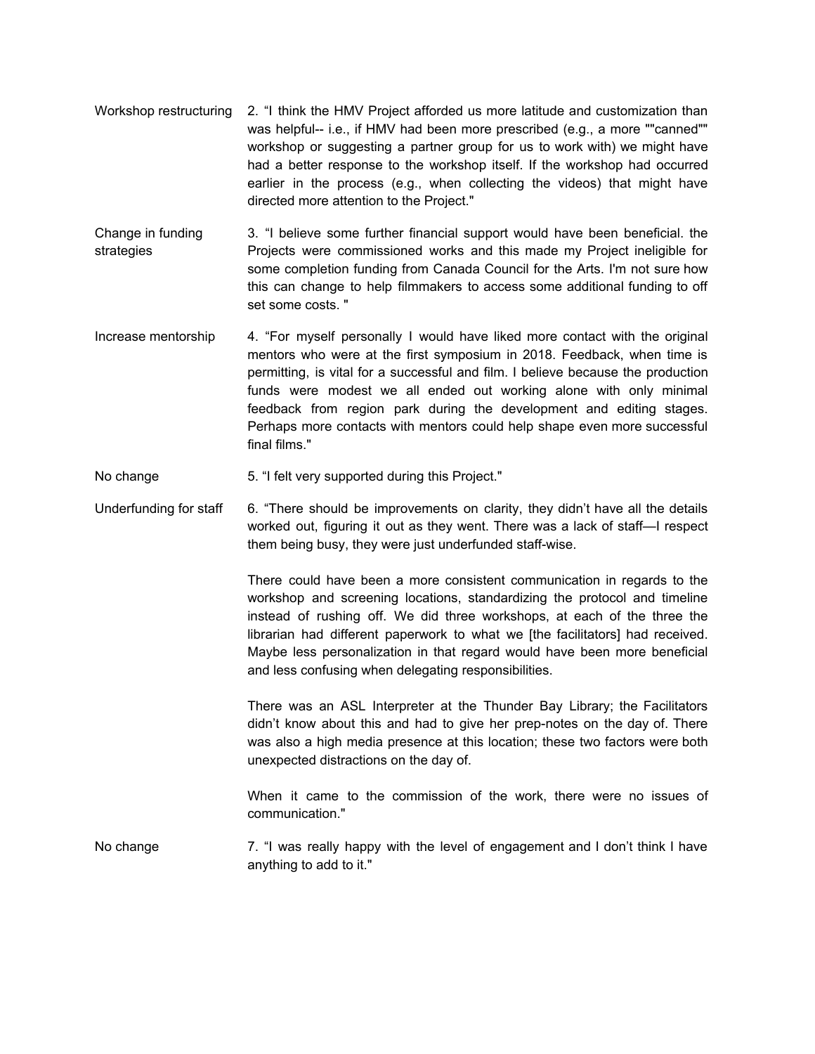| | |
|---|---|
| Workshop restructuring | 2. "I think the HMV Project afforded us more latitude and customization than was helpful-- i.e., if HMV had been more prescribed (e.g., a more ""canned"" workshop or suggesting a partner group for us to work with) we might have had a better response to the workshop itself. If the workshop had occurred earlier in the process (e.g., when collecting the videos) that might have directed more attention to the Project." |
| Change in funding strategies | 3. "I believe some further financial support would have been beneficial. the Projects were commissioned works and this made my Project ineligible for some completion funding from Canada Council for the Arts. I'm not sure how this can change to help filmmakers to access some additional funding to off set some costs. " |
| Increase mentorship | 4. "For myself personally I would have liked more contact with the original mentors who were at the first symposium in 2018. Feedback, when time is permitting, is vital for a successful and film. I believe because the production funds were modest we all ended out working alone with only minimal feedback from region park during the development and editing stages. Perhaps more contacts with mentors could help shape even more successful final films." |
| No change | 5. "I felt very supported during this Project." |
| Underfunding for staff | 6. "There should be improvements on clarity, they didn't have all the details worked out, figuring it out as they went. There was a lack of staff—I respect them being busy, they were just underfunded staff-wise.<br><br>There could have been a more consistent communication in regards to the workshop and screening locations, standardizing the protocol and timeline instead of rushing off. We did three workshops, at each of the three the librarian had different paperwork to what we [the facilitators] had received. Maybe less personalization in that regard would have been more beneficial and less confusing when delegating responsibilities.<br><br>There was an ASL Interpreter at the Thunder Bay Library; the Facilitators didn't know about this and had to give her prep-notes on the day of. There was also a high media presence at this location; these two factors were both unexpected distractions on the day of.<br><br>When it came to the commission of the work, there were no issues of communication." |
| No change | 7. "I was really happy with the level of engagement and I don't think I have anything to add to it." |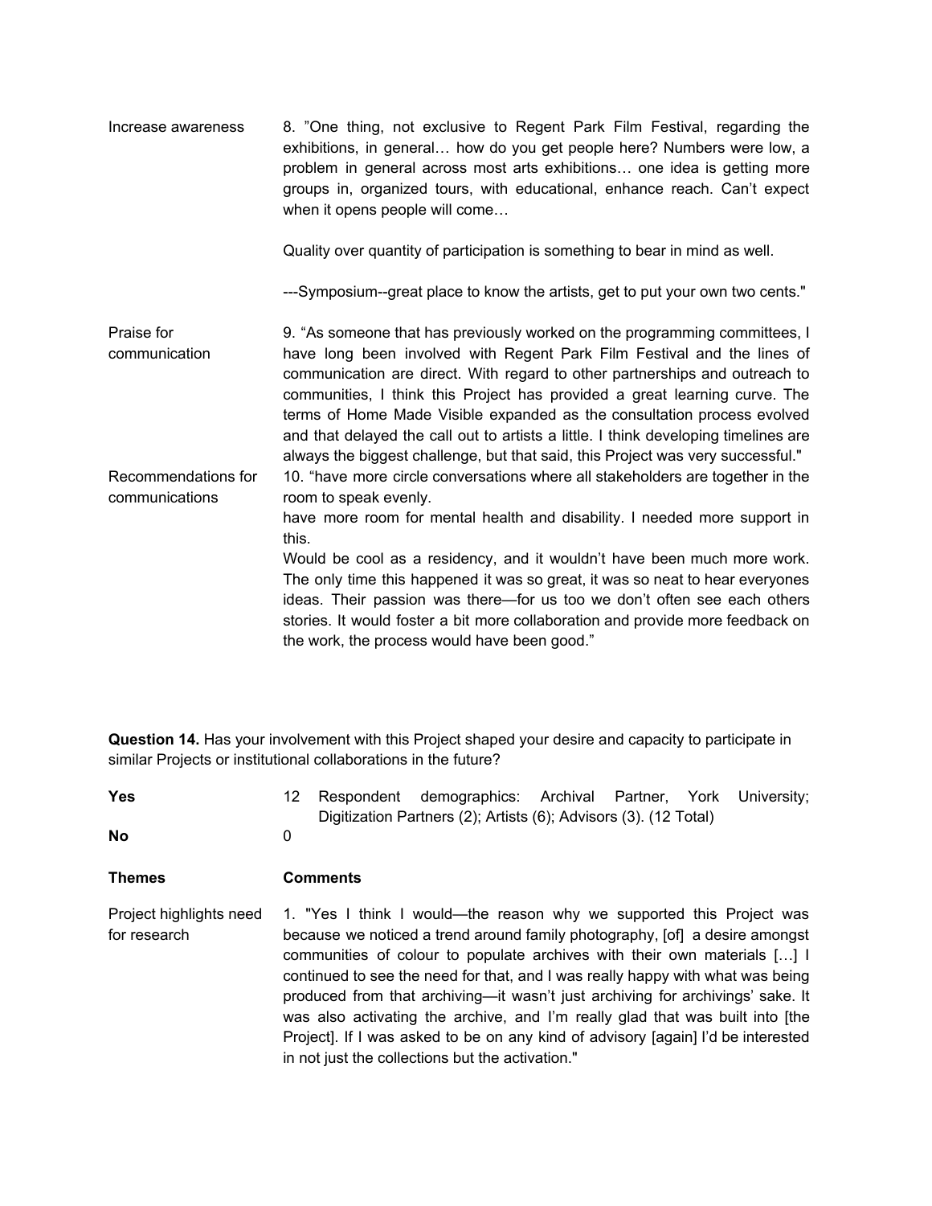| | |
|---|---|
| Increase awareness | 8. "One thing, not exclusive to Regent Park Film Festival, regarding the exhibitions, in general… how do you get people here? Numbers were low, a problem in general across most arts exhibitions… one idea is getting more groups in, organized tours, with educational, enhance reach. Can't expect when it opens people will come…<br><br>Quality over quantity of participation is something to bear in mind as well.<br><br>---Symposium--great place to know the artists, get to put your own two cents." |
| Praise for communication | 9. "As someone that has previously worked on the programming committees, I have long been involved with Regent Park Film Festival and the lines of communication are direct. With regard to other partnerships and outreach to communities, I think this Project has provided a great learning curve. The terms of Home Made Visible expanded as the consultation process evolved and that delayed the call out to artists a little. I think developing timelines are always the biggest challenge, but that said, this Project was very successful." |
| Recommendations for communications | 10. "have more circle conversations where all stakeholders are together in the room to speak evenly.<br>have more room for mental health and disability. I needed more support in this.<br>Would be cool as a residency, and it wouldn't have been much more work. The only time this happened it was so great, it was so neat to hear everyones ideas. Their passion was there—for us too we don't often see each others stories. It would foster a bit more collaboration and provide more feedback on the work, the process would have been good." |

**Question 14.** Has your involvement with this Project shaped your desire and capacity to participate in similar Projects or institutional collaborations in the future?

| | | |
|---|---|---|
| **Yes** | 12 | Respondent demographics: Archival Partner, York University; Digitization Partners (2); Artists (6); Advisors (3). (12 Total) |
| **No** | 0 | |

| **Themes** | **Comments** |
|---|---|
| Project highlights need for research | 1. "Yes I think I would—the reason why we supported this Project was because we noticed a trend around family photography, [of] a desire amongst communities of colour to populate archives with their own materials […] I continued to see the need for that, and I was really happy with what was being produced from that archiving—it wasn't just archiving for archivings' sake. It was also activating the archive, and I'm really glad that was built into [the Project]. If I was asked to be on any kind of advisory [again] I'd be interested in not just the collections but the activation." |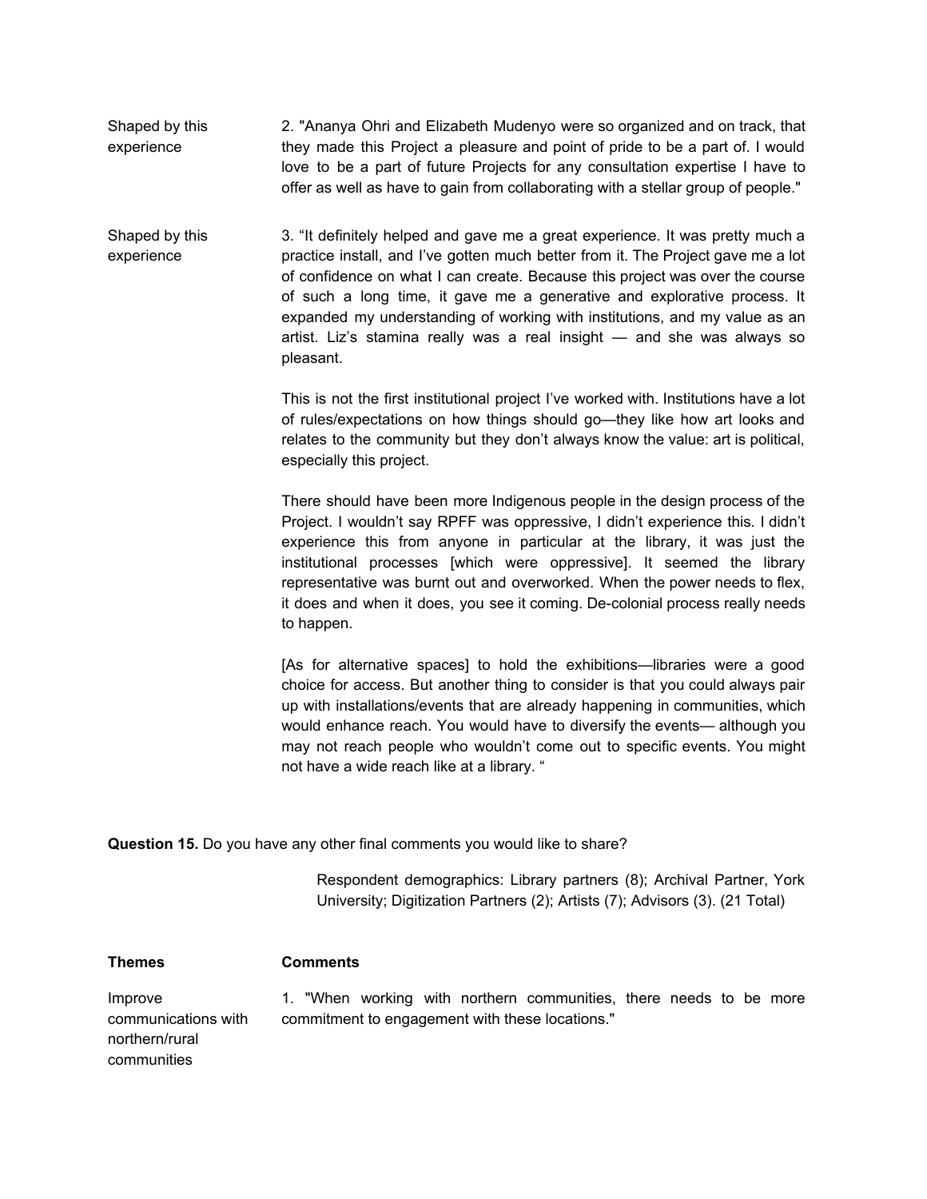| Themes | Comments |
|---|---|
| Shaped by this experience | 2. "Ananya Ohri and Elizabeth Mudenyo were so organized and on track, that they made this Project a pleasure and point of pride to be a part of. I would love to be a part of future Projects for any consultation expertise I have to offer as well as have to gain from collaborating with a stellar group of people." |
| Shaped by this experience | 3. "It definitely helped and gave me a great experience. It was pretty much a practice install, and I've gotten much better from it. The Project gave me a lot of confidence on what I can create. Because this project was over the course of such a long time, it gave me a generative and explorative process. It expanded my understanding of working with institutions, and my value as an artist. Liz's stamina really was a real insight — and she was always so pleasant.<br><br>This is not the first institutional project I've worked with. Institutions have a lot of rules/expectations on how things should go—they like how art looks and relates to the community but they don't always know the value: art is political, especially this project.<br><br>There should have been more Indigenous people in the design process of the Project. I wouldn't say RPFF was oppressive, I didn't experience this. I didn't experience this from anyone in particular at the library, it was just the institutional processes [which were oppressive]. It seemed the library representative was burnt out and overworked. When the power needs to flex, it does and when it does, you see it coming. De-colonial process really needs to happen.<br><br>[As for alternative spaces] to hold the exhibitions—libraries were a good choice for access. But another thing to consider is that you could always pair up with installations/events that are already happening in communities, which would enhance reach. You would have to diversify the events— although you may not reach people who wouldn't come out to specific events. You might not have a wide reach like at a library. " |

**Question 15.** Do you have any other final comments you would like to share?

Respondent demographics: Library partners (8); Archival Partner, York University; Digitization Partners (2); Artists (7); Advisors (3). (21 Total)

| Themes | Comments |
|---|---|
| Improve communications with northern/rural communities | 1. "When working with northern communities, there needs to be more commitment to engagement with these locations." |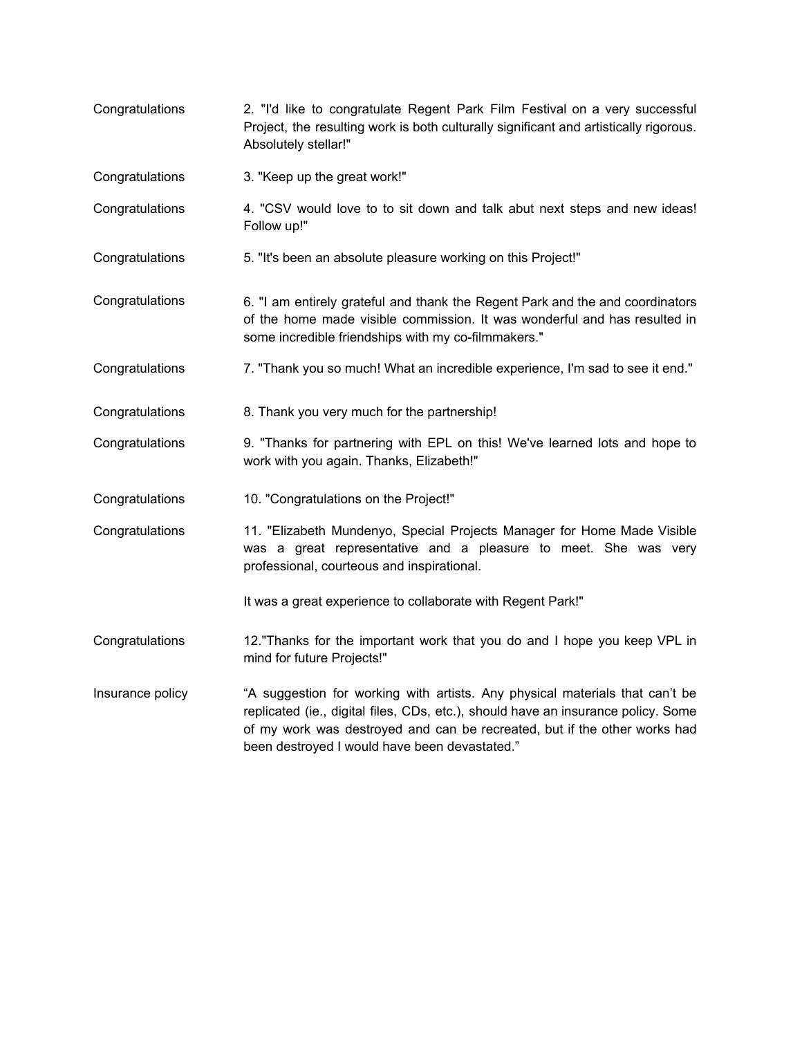| | |
|---|---|
| Congratulations | 2. "I'd like to congratulate Regent Park Film Festival on a very successful Project, the resulting work is both culturally significant and artistically rigorous. Absolutely stellar!" |
| Congratulations | 3. "Keep up the great work!" |
| Congratulations | 4. "CSV would love to to sit down and talk abut next steps and new ideas! Follow up!" |
| Congratulations | 5. "It's been an absolute pleasure working on this Project!" |
| Congratulations | 6. "I am entirely grateful and thank the Regent Park and the and coordinators of the home made visible commission. It was wonderful and has resulted in some incredible friendships with my co-filmmakers." |
| Congratulations | 7. "Thank you so much! What an incredible experience, I'm sad to see it end." |
| Congratulations | 8. Thank you very much for the partnership! |
| Congratulations | 9. "Thanks for partnering with EPL on this! We've learned lots and hope to work with you again. Thanks, Elizabeth!" |
| Congratulations | 10. "Congratulations on the Project!" |
| Congratulations | 11. "Elizabeth Mundenyo, Special Projects Manager for Home Made Visible was a great representative and a pleasure to meet. She was very professional, courteous and inspirational.<br><br>It was a great experience to collaborate with Regent Park!" |
| Congratulations | 12."Thanks for the important work that you do and I hope you keep VPL in mind for future Projects!" |
| Insurance policy | "A suggestion for working with artists. Any physical materials that can't be replicated (ie., digital files, CDs, etc.), should have an insurance policy. Some of my work was destroyed and can be recreated, but if the other works had been destroyed I would have been devastated." |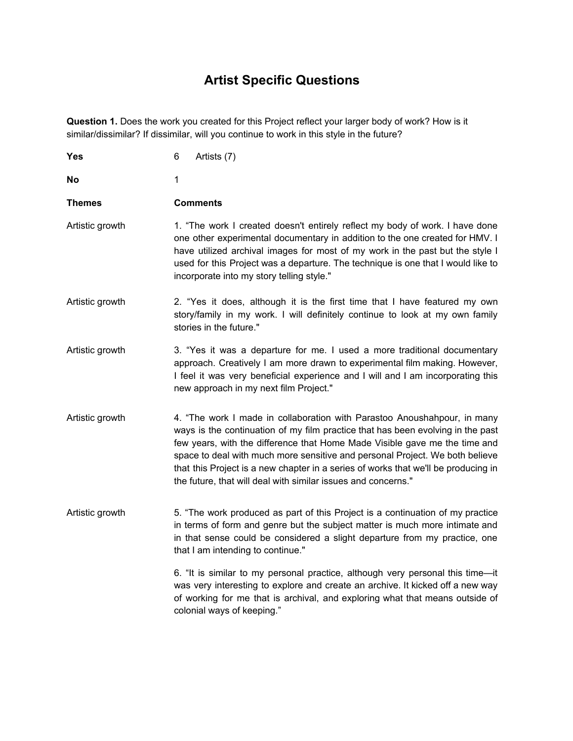# Artist Specific Questions

**Question 1.** Does the work you created for this Project reflect your larger body of work? How is it similar/dissimilar? If dissimilar, will you continue to work in this style in the future?

| | |
|---|---|
| **Yes** | 6 Artists (7) |
| **No** | 1 |
| **Themes** | **Comments** |
| Artistic growth | 1. "The work I created doesn't entirely reflect my body of work. I have done one other experimental documentary in addition to the one created for HMV. I have utilized archival images for most of my work in the past but the style I used for this Project was a departure. The technique is one that I would like to incorporate into my story telling style." |
| Artistic growth | 2. "Yes it does, although it is the first time that I have featured my own story/family in my work. I will definitely continue to look at my own family stories in the future." |
| Artistic growth | 3. "Yes it was a departure for me. I used a more traditional documentary approach. Creatively I am more drawn to experimental film making. However, I feel it was very beneficial experience and I will and I am incorporating this new approach in my next film Project." |
| Artistic growth | 4. "The work I made in collaboration with Parastoo Anoushahpour, in many ways is the continuation of my film practice that has been evolving in the past few years, with the difference that Home Made Visible gave me the time and space to deal with much more sensitive and personal Project. We both believe that this Project is a new chapter in a series of works that we'll be producing in the future, that will deal with similar issues and concerns." |
| Artistic growth | 5. "The work produced as part of this Project is a continuation of my practice in terms of form and genre but the subject matter is much more intimate and in that sense could be considered a slight departure from my practice, one that I am intending to continue." |
| | 6. "It is similar to my personal practice, although very personal this time—it was very interesting to explore and create an archive. It kicked off a new way of working for me that is archival, and exploring what that means outside of colonial ways of keeping." |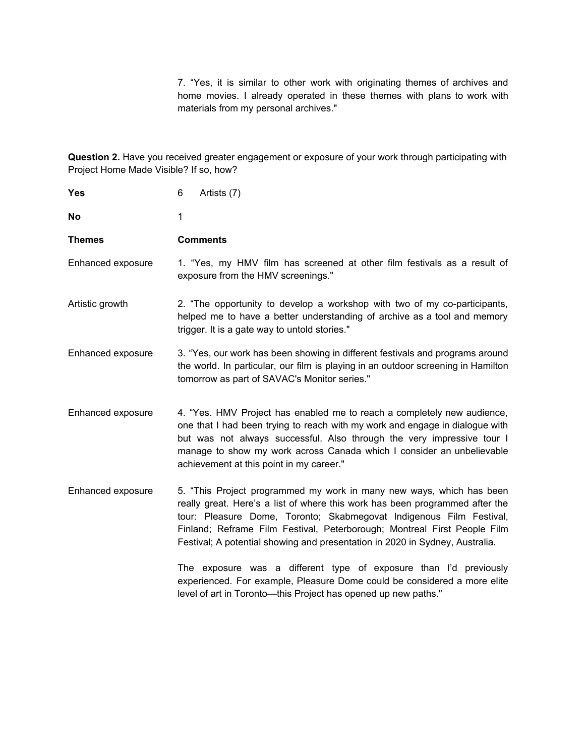7. “Yes, it is similar to other work with originating themes of archives and home movies. I already operated in these themes with plans to work with materials from my personal archives."

**Question 2.** Have you received greater engagement or exposure of your work through participating with Project Home Made Visible? If so, how?

| **Yes** | 6 Artists (7) |
|---|---|
| **No** | 1 |
| **Themes** | **Comments** |
| Enhanced exposure | 1. “Yes, my HMV film has screened at other film festivals as a result of exposure from the HMV screenings." |
| Artistic growth | 2. “The opportunity to develop a workshop with two of my co-participants, helped me to have a better understanding of archive as a tool and memory trigger. It is a gate way to untold stories." |
| Enhanced exposure | 3. “Yes, our work has been showing in different festivals and programs around the world. In particular, our film is playing in an outdoor screening in Hamilton tomorrow as part of SAVAC's Monitor series." |
| Enhanced exposure | 4. “Yes. HMV Project has enabled me to reach a completely new audience, one that I had been trying to reach with my work and engage in dialogue with but was not always successful. Also through the very impressive tour I manage to show my work across Canada which I consider an unbelievable achievement at this point in my career." |
| Enhanced exposure | 5. “This Project programmed my work in many new ways, which has been really great. Here’s a list of where this work has been programmed after the tour: Pleasure Dome, Toronto; Skabmegovat Indigenous Film Festival, Finland; Reframe Film Festival, Peterborough; Montreal First People Film Festival; A potential showing and presentation in 2020 in Sydney, Australia.<br><br>The exposure was a different type of exposure than I’d previously experienced. For example, Pleasure Dome could be considered a more elite level of art in Toronto—this Project has opened up new paths." |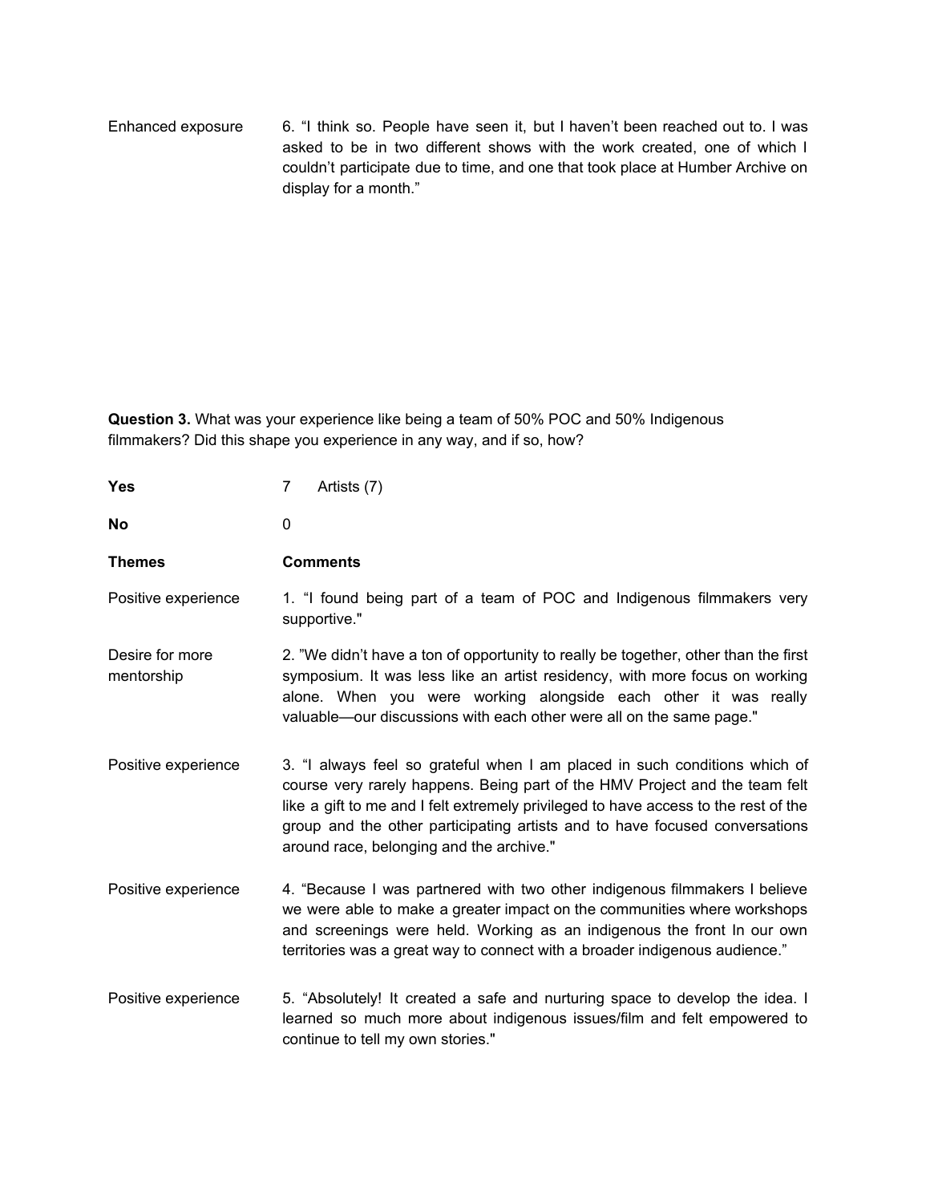| | |
|---|---|
| Enhanced exposure | 6. “I think so. People have seen it, but I haven’t been reached out to. I was asked to be in two different shows with the work created, one of which I couldn’t participate due to time, and one that took place at Humber Archive on display for a month.” |

**Question 3.** What was your experience like being a team of 50% POC and 50% Indigenous filmmakers? Did this shape you experience in any way, and if so, how?

| **Yes** | 7 Artists (7) |
|---|---|
| **No** | 0 |
| **Themes** | **Comments** |
| Positive experience | 1. “I found being part of a team of POC and Indigenous filmmakers very supportive." |
| Desire for more mentorship | 2. ”We didn’t have a ton of opportunity to really be together, other than the first symposium. It was less like an artist residency, with more focus on working alone. When you were working alongside each other it was really valuable—our discussions with each other were all on the same page." |
| Positive experience | 3. “I always feel so grateful when I am placed in such conditions which of course very rarely happens. Being part of the HMV Project and the team felt like a gift to me and I felt extremely privileged to have access to the rest of the group and the other participating artists and to have focused conversations around race, belonging and the archive." |
| Positive experience | 4. “Because I was partnered with two other indigenous filmmakers I believe we were able to make a greater impact on the communities where workshops and screenings were held. Working as an indigenous the front In our own territories was a great way to connect with a broader indigenous audience.” |
| Positive experience | 5. “Absolutely! It created a safe and nurturing space to develop the idea. I learned so much more about indigenous issues/film and felt empowered to continue to tell my own stories." |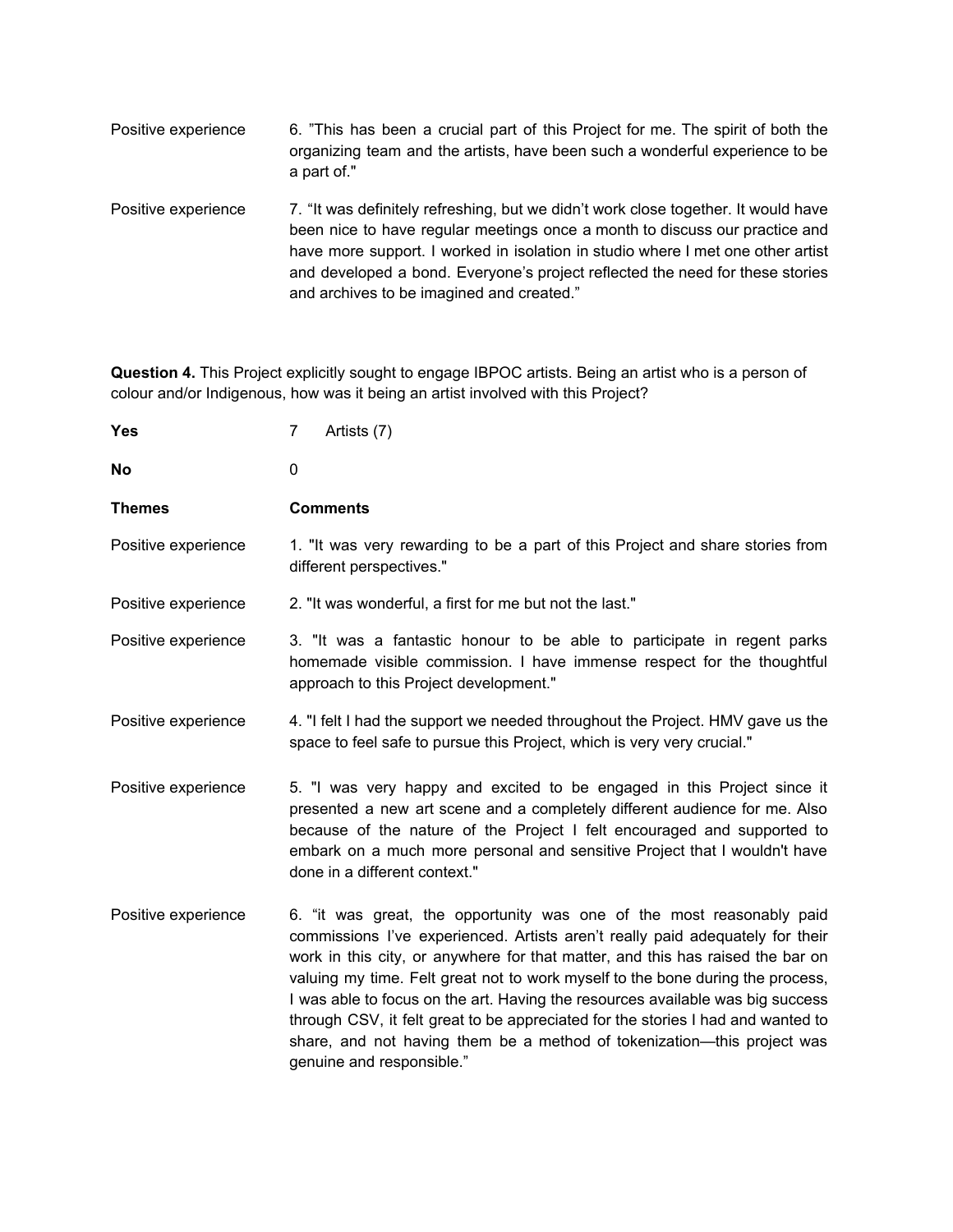| | |
|---|---|
| Positive experience | 6. "This has been a crucial part of this Project for me. The spirit of both the organizing team and the artists, have been such a wonderful experience to be a part of." |
| Positive experience | 7. "It was definitely refreshing, but we didn't work close together. It would have been nice to have regular meetings once a month to discuss our practice and have more support. I worked in isolation in studio where I met one other artist and developed a bond. Everyone's project reflected the need for these stories and archives to be imagined and created." |

**Question 4.** This Project explicitly sought to engage IBPOC artists. Being an artist who is a person of colour and/or Indigenous, how was it being an artist involved with this Project?

| | |
|---|---|
| **Yes** | 7 Artists (7) |
| **No** | 0 |
| **Themes** | **Comments** |
| Positive experience | 1. "It was very rewarding to be a part of this Project and share stories from different perspectives." |
| Positive experience | 2. "It was wonderful, a first for me but not the last." |
| Positive experience | 3. "It was a fantastic honour to be able to participate in regent parks homemade visible commission. I have immense respect for the thoughtful approach to this Project development." |
| Positive experience | 4. "I felt I had the support we needed throughout the Project. HMV gave us the space to feel safe to pursue this Project, which is very very crucial." |
| Positive experience | 5. "I was very happy and excited to be engaged in this Project since it presented a new art scene and a completely different audience for me. Also because of the nature of the Project I felt encouraged and supported to embark on a much more personal and sensitive Project that I wouldn't have done in a different context." |
| Positive experience | 6. "it was great, the opportunity was one of the most reasonably paid commissions I've experienced. Artists aren't really paid adequately for their work in this city, or anywhere for that matter, and this has raised the bar on valuing my time. Felt great not to work myself to the bone during the process, I was able to focus on the art. Having the resources available was big success through CSV, it felt great to be appreciated for the stories I had and wanted to share, and not having them be a method of tokenization—this project was genuine and responsible." |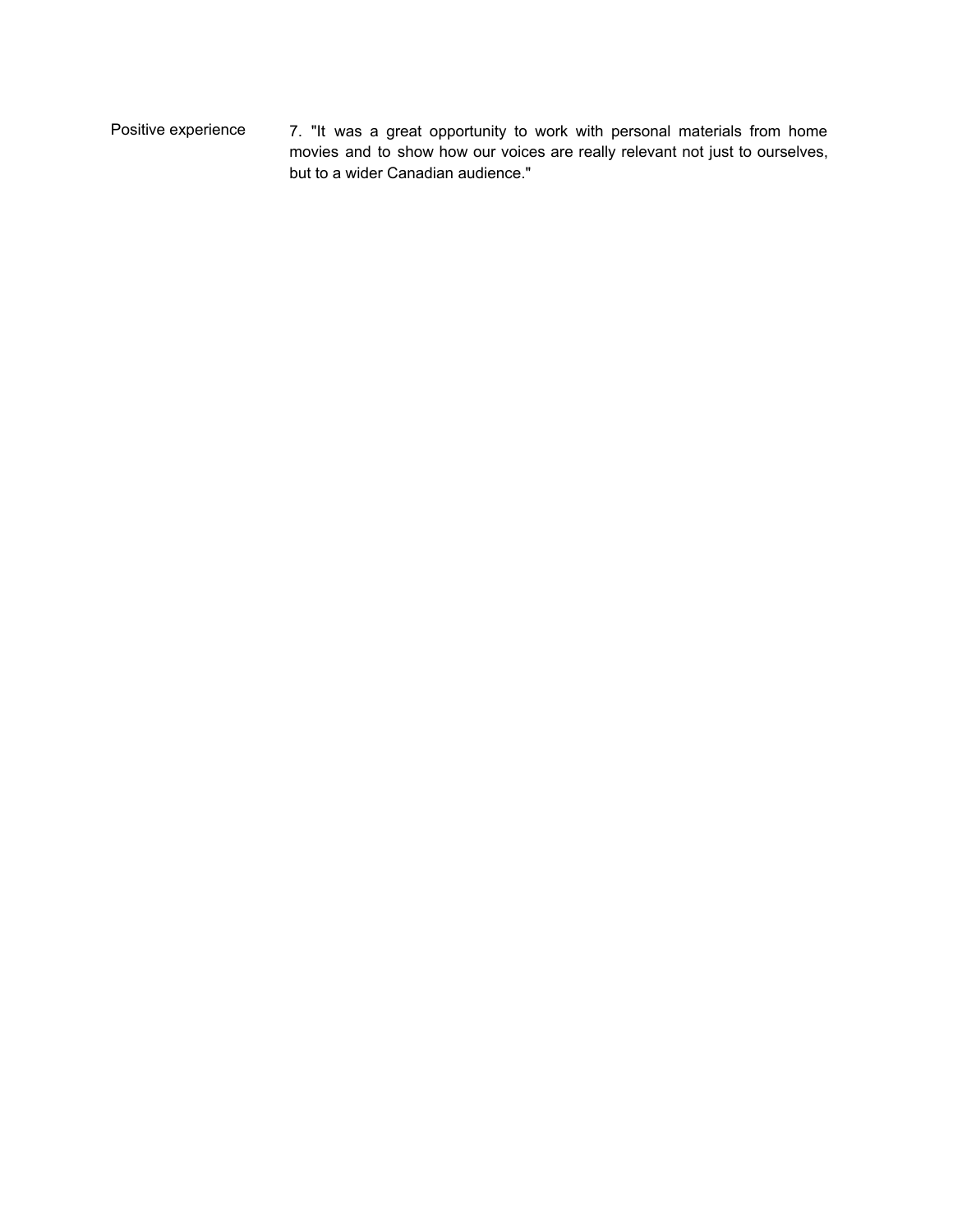| | |
|---|---|
| Positive experience | 7. "It was a great opportunity to work with personal materials from home movies and to show how our voices are really relevant not just to ourselves, but to a wider Canadian audience." |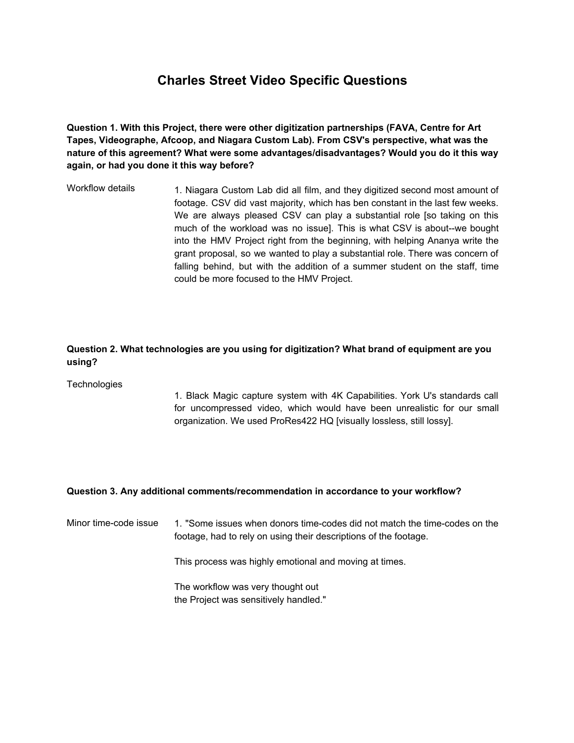# Charles Street Video Specific Questions

**Question 1. With this Project, there were other digitization partnerships (FAVA, Centre for Art Tapes, Videographe, Afcoop, and Niagara Custom Lab). From CSV's perspective, what was the nature of this agreement? What were some advantages/disadvantages? Would you do it this way again, or had you done it this way before?**

| | |
|---|---|
| Workflow details | 1. Niagara Custom Lab did all film, and they digitized second most amount of footage. CSV did vast majority, which has ben constant in the last few weeks. We are always pleased CSV can play a substantial role [so taking on this much of the workload was no issue]. This is what CSV is about--we bought into the HMV Project right from the beginning, with helping Ananya write the grant proposal, so we wanted to play a substantial role. There was concern of falling behind, but with the addition of a summer student on the staff, time could be more focused to the HMV Project. |

**Question 2. What technologies are you using for digitization? What brand of equipment are you using?**

| | |
|---|---|
| Technologies | 1. Black Magic capture system with 4K Capabilities. York U's standards call for uncompressed video, which would have been unrealistic for our small organization. We used ProRes422 HQ [visually lossless, still lossy]. |

**Question 3. Any additional comments/recommendation in accordance to your workflow?**

| | |
|---|---|
| Minor time-code issue | 1. "Some issues when donors time-codes did not match the time-codes on the footage, had to rely on using their descriptions of the footage.<br><br>This process was highly emotional and moving at times.<br><br>The workflow was very thought out<br>the Project was sensitively handled." |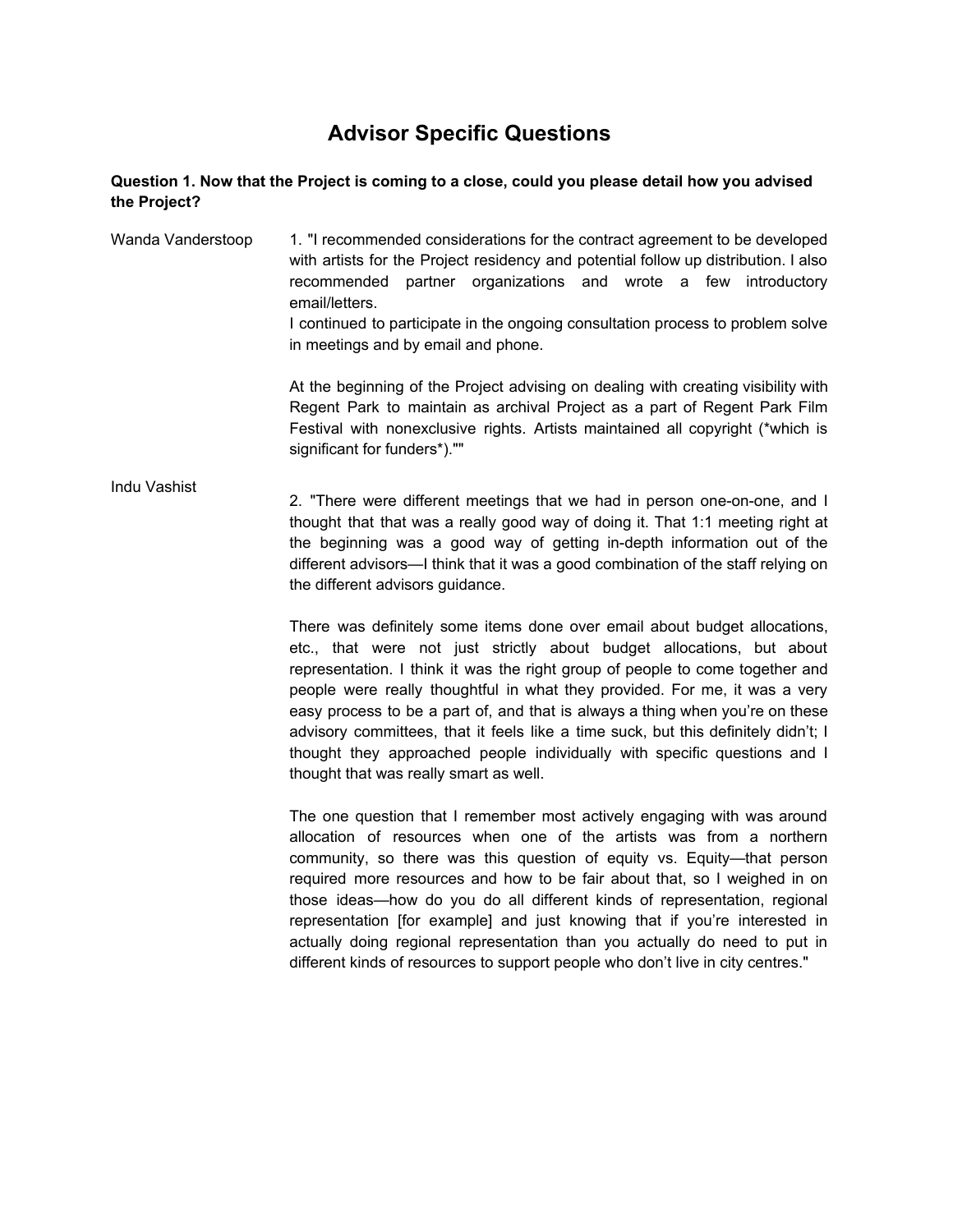# Advisor Specific Questions

**Question 1. Now that the Project is coming to a close, could you please detail how you advised the Project?**

Wanda Vanderstoop

1. "I recommended considerations for the contract agreement to be developed with artists for the Project residency and potential follow up distribution. I also recommended partner organizations and wrote a few introductory email/letters.
I continued to participate in the ongoing consultation process to problem solve in meetings and by email and phone.

At the beginning of the Project advising on dealing with creating visibility with Regent Park to maintain as archival Project as a part of Regent Park Film Festival with nonexclusive rights. Artists maintained all copyright (*which is significant for funders*).""

Indu Vashist

2. "There were different meetings that we had in person one-on-one, and I thought that that was a really good way of doing it. That 1:1 meeting right at the beginning was a good way of getting in-depth information out of the different advisors—I think that it was a good combination of the staff relying on the different advisors guidance.

There was definitely some items done over email about budget allocations, etc., that were not just strictly about budget allocations, but about representation. I think it was the right group of people to come together and people were really thoughtful in what they provided. For me, it was a very easy process to be a part of, and that is always a thing when you're on these advisory committees, that it feels like a time suck, but this definitely didn't; I thought they approached people individually with specific questions and I thought that was really smart as well.

The one question that I remember most actively engaging with was around allocation of resources when one of the artists was from a northern community, so there was this question of equity vs. Equity—that person required more resources and how to be fair about that, so I weighed in on those ideas—how do you do all different kinds of representation, regional representation [for example] and just knowing that if you're interested in actually doing regional representation than you actually do need to put in different kinds of resources to support people who don't live in city centres."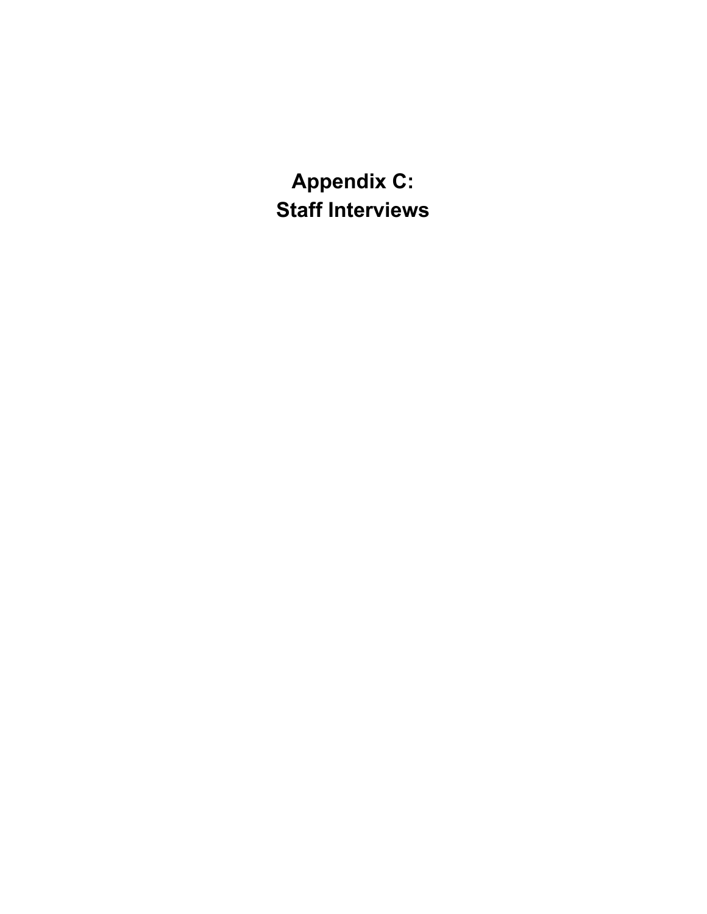# Appendix C:
# Staff Interviews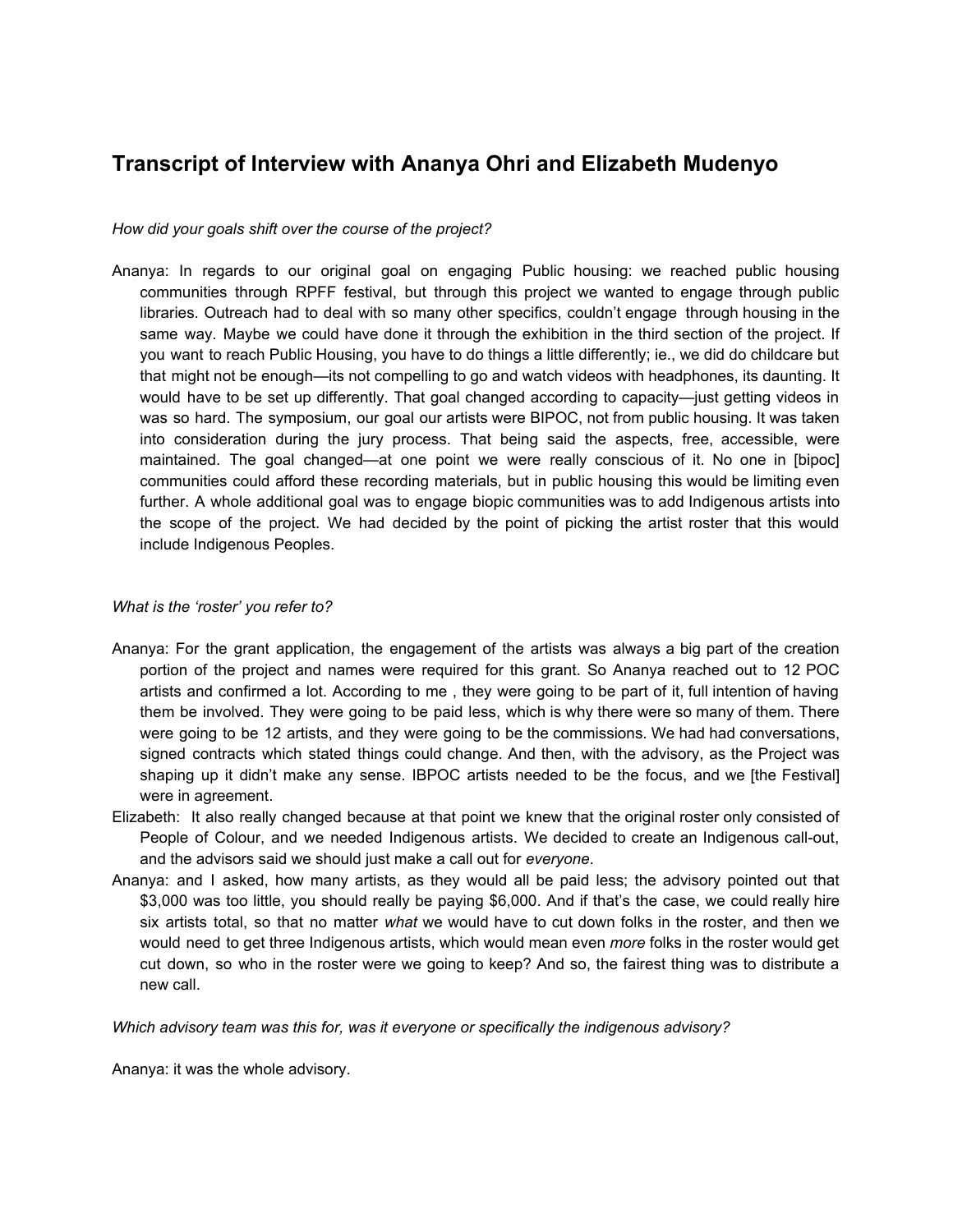## Transcript of Interview with Ananya Ohri and Elizabeth Mudenyo

*How did your goals shift over the course of the project?*

Ananya: In regards to our original goal on engaging Public housing: we reached public housing communities through RPFF festival, but through this project we wanted to engage through public libraries. Outreach had to deal with so many other specifics, couldn't engage through housing in the same way. Maybe we could have done it through the exhibition in the third section of the project. If you want to reach Public Housing, you have to do things a little differently; ie., we did do childcare but that might not be enough—its not compelling to go and watch videos with headphones, its daunting. It would have to be set up differently. That goal changed according to capacity—just getting videos in was so hard. The symposium, our goal our artists were BIPOC, not from public housing. It was taken into consideration during the jury process. That being said the aspects, free, accessible, were maintained. The goal changed—at one point we were really conscious of it. No one in [bipoc] communities could afford these recording materials, but in public housing this would be limiting even further. A whole additional goal was to engage biopic communities was to add Indigenous artists into the scope of the project. We had decided by the point of picking the artist roster that this would include Indigenous Peoples.

*What is the 'roster' you refer to?*

Ananya: For the grant application, the engagement of the artists was always a big part of the creation portion of the project and names were required for this grant. So Ananya reached out to 12 POC artists and confirmed a lot. According to me , they were going to be part of it, full intention of having them be involved. They were going to be paid less, which is why there were so many of them. There were going to be 12 artists, and they were going to be the commissions. We had had conversations, signed contracts which stated things could change. And then, with the advisory, as the Project was shaping up it didn't make any sense. IBPOC artists needed to be the focus, and we [the Festival] were in agreement.

Elizabeth: It also really changed because at that point we knew that the original roster only consisted of People of Colour, and we needed Indigenous artists. We decided to create an Indigenous call-out, and the advisors said we should just make a call out for *everyone*.

Ananya: and I asked, how many artists, as they would all be paid less; the advisory pointed out that $3,000 was too little, you should really be paying $6,000. And if that's the case, we could really hire six artists total, so that no matter *what* we would have to cut down folks in the roster, and then we would need to get three Indigenous artists, which would mean even *more* folks in the roster would get cut down, so who in the roster were we going to keep? And so, the fairest thing was to distribute a new call.

*Which advisory team was this for, was it everyone or specifically the indigenous advisory?*

Ananya: it was the whole advisory.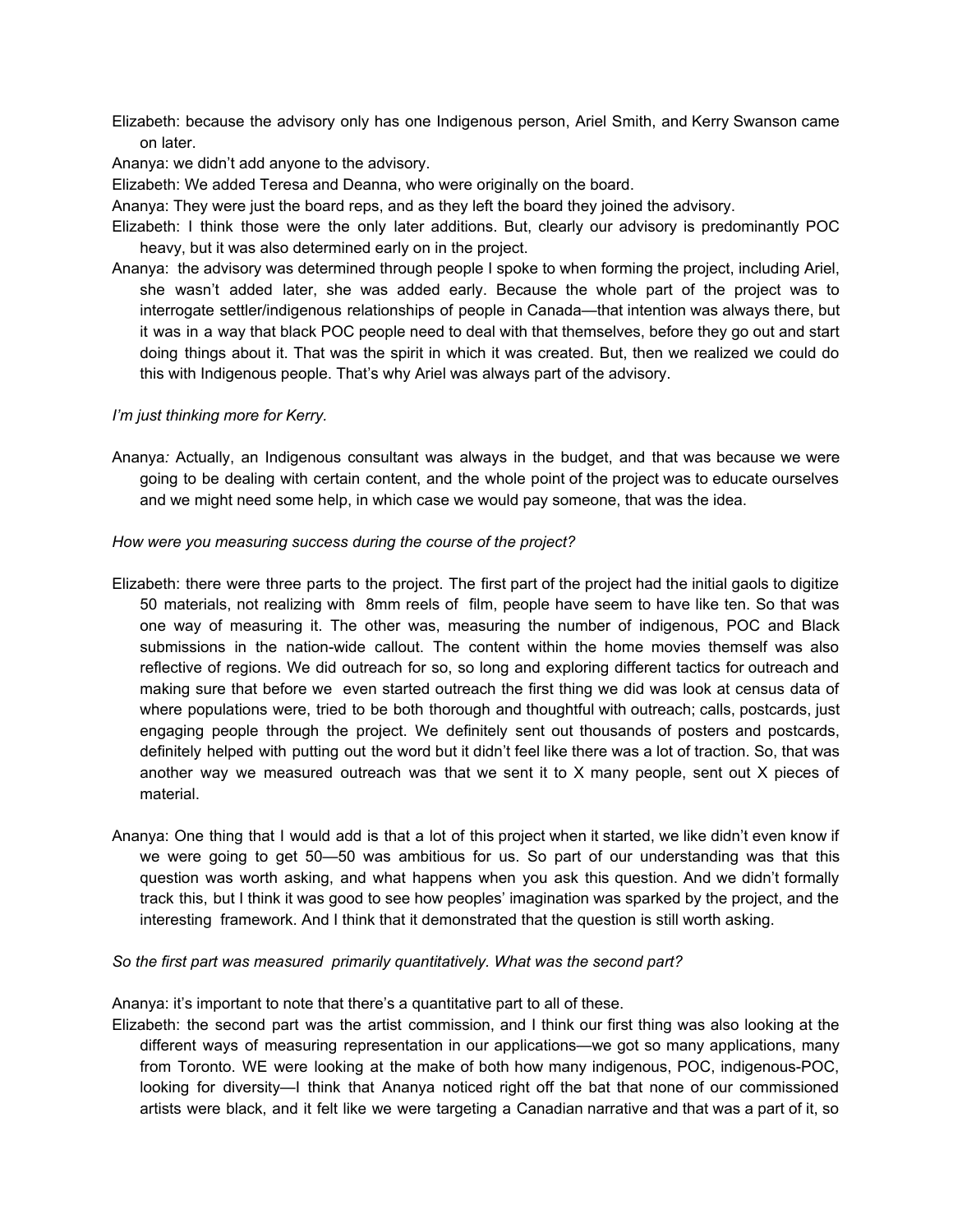Elizabeth: because the advisory only has one Indigenous person, Ariel Smith, and Kerry Swanson came on later.

Ananya: we didn't add anyone to the advisory.

Elizabeth: We added Teresa and Deanna, who were originally on the board.

Ananya: They were just the board reps, and as they left the board they joined the advisory.

Elizabeth: I think those were the only later additions. But, clearly our advisory is predominantly POC heavy, but it was also determined early on in the project.

Ananya: the advisory was determined through people I spoke to when forming the project, including Ariel, she wasn't added later, she was added early. Because the whole part of the project was to interrogate settler/indigenous relationships of people in Canada—that intention was always there, but it was in a way that black POC people need to deal with that themselves, before they go out and start doing things about it. That was the spirit in which it was created. But, then we realized we could do this with Indigenous people. That's why Ariel was always part of the advisory.

*I'm just thinking more for Kerry.*

Ananya*:* Actually, an Indigenous consultant was always in the budget, and that was because we were going to be dealing with certain content, and the whole point of the project was to educate ourselves and we might need some help, in which case we would pay someone, that was the idea.

*How were you measuring success during the course of the project?*

Elizabeth: there were three parts to the project. The first part of the project had the initial gaols to digitize 50 materials, not realizing with 8mm reels of film, people have seem to have like ten. So that was one way of measuring it. The other was, measuring the number of indigenous, POC and Black submissions in the nation-wide callout. The content within the home movies themself was also reflective of regions. We did outreach for so, so long and exploring different tactics for outreach and making sure that before we even started outreach the first thing we did was look at census data of where populations were, tried to be both thorough and thoughtful with outreach; calls, postcards, just engaging people through the project. We definitely sent out thousands of posters and postcards, definitely helped with putting out the word but it didn't feel like there was a lot of traction. So, that was another way we measured outreach was that we sent it to X many people, sent out X pieces of material.

Ananya: One thing that I would add is that a lot of this project when it started, we like didn't even know if we were going to get 50—50 was ambitious for us. So part of our understanding was that this question was worth asking, and what happens when you ask this question. And we didn't formally track this, but I think it was good to see how peoples' imagination was sparked by the project, and the interesting framework. And I think that it demonstrated that the question is still worth asking.

*So the first part was measured primarily quantitatively. What was the second part?*

Ananya: it's important to note that there's a quantitative part to all of these.

Elizabeth: the second part was the artist commission, and I think our first thing was also looking at the different ways of measuring representation in our applications—we got so many applications, many from Toronto. WE were looking at the make of both how many indigenous, POC, indigenous-POC, looking for diversity—I think that Ananya noticed right off the bat that none of our commissioned artists were black, and it felt like we were targeting a Canadian narrative and that was a part of it, so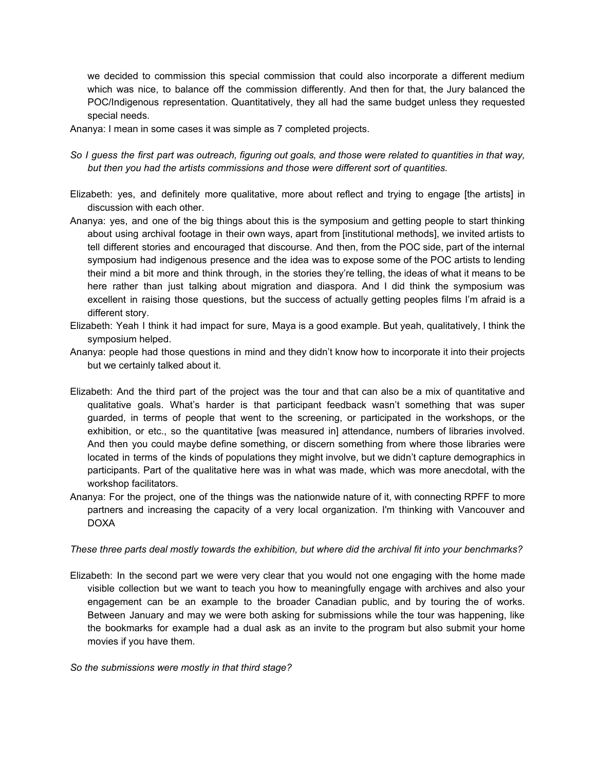we decided to commission this special commission that could also incorporate a different medium which was nice, to balance off the commission differently. And then for that, the Jury balanced the POC/Indigenous representation. Quantitatively, they all had the same budget unless they requested special needs.

Ananya: I mean in some cases it was simple as 7 completed projects.

*So I guess the first part was outreach, figuring out goals, and those were related to quantities in that way, but then you had the artists commissions and those were different sort of quantities.*

Elizabeth: yes, and definitely more qualitative, more about reflect and trying to engage [the artists] in discussion with each other.

Ananya: yes, and one of the big things about this is the symposium and getting people to start thinking about using archival footage in their own ways, apart from [institutional methods], we invited artists to tell different stories and encouraged that discourse. And then, from the POC side, part of the internal symposium had indigenous presence and the idea was to expose some of the POC artists to lending their mind a bit more and think through, in the stories they're telling, the ideas of what it means to be here rather than just talking about migration and diaspora. And I did think the symposium was excellent in raising those questions, but the success of actually getting peoples films I'm afraid is a different story.

Elizabeth: Yeah I think it had impact for sure, Maya is a good example. But yeah, qualitatively, I think the symposium helped.

Ananya: people had those questions in mind and they didn't know how to incorporate it into their projects but we certainly talked about it.

Elizabeth: And the third part of the project was the tour and that can also be a mix of quantitative and qualitative goals. What's harder is that participant feedback wasn't something that was super guarded, in terms of people that went to the screening, or participated in the workshops, or the exhibition, or etc., so the quantitative [was measured in] attendance, numbers of libraries involved. And then you could maybe define something, or discern something from where those libraries were located in terms of the kinds of populations they might involve, but we didn't capture demographics in participants. Part of the qualitative here was in what was made, which was more anecdotal, with the workshop facilitators.

Ananya: For the project, one of the things was the nationwide nature of it, with connecting RPFF to more partners and increasing the capacity of a very local organization. I'm thinking with Vancouver and DOXA

*These three parts deal mostly towards the exhibition, but where did the archival fit into your benchmarks?*

Elizabeth: In the second part we were very clear that you would not one engaging with the home made visible collection but we want to teach you how to meaningfully engage with archives and also your engagement can be an example to the broader Canadian public, and by touring the of works. Between January and may we were both asking for submissions while the tour was happening, like the bookmarks for example had a dual ask as an invite to the program but also submit your home movies if you have them.

*So the submissions were mostly in that third stage?*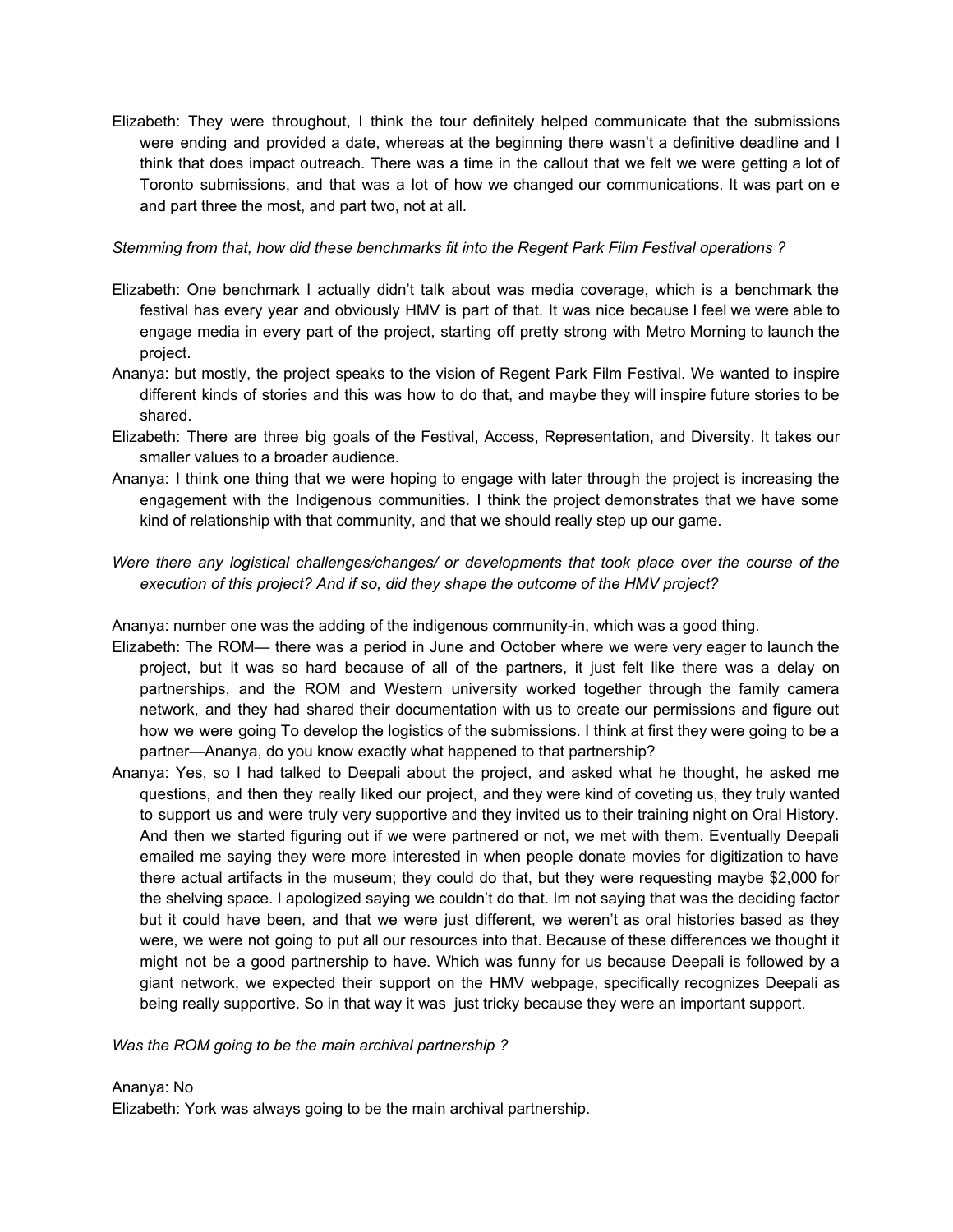Elizabeth: They were throughout, I think the tour definitely helped communicate that the submissions were ending and provided a date, whereas at the beginning there wasn't a definitive deadline and I think that does impact outreach. There was a time in the callout that we felt we were getting a lot of Toronto submissions, and that was a lot of how we changed our communications. It was part on e and part three the most, and part two, not at all.

*Stemming from that, how did these benchmarks fit into the Regent Park Film Festival operations ?*

Elizabeth: One benchmark I actually didn't talk about was media coverage, which is a benchmark the festival has every year and obviously HMV is part of that. It was nice because I feel we were able to engage media in every part of the project, starting off pretty strong with Metro Morning to launch the project.

Ananya: but mostly, the project speaks to the vision of Regent Park Film Festival. We wanted to inspire different kinds of stories and this was how to do that, and maybe they will inspire future stories to be shared.

Elizabeth: There are three big goals of the Festival, Access, Representation, and Diversity. It takes our smaller values to a broader audience.

Ananya: I think one thing that we were hoping to engage with later through the project is increasing the engagement with the Indigenous communities. I think the project demonstrates that we have some kind of relationship with that community, and that we should really step up our game.

*Were there any logistical challenges/changes/ or developments that took place over the course of the execution of this project? And if so, did they shape the outcome of the HMV project?*

Ananya: number one was the adding of the indigenous community-in, which was a good thing.

Elizabeth: The ROM— there was a period in June and October where we were very eager to launch the project, but it was so hard because of all of the partners, it just felt like there was a delay on partnerships, and the ROM and Western university worked together through the family camera network, and they had shared their documentation with us to create our permissions and figure out how we were going To develop the logistics of the submissions. I think at first they were going to be a partner—Ananya, do you know exactly what happened to that partnership?

Ananya: Yes, so I had talked to Deepali about the project, and asked what he thought, he asked me questions, and then they really liked our project, and they were kind of coveting us, they truly wanted to support us and were truly very supportive and they invited us to their training night on Oral History. And then we started figuring out if we were partnered or not, we met with them. Eventually Deepali emailed me saying they were more interested in when people donate movies for digitization to have there actual artifacts in the museum; they could do that, but they were requesting maybe $2,000 for the shelving space. I apologized saying we couldn't do that. Im not saying that was the deciding factor but it could have been, and that we were just different, we weren't as oral histories based as they were, we were not going to put all our resources into that. Because of these differences we thought it might not be a good partnership to have. Which was funny for us because Deepali is followed by a giant network, we expected their support on the HMV webpage, specifically recognizes Deepali as being really supportive. So in that way it was just tricky because they were an important support.

*Was the ROM going to be the main archival partnership ?*

Ananya: No

Elizabeth: York was always going to be the main archival partnership.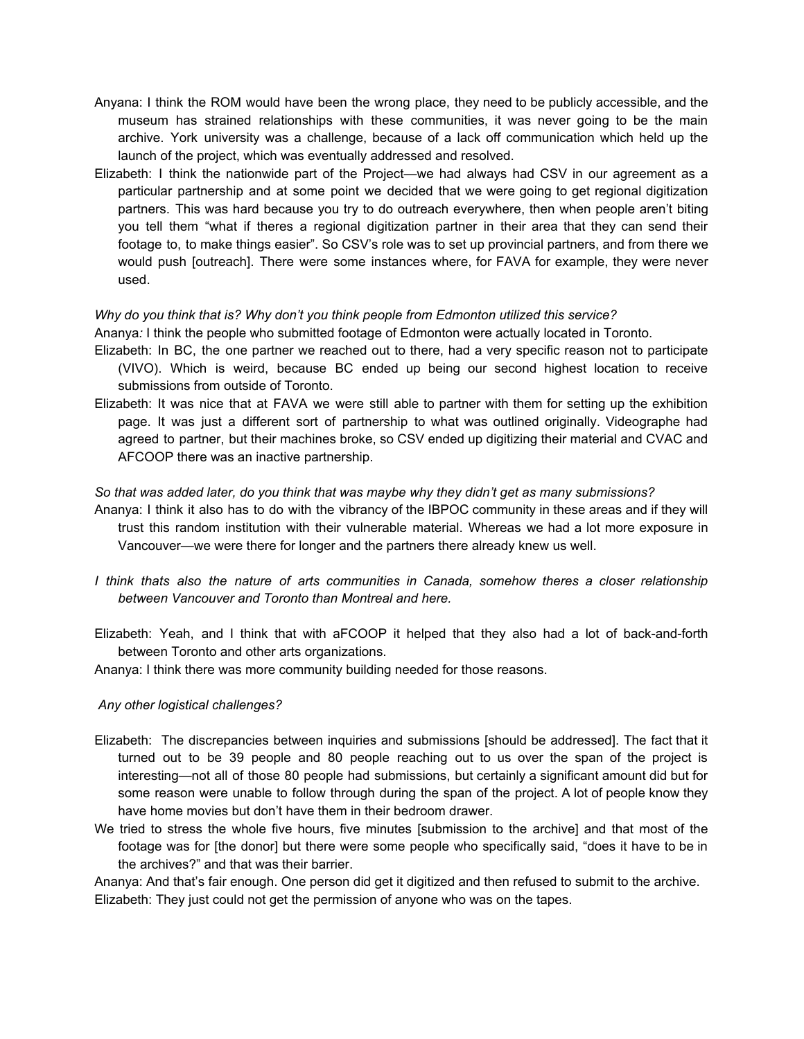Anyana: I think the ROM would have been the wrong place, they need to be publicly accessible, and the museum has strained relationships with these communities, it was never going to be the main archive. York university was a challenge, because of a lack off communication which held up the launch of the project, which was eventually addressed and resolved.

Elizabeth: I think the nationwide part of the Project—we had always had CSV in our agreement as a particular partnership and at some point we decided that we were going to get regional digitization partners. This was hard because you try to do outreach everywhere, then when people aren't biting you tell them "what if theres a regional digitization partner in their area that they can send their footage to, to make things easier". So CSV's role was to set up provincial partners, and from there we would push [outreach]. There were some instances where, for FAVA for example, they were never used.

*Why do you think that is? Why don't you think people from Edmonton utilized this service?*

Ananya*:* I think the people who submitted footage of Edmonton were actually located in Toronto.

Elizabeth: In BC, the one partner we reached out to there, had a very specific reason not to participate (VIVO). Which is weird, because BC ended up being our second highest location to receive submissions from outside of Toronto.

Elizabeth: It was nice that at FAVA we were still able to partner with them for setting up the exhibition page. It was just a different sort of partnership to what was outlined originally. Videographe had agreed to partner, but their machines broke, so CSV ended up digitizing their material and CVAC and AFCOOP there was an inactive partnership.

*So that was added later, do you think that was maybe why they didn't get as many submissions?*

Ananya: I think it also has to do with the vibrancy of the IBPOC community in these areas and if they will trust this random institution with their vulnerable material. Whereas we had a lot more exposure in Vancouver—we were there for longer and the partners there already knew us well.

*I think thats also the nature of arts communities in Canada, somehow theres a closer relationship between Vancouver and Toronto than Montreal and here.*

Elizabeth: Yeah, and I think that with aFCOOP it helped that they also had a lot of back-and-forth between Toronto and other arts organizations.

Ananya: I think there was more community building needed for those reasons.

*Any other logistical challenges?*

Elizabeth: The discrepancies between inquiries and submissions [should be addressed]. The fact that it turned out to be 39 people and 80 people reaching out to us over the span of the project is interesting—not all of those 80 people had submissions, but certainly a significant amount did but for some reason were unable to follow through during the span of the project. A lot of people know they have home movies but don't have them in their bedroom drawer.

We tried to stress the whole five hours, five minutes [submission to the archive] and that most of the footage was for [the donor] but there were some people who specifically said, "does it have to be in the archives?" and that was their barrier.

Ananya: And that's fair enough. One person did get it digitized and then refused to submit to the archive.

Elizabeth: They just could not get the permission of anyone who was on the tapes.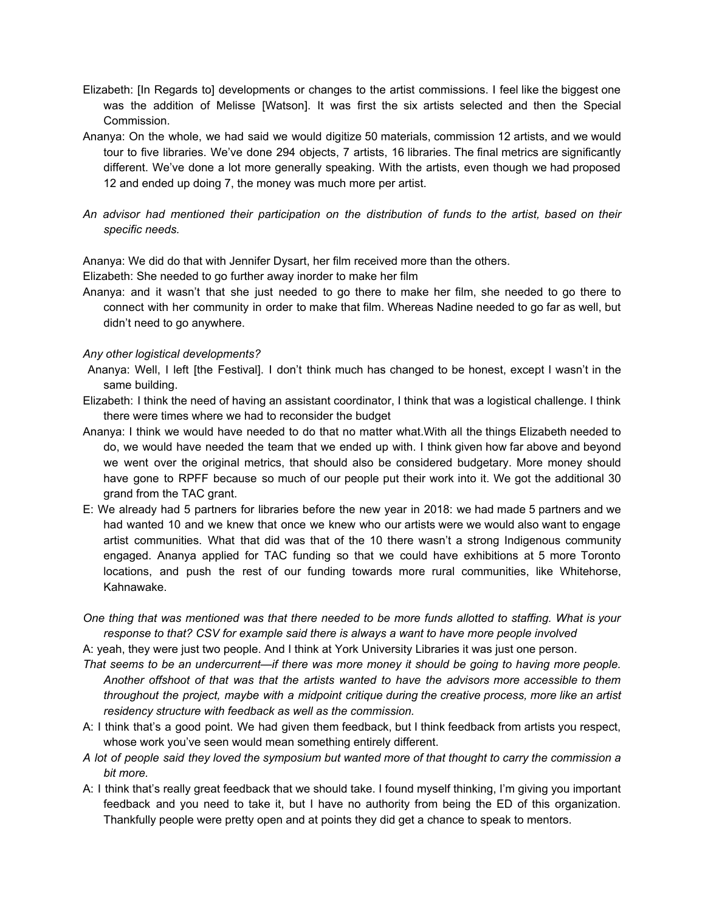Elizabeth: [In Regards to] developments or changes to the artist commissions. I feel like the biggest one was the addition of Melisse [Watson]. It was first the six artists selected and then the Special Commission.

Ananya: On the whole, we had said we would digitize 50 materials, commission 12 artists, and we would tour to five libraries. We've done 294 objects, 7 artists, 16 libraries. The final metrics are significantly different. We've done a lot more generally speaking. With the artists, even though we had proposed 12 and ended up doing 7, the money was much more per artist.

*An advisor had mentioned their participation on the distribution of funds to the artist, based on their specific needs.*

Ananya: We did do that with Jennifer Dysart, her film received more than the others.

Elizabeth: She needed to go further away inorder to make her film

Ananya: and it wasn't that she just needed to go there to make her film, she needed to go there to connect with her community in order to make that film. Whereas Nadine needed to go far as well, but didn't need to go anywhere.

*Any other logistical developments?*

Ananya: Well, I left [the Festival]. I don't think much has changed to be honest, except I wasn't in the same building.

Elizabeth: I think the need of having an assistant coordinator, I think that was a logistical challenge. I think there were times where we had to reconsider the budget

Ananya: I think we would have needed to do that no matter what.With all the things Elizabeth needed to do, we would have needed the team that we ended up with. I think given how far above and beyond we went over the original metrics, that should also be considered budgetary. More money should have gone to RPFF because so much of our people put their work into it. We got the additional 30 grand from the TAC grant.

E: We already had 5 partners for libraries before the new year in 2018: we had made 5 partners and we had wanted 10 and we knew that once we knew who our artists were we would also want to engage artist communities. What that did was that of the 10 there wasn't a strong Indigenous community engaged. Ananya applied for TAC funding so that we could have exhibitions at 5 more Toronto locations, and push the rest of our funding towards more rural communities, like Whitehorse, Kahnawake.

*One thing that was mentioned was that there needed to be more funds allotted to staffing. What is your response to that? CSV for example said there is always a want to have more people involved*

A: yeah, they were just two people. And I think at York University Libraries it was just one person.

*That seems to be an undercurrent—if there was more money it should be going to having more people. Another offshoot of that was that the artists wanted to have the advisors more accessible to them throughout the project, maybe with a midpoint critique during the creative process, more like an artist residency structure with feedback as well as the commission.*

A: I think that's a good point. We had given them feedback, but I think feedback from artists you respect, whose work you've seen would mean something entirely different.

*A lot of people said they loved the symposium but wanted more of that thought to carry the commission a bit more.*

A: I think that's really great feedback that we should take. I found myself thinking, I'm giving you important feedback and you need to take it, but I have no authority from being the ED of this organization. Thankfully people were pretty open and at points they did get a chance to speak to mentors.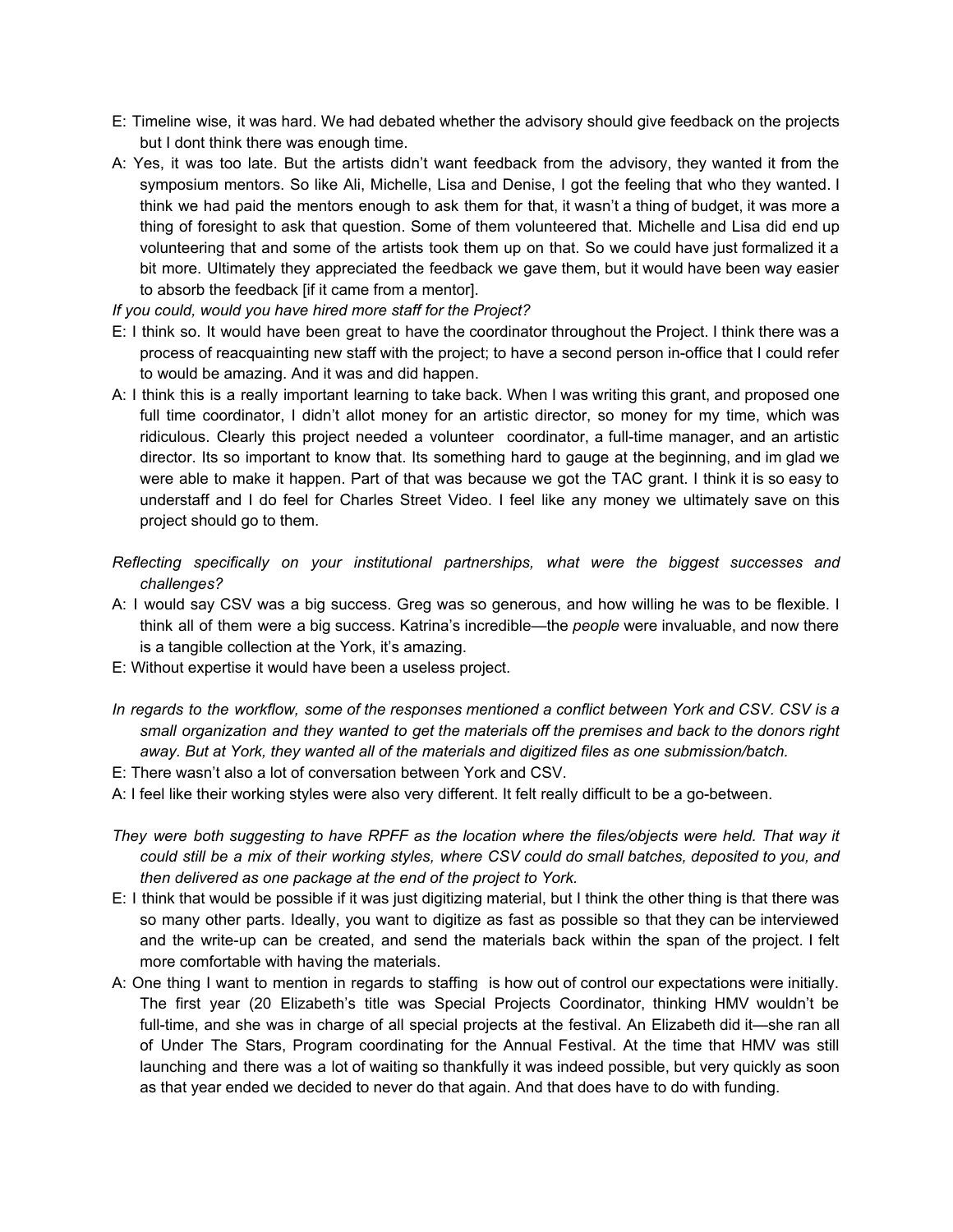E: Timeline wise, it was hard. We had debated whether the advisory should give feedback on the projects but I dont think there was enough time.

A: Yes, it was too late. But the artists didn't want feedback from the advisory, they wanted it from the symposium mentors. So like Ali, Michelle, Lisa and Denise, I got the feeling that who they wanted. I think we had paid the mentors enough to ask them for that, it wasn't a thing of budget, it was more a thing of foresight to ask that question. Some of them volunteered that. Michelle and Lisa did end up volunteering that and some of the artists took them up on that. So we could have just formalized it a bit more. Ultimately they appreciated the feedback we gave them, but it would have been way easier to absorb the feedback [if it came from a mentor].

*If you could, would you have hired more staff for the Project?*

E: I think so. It would have been great to have the coordinator throughout the Project. I think there was a process of reacquainting new staff with the project; to have a second person in-office that I could refer to would be amazing. And it was and did happen.

A: I think this is a really important learning to take back. When I was writing this grant, and proposed one full time coordinator, I didn't allot money for an artistic director, so money for my time, which was ridiculous. Clearly this project needed a volunteer coordinator, a full-time manager, and an artistic director. Its so important to know that. Its something hard to gauge at the beginning, and im glad we were able to make it happen. Part of that was because we got the TAC grant. I think it is so easy to understaff and I do feel for Charles Street Video. I feel like any money we ultimately save on this project should go to them.

*Reflecting specifically on your institutional partnerships, what were the biggest successes and challenges?*

A: I would say CSV was a big success. Greg was so generous, and how willing he was to be flexible. I think all of them were a big success. Katrina's incredible—the *people* were invaluable, and now there is a tangible collection at the York, it's amazing.

E: Without expertise it would have been a useless project.

*In regards to the workflow, some of the responses mentioned a conflict between York and CSV. CSV is a small organization and they wanted to get the materials off the premises and back to the donors right away. But at York, they wanted all of the materials and digitized files as one submission/batch.*

E: There wasn't also a lot of conversation between York and CSV.

A: I feel like their working styles were also very different. It felt really difficult to be a go-between.

*They were both suggesting to have RPFF as the location where the files/objects were held. That way it could still be a mix of their working styles, where CSV could do small batches, deposited to you, and then delivered as one package at the end of the project to York.*

E: I think that would be possible if it was just digitizing material, but I think the other thing is that there was so many other parts. Ideally, you want to digitize as fast as possible so that they can be interviewed and the write-up can be created, and send the materials back within the span of the project. I felt more comfortable with having the materials.

A: One thing I want to mention in regards to staffing is how out of control our expectations were initially. The first year (20 Elizabeth's title was Special Projects Coordinator, thinking HMV wouldn't be full-time, and she was in charge of all special projects at the festival. An Elizabeth did it—she ran all of Under The Stars, Program coordinating for the Annual Festival. At the time that HMV was still launching and there was a lot of waiting so thankfully it was indeed possible, but very quickly as soon as that year ended we decided to never do that again. And that does have to do with funding.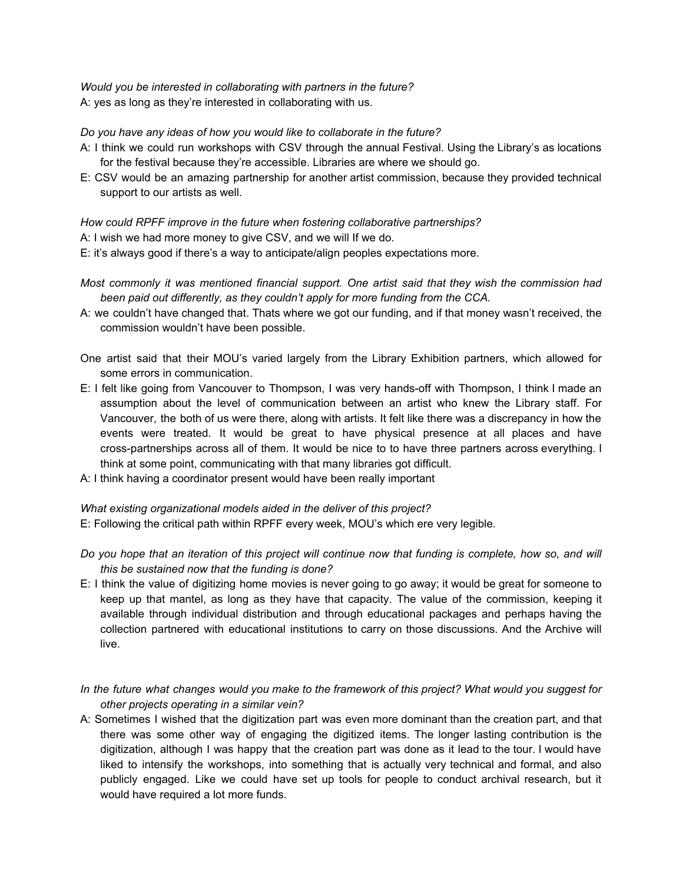*Would you be interested in collaborating with partners in the future?*
A: yes as long as they're interested in collaborating with us.

*Do you have any ideas of how you would like to collaborate in the future?*
A: I think we could run workshops with CSV through the annual Festival. Using the Library's as locations for the festival because they're accessible. Libraries are where we should go.
E: CSV would be an amazing partnership for another artist commission, because they provided technical support to our artists as well.

*How could RPFF improve in the future when fostering collaborative partnerships?*
A: I wish we had more money to give CSV, and we will If we do.
E: it's always good if there's a way to anticipate/align peoples expectations more.

*Most commonly it was mentioned financial support. One artist said that they wish the commission had been paid out differently, as they couldn't apply for more funding from the CCA.*
A: we couldn't have changed that. Thats where we got our funding, and if that money wasn't received, the commission wouldn't have been possible.

One artist said that their MOU's varied largely from the Library Exhibition partners, which allowed for some errors in communication.
E: I felt like going from Vancouver to Thompson, I was very hands-off with Thompson, I think I made an assumption about the level of communication between an artist who knew the Library staff. For Vancouver, the both of us were there, along with artists. It felt like there was a discrepancy in how the events were treated. It would be great to have physical presence at all places and have cross-partnerships across all of them. It would be nice to to have three partners across everything. I think at some point, communicating with that many libraries got difficult.
A: I think having a coordinator present would have been really important

*What existing organizational models aided in the deliver of this project?*
E: Following the critical path within RPFF every week, MOU's which ere very legible.

*Do you hope that an iteration of this project will continue now that funding is complete, how so, and will this be sustained now that the funding is done?*
E: I think the value of digitizing home movies is never going to go away; it would be great for someone to keep up that mantel, as long as they have that capacity. The value of the commission, keeping it available through individual distribution and through educational packages and perhaps having the collection partnered with educational institutions to carry on those discussions. And the Archive will live.

*In the future what changes would you make to the framework of this project? What would you suggest for other projects operating in a similar vein?*
A: Sometimes I wished that the digitization part was even more dominant than the creation part, and that there was some other way of engaging the digitized items. The longer lasting contribution is the digitization, although I was happy that the creation part was done as it lead to the tour. I would have liked to intensify the workshops, into something that is actually very technical and formal, and also publicly engaged. Like we could have set up tools for people to conduct archival research, but it would have required a lot more funds.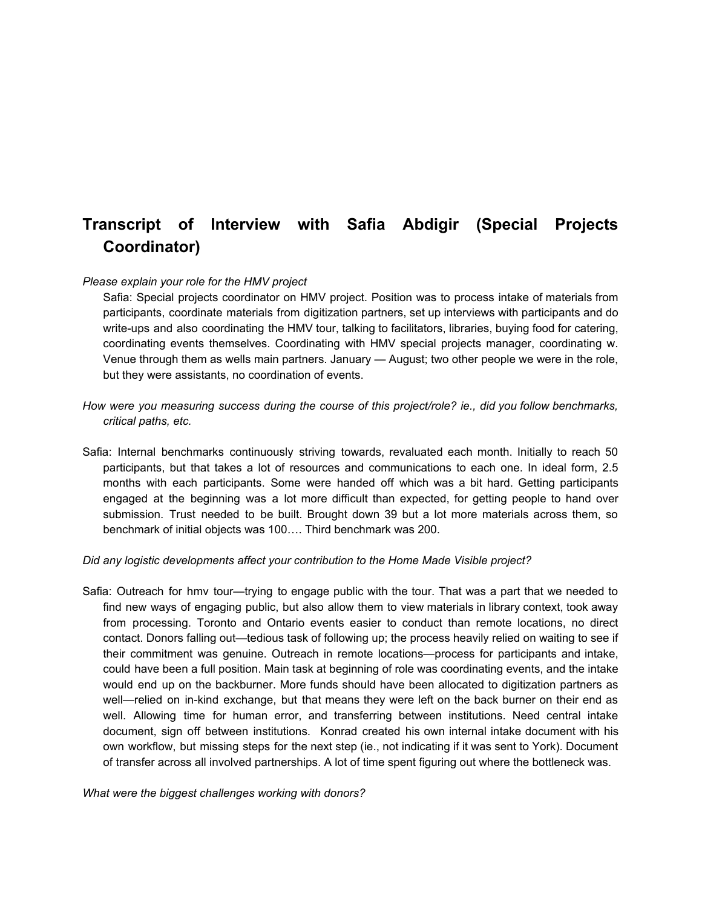## Transcript of Interview with Safia Abdigir (Special Projects Coordinator)

*Please explain your role for the HMV project*

Safia: Special projects coordinator on HMV project. Position was to process intake of materials from participants, coordinate materials from digitization partners, set up interviews with participants and do write-ups and also coordinating the HMV tour, talking to facilitators, libraries, buying food for catering, coordinating events themselves. Coordinating with HMV special projects manager, coordinating w. Venue through them as wells main partners. January — August; two other people we were in the role, but they were assistants, no coordination of events.

*How were you measuring success during the course of this project/role? ie., did you follow benchmarks, critical paths, etc.*

Safia: Internal benchmarks continuously striving towards, revaluated each month. Initially to reach 50 participants, but that takes a lot of resources and communications to each one. In ideal form, 2.5 months with each participants. Some were handed off which was a bit hard. Getting participants engaged at the beginning was a lot more difficult than expected, for getting people to hand over submission. Trust needed to be built. Brought down 39 but a lot more materials across them, so benchmark of initial objects was 100…. Third benchmark was 200.

*Did any logistic developments affect your contribution to the Home Made Visible project?*

Safia: Outreach for hmv tour—trying to engage public with the tour. That was a part that we needed to find new ways of engaging public, but also allow them to view materials in library context, took away from processing. Toronto and Ontario events easier to conduct than remote locations, no direct contact. Donors falling out—tedious task of following up; the process heavily relied on waiting to see if their commitment was genuine. Outreach in remote locations—process for participants and intake, could have been a full position. Main task at beginning of role was coordinating events, and the intake would end up on the backburner. More funds should have been allocated to digitization partners as well—relied on in-kind exchange, but that means they were left on the back burner on their end as well. Allowing time for human error, and transferring between institutions. Need central intake document, sign off between institutions. Konrad created his own internal intake document with his own workflow, but missing steps for the next step (ie., not indicating if it was sent to York). Document of transfer across all involved partnerships. A lot of time spent figuring out where the bottleneck was.

*What were the biggest challenges working with donors?*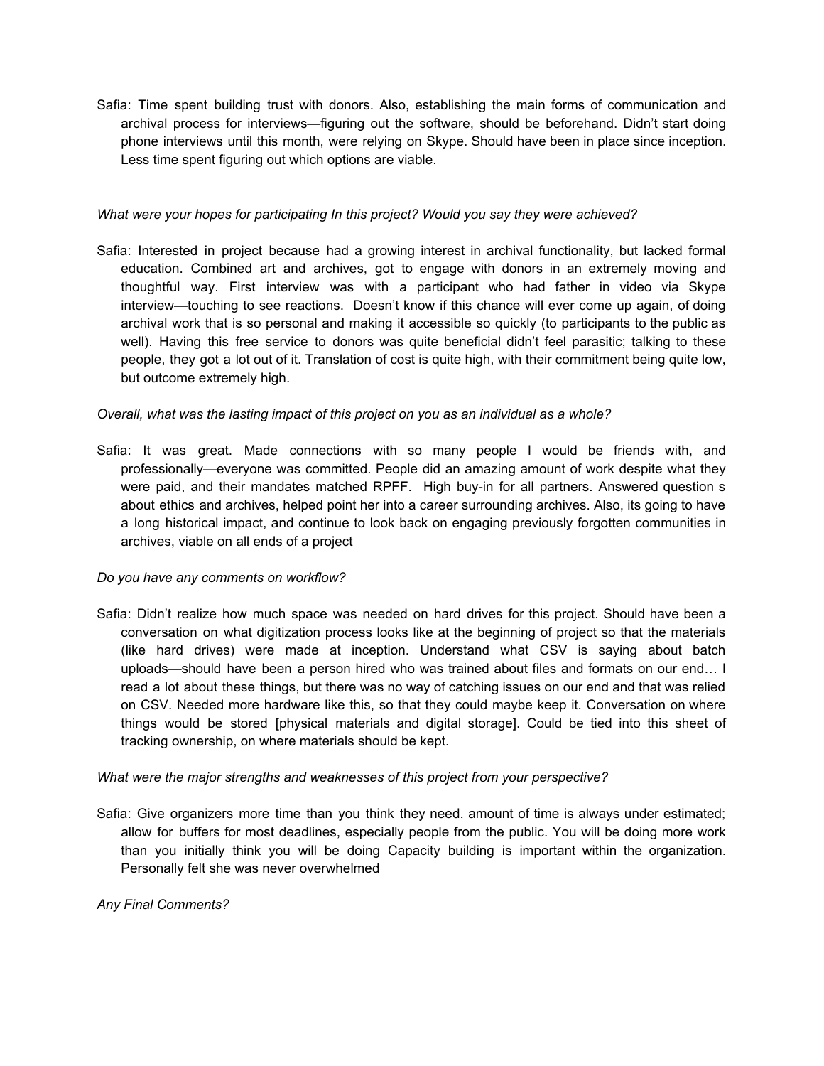Safia: Time spent building trust with donors. Also, establishing the main forms of communication and archival process for interviews—figuring out the software, should be beforehand. Didn't start doing phone interviews until this month, were relying on Skype. Should have been in place since inception. Less time spent figuring out which options are viable.

*What were your hopes for participating In this project? Would you say they were achieved?*

Safia: Interested in project because had a growing interest in archival functionality, but lacked formal education. Combined art and archives, got to engage with donors in an extremely moving and thoughtful way. First interview was with a participant who had father in video via Skype interview—touching to see reactions. Doesn't know if this chance will ever come up again, of doing archival work that is so personal and making it accessible so quickly (to participants to the public as well). Having this free service to donors was quite beneficial didn't feel parasitic; talking to these people, they got a lot out of it. Translation of cost is quite high, with their commitment being quite low, but outcome extremely high.

*Overall, what was the lasting impact of this project on you as an individual as a whole?*

Safia: It was great. Made connections with so many people I would be friends with, and professionally—everyone was committed. People did an amazing amount of work despite what they were paid, and their mandates matched RPFF. High buy-in for all partners. Answered question s about ethics and archives, helped point her into a career surrounding archives. Also, its going to have a long historical impact, and continue to look back on engaging previously forgotten communities in archives, viable on all ends of a project

*Do you have any comments on workflow?*

Safia: Didn't realize how much space was needed on hard drives for this project. Should have been a conversation on what digitization process looks like at the beginning of project so that the materials (like hard drives) were made at inception. Understand what CSV is saying about batch uploads—should have been a person hired who was trained about files and formats on our end… I read a lot about these things, but there was no way of catching issues on our end and that was relied on CSV. Needed more hardware like this, so that they could maybe keep it. Conversation on where things would be stored [physical materials and digital storage]. Could be tied into this sheet of tracking ownership, on where materials should be kept.

*What were the major strengths and weaknesses of this project from your perspective?*

Safia: Give organizers more time than you think they need. amount of time is always under estimated; allow for buffers for most deadlines, especially people from the public. You will be doing more work than you initially think you will be doing Capacity building is important within the organization. Personally felt she was never overwhelmed

*Any Final Comments?*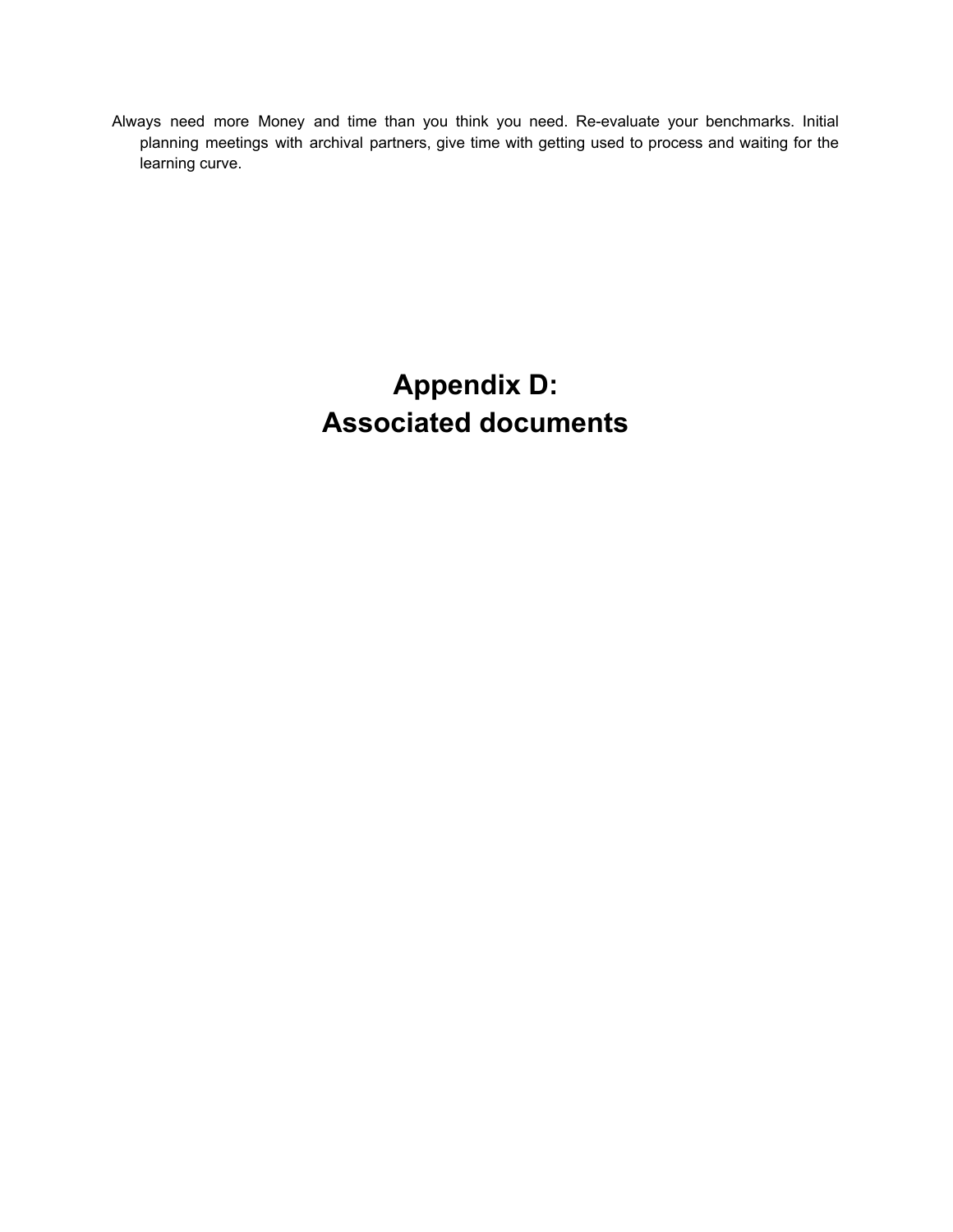Always need more Money and time than you think you need. Re-evaluate your benchmarks. Initial planning meetings with archival partners, give time with getting used to process and waiting for the learning curve.

# Appendix D: Associated documents